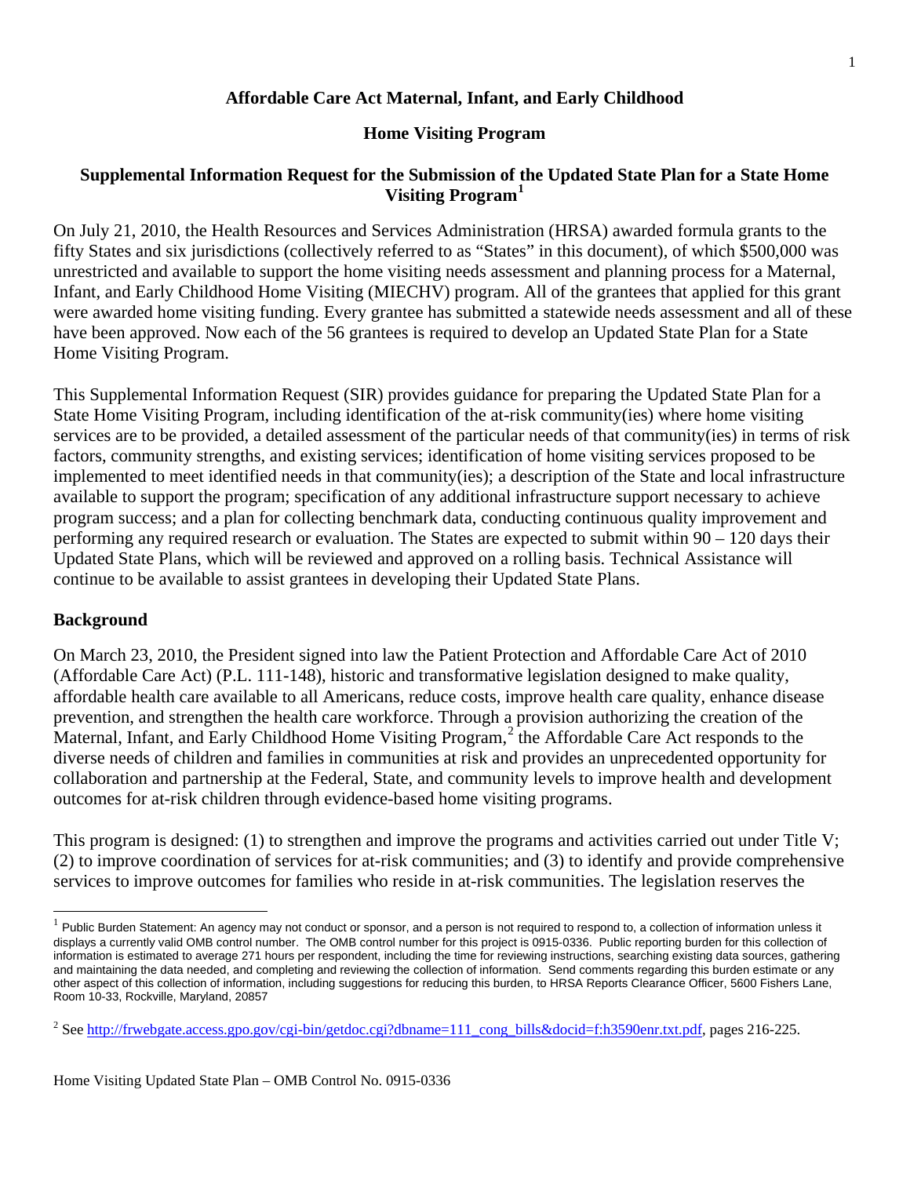# Affordable Care Act Maternal, Infant, and Early Childhood

## Home Visiting Program

## Supplemental Information Request for the Submission of the Updated State Plan for a State Home Visiting Program[1]

On July 21, 2010, the Health Resources and Services Administration (HRSA) awarded formula grants to the fifty States and six jurisdictions (collectively referred to as "States" in this document), of which $500,000 was unrestricted and available to support the home visiting needs assessment and planning process for a Maternal, Infant, and Early Childhood Home Visiting (MIECHV) program. All of the grantees that applied for this grant were awarded home visiting funding. Every grantee has submitted a statewide needs assessment and all of these have been approved. Now each of the 56 grantees is required to develop an Updated State Plan for a State Home Visiting Program.

This Supplemental Information Request (SIR) provides guidance for preparing the Updated State Plan for a State Home Visiting Program, including identification of the at-risk community(ies) where home visiting services are to be provided, a detailed assessment of the particular needs of that community(ies) in terms of risk factors, community strengths, and existing services; identification of home visiting services proposed to be implemented to meet identified needs in that community(ies); a description of the State and local infrastructure available to support the program; specification of any additional infrastructure support necessary to achieve program success; and a plan for collecting benchmark data, conducting continuous quality improvement and performing any required research or evaluation. The States are expected to submit within 90 – 120 days their Updated State Plans, which will be reviewed and approved on a rolling basis. Technical Assistance will continue to be available to assist grantees in developing their Updated State Plans.

### Background

On March 23, 2010, the President signed into law the Patient Protection and Affordable Care Act of 2010 (Affordable Care Act) (P.L. 111-148), historic and transformative legislation designed to make quality, affordable health care available to all Americans, reduce costs, improve health care quality, enhance disease prevention, and strengthen the health care workforce. Through a provision authorizing the creation of the Maternal, Infant, and Early Childhood Home Visiting Program,[2] the Affordable Care Act responds to the diverse needs of children and families in communities at risk and provides an unprecedented opportunity for collaboration and partnership at the Federal, State, and community levels to improve health and development outcomes for at-risk children through evidence-based home visiting programs.

This program is designed: (1) to strengthen and improve the programs and activities carried out under Title V; (2) to improve coordination of services for at-risk communities; and (3) to identify and provide comprehensive services to improve outcomes for families who reside in at-risk communities. The legislation reserves the

---

[1] Public Burden Statement: An agency may not conduct or sponsor, and a person is not required to respond to, a collection of information unless it displays a currently valid OMB control number. The OMB control number for this project is 0915-0336. Public reporting burden for this collection of information is estimated to average 271 hours per respondent, including the time for reviewing instructions, searching existing data sources, gathering and maintaining the data needed, and completing and reviewing the collection of information. Send comments regarding this burden estimate or any other aspect of this collection of information, including suggestions for reducing this burden, to HRSA Reports Clearance Officer, 5600 Fishers Lane, Room 10-33, Rockville, Maryland, 20857

[2] See http://frwebgate.access.gpo.gov/cgi-bin/getdoc.cgi?dbname=111_cong_bills&docid=f:h3590enr.txt.pdf, pages 216-225.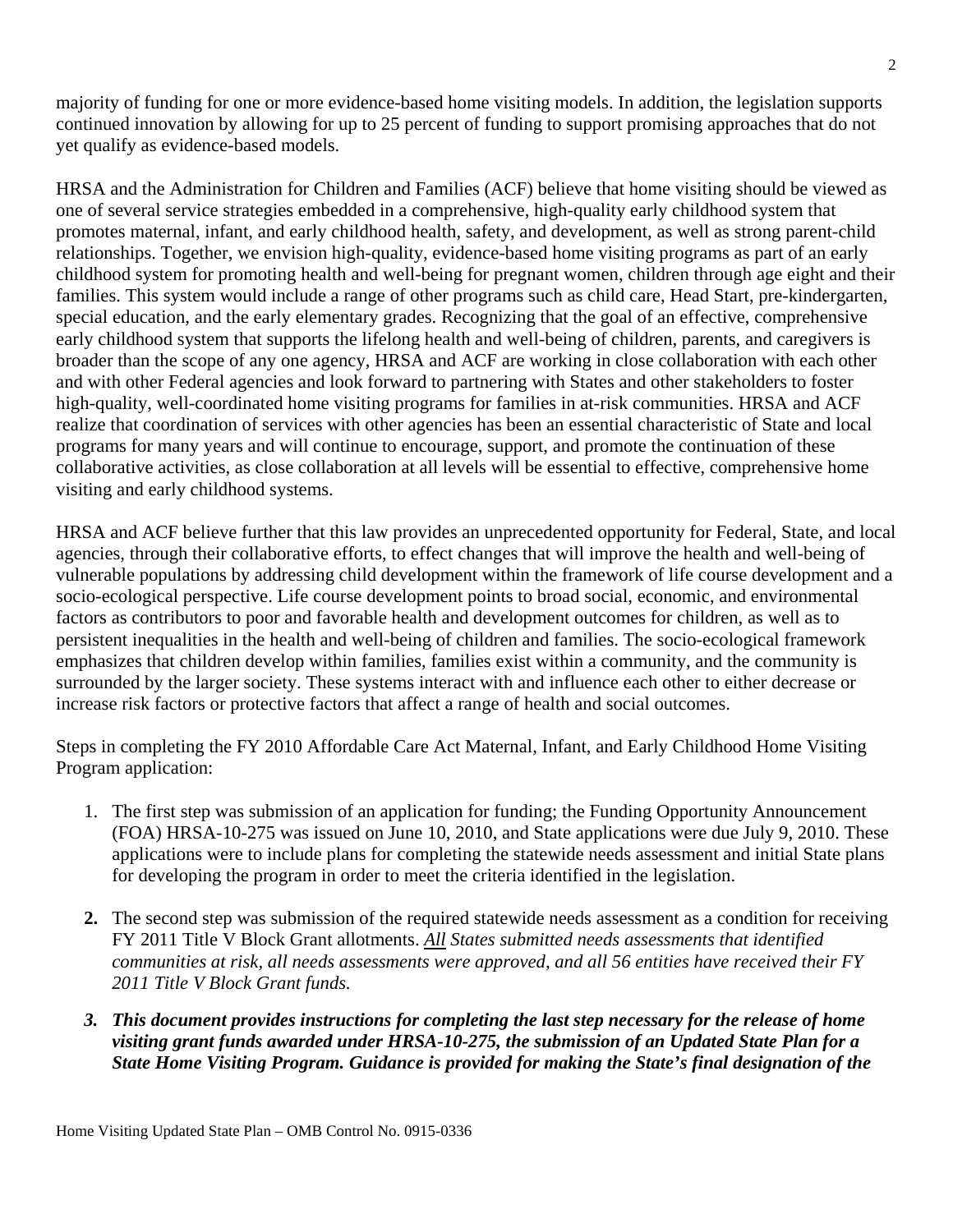majority of funding for one or more evidence-based home visiting models. In addition, the legislation supports continued innovation by allowing for up to 25 percent of funding to support promising approaches that do not yet qualify as evidence-based models.

HRSA and the Administration for Children and Families (ACF) believe that home visiting should be viewed as one of several service strategies embedded in a comprehensive, high-quality early childhood system that promotes maternal, infant, and early childhood health, safety, and development, as well as strong parent-child relationships. Together, we envision high-quality, evidence-based home visiting programs as part of an early childhood system for promoting health and well-being for pregnant women, children through age eight and their families. This system would include a range of other programs such as child care, Head Start, pre-kindergarten, special education, and the early elementary grades. Recognizing that the goal of an effective, comprehensive early childhood system that supports the lifelong health and well-being of children, parents, and caregivers is broader than the scope of any one agency, HRSA and ACF are working in close collaboration with each other and with other Federal agencies and look forward to partnering with States and other stakeholders to foster high-quality, well-coordinated home visiting programs for families in at-risk communities. HRSA and ACF realize that coordination of services with other agencies has been an essential characteristic of State and local programs for many years and will continue to encourage, support, and promote the continuation of these collaborative activities, as close collaboration at all levels will be essential to effective, comprehensive home visiting and early childhood systems.

HRSA and ACF believe further that this law provides an unprecedented opportunity for Federal, State, and local agencies, through their collaborative efforts, to effect changes that will improve the health and well-being of vulnerable populations by addressing child development within the framework of life course development and a socio-ecological perspective. Life course development points to broad social, economic, and environmental factors as contributors to poor and favorable health and development outcomes for children, as well as to persistent inequalities in the health and well-being of children and families. The socio-ecological framework emphasizes that children develop within families, families exist within a community, and the community is surrounded by the larger society. These systems interact with and influence each other to either decrease or increase risk factors or protective factors that affect a range of health and social outcomes.

Steps in completing the FY 2010 Affordable Care Act Maternal, Infant, and Early Childhood Home Visiting Program application:

1. The first step was submission of an application for funding; the Funding Opportunity Announcement (FOA) HRSA-10-275 was issued on June 10, 2010, and State applications were due July 9, 2010. These applications were to include plans for completing the statewide needs assessment and initial State plans for developing the program in order to meet the criteria identified in the legislation.

2. The second step was submission of the required statewide needs assessment as a condition for receiving FY 2011 Title V Block Grant allotments. *__All__ States submitted needs assessments that identified communities at risk, all needs assessments were approved, and all 56 entities have received their FY 2011 Title V Block Grant funds.*

3. ***This document provides instructions for completing the last step necessary for the release of home visiting grant funds awarded under HRSA-10-275, the submission of an Updated State Plan for a State Home Visiting Program. Guidance is provided for making the State's final designation of the***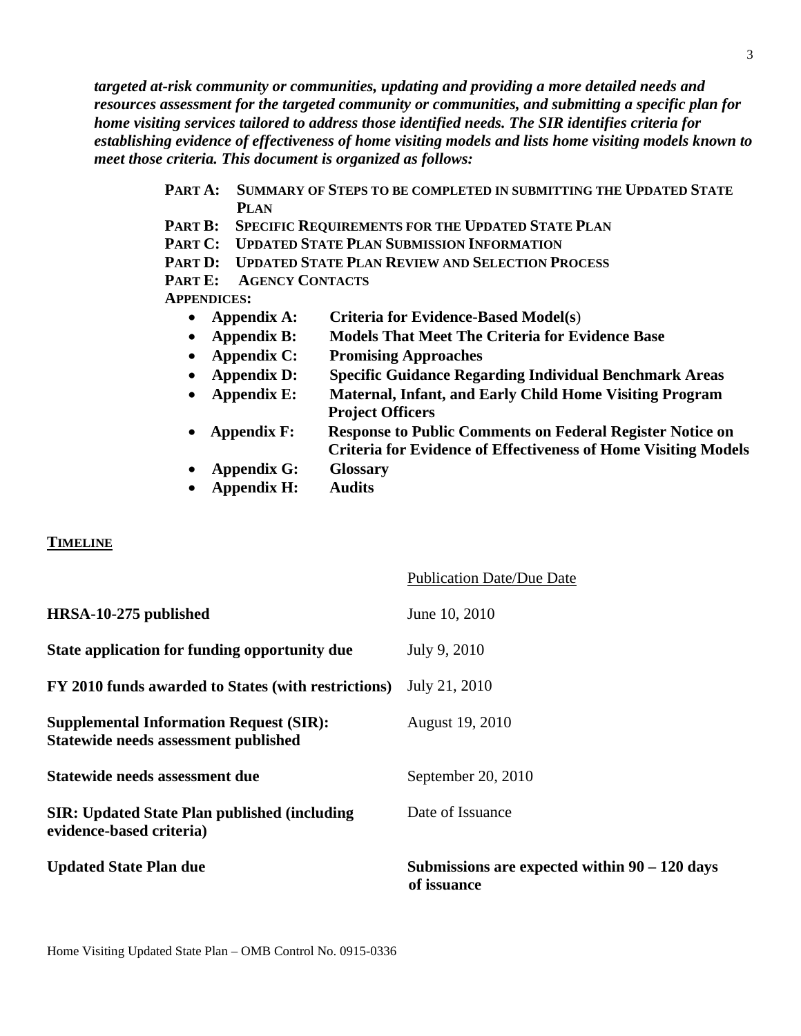***targeted at-risk community or communities, updating and providing a more detailed needs and resources assessment for the targeted community or communities, and submitting a specific plan for home visiting services tailored to address those identified needs. The SIR identifies criteria for establishing evidence of effectiveness of home visiting models and lists home visiting models known to meet those criteria. This document is organized as follows:***

**PART A: SUMMARY OF STEPS TO BE COMPLETED IN SUBMITTING THE UPDATED STATE PLAN**
**PART B: SPECIFIC REQUIREMENTS FOR THE UPDATED STATE PLAN**
**PART C: UPDATED STATE PLAN SUBMISSION INFORMATION**
**PART D: UPDATED STATE PLAN REVIEW AND SELECTION PROCESS**
**PART E: AGENCY CONTACTS**
**APPENDICES:**

- **Appendix A: Criteria for Evidence-Based Model(s)**
- **Appendix B: Models That Meet The Criteria for Evidence Base**
- **Appendix C: Promising Approaches**
- **Appendix D: Specific Guidance Regarding Individual Benchmark Areas**
- **Appendix E: Maternal, Infant, and Early Child Home Visiting Program Project Officers**
- **Appendix F: Response to Public Comments on Federal Register Notice on Criteria for Evidence of Effectiveness of Home Visiting Models**
- **Appendix G: Glossary**
- **Appendix H: Audits**

## TIMELINE

| | Publication Date/Due Date |
|---|---|
| **HRSA-10-275 published** | June 10, 2010 |
| **State application for funding opportunity due** | July 9, 2010 |
| **FY 2010 funds awarded to States (with restrictions)** | July 21, 2010 |
| **Supplemental Information Request (SIR): Statewide needs assessment published** | August 19, 2010 |
| **Statewide needs assessment due** | September 20, 2010 |
| **SIR: Updated State Plan published (including evidence-based criteria)** | Date of Issuance |
| **Updated State Plan due** | **Submissions are expected within 90 – 120 days of issuance** |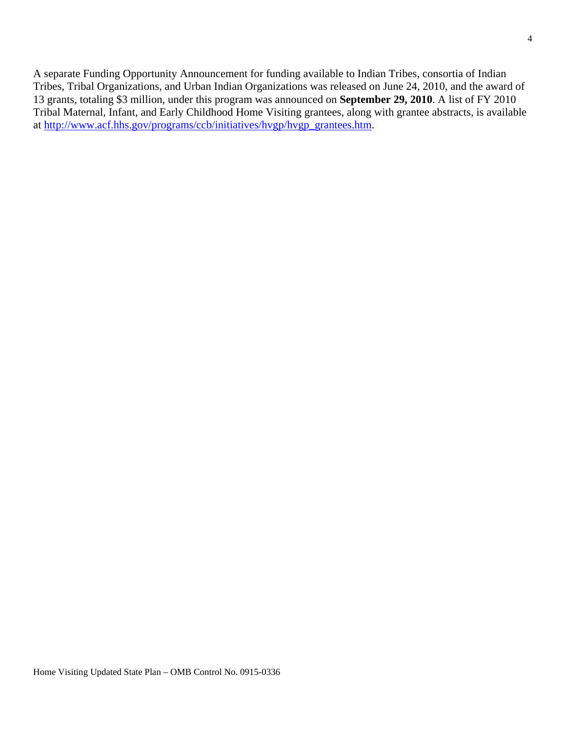A separate Funding Opportunity Announcement for funding available to Indian Tribes, consortia of Indian Tribes, Tribal Organizations, and Urban Indian Organizations was released on June 24, 2010, and the award of 13 grants, totaling $3 million, under this program was announced on **September 29, 2010**. A list of FY 2010 Tribal Maternal, Infant, and Early Childhood Home Visiting grantees, along with grantee abstracts, is available at [http://www.acf.hhs.gov/programs/ccb/initiatives/hvgp/hvgp_grantees.htm](http://www.acf.hhs.gov/programs/ccb/initiatives/hvgp/hvgp_grantees.htm).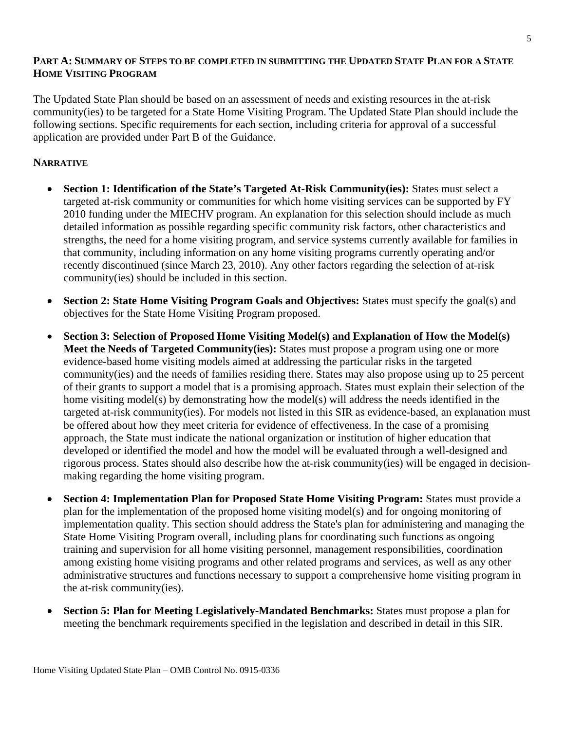## **PART A: SUMMARY OF STEPS TO BE COMPLETED IN SUBMITTING THE UPDATED STATE PLAN FOR A STATE HOME VISITING PROGRAM**

The Updated State Plan should be based on an assessment of needs and existing resources in the at-risk community(ies) to be targeted for a State Home Visiting Program. The Updated State Plan should include the following sections. Specific requirements for each section, including criteria for approval of a successful application are provided under Part B of the Guidance.

### **NARRATIVE**

- **Section 1: Identification of the State's Targeted At-Risk Community(ies):** States must select a targeted at-risk community or communities for which home visiting services can be supported by FY 2010 funding under the MIECHV program. An explanation for this selection should include as much detailed information as possible regarding specific community risk factors, other characteristics and strengths, the need for a home visiting program, and service systems currently available for families in that community, including information on any home visiting programs currently operating and/or recently discontinued (since March 23, 2010). Any other factors regarding the selection of at-risk community(ies) should be included in this section.

- **Section 2: State Home Visiting Program Goals and Objectives:** States must specify the goal(s) and objectives for the State Home Visiting Program proposed.

- **Section 3: Selection of Proposed Home Visiting Model(s) and Explanation of How the Model(s) Meet the Needs of Targeted Community(ies):** States must propose a program using one or more evidence-based home visiting models aimed at addressing the particular risks in the targeted community(ies) and the needs of families residing there. States may also propose using up to 25 percent of their grants to support a model that is a promising approach. States must explain their selection of the home visiting model(s) by demonstrating how the model(s) will address the needs identified in the targeted at-risk community(ies). For models not listed in this SIR as evidence-based, an explanation must be offered about how they meet criteria for evidence of effectiveness. In the case of a promising approach, the State must indicate the national organization or institution of higher education that developed or identified the model and how the model will be evaluated through a well-designed and rigorous process. States should also describe how the at-risk community(ies) will be engaged in decision-making regarding the home visiting program.

- **Section 4: Implementation Plan for Proposed State Home Visiting Program:** States must provide a plan for the implementation of the proposed home visiting model(s) and for ongoing monitoring of implementation quality. This section should address the State's plan for administering and managing the State Home Visiting Program overall, including plans for coordinating such functions as ongoing training and supervision for all home visiting personnel, management responsibilities, coordination among existing home visiting programs and other related programs and services, as well as any other administrative structures and functions necessary to support a comprehensive home visiting program in the at-risk community(ies).

- **Section 5: Plan for Meeting Legislatively-Mandated Benchmarks:** States must propose a plan for meeting the benchmark requirements specified in the legislation and described in detail in this SIR.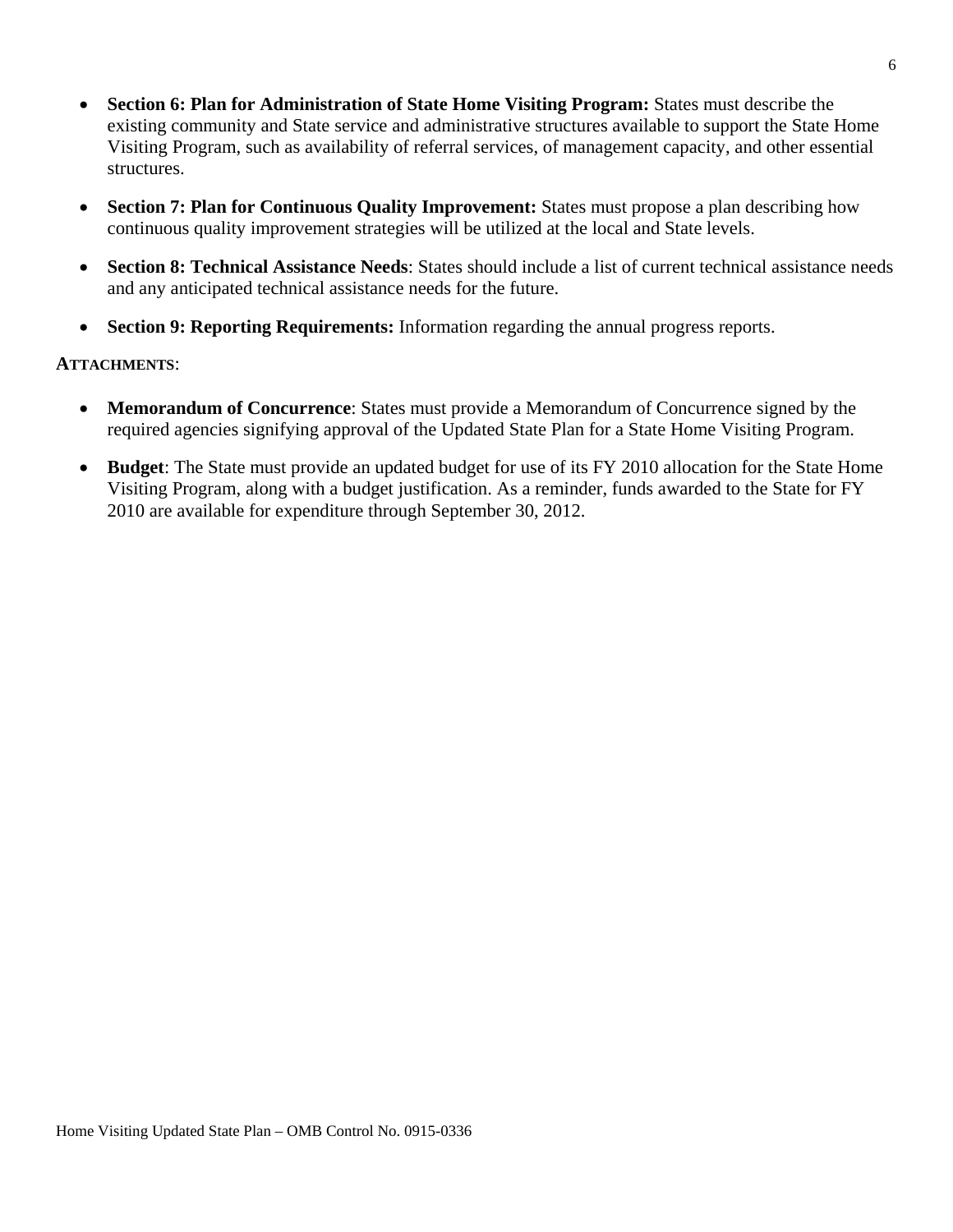- **Section 6: Plan for Administration of State Home Visiting Program:** States must describe the existing community and State service and administrative structures available to support the State Home Visiting Program, such as availability of referral services, of management capacity, and other essential structures.

- **Section 7: Plan for Continuous Quality Improvement:** States must propose a plan describing how continuous quality improvement strategies will be utilized at the local and State levels.

- **Section 8: Technical Assistance Needs**: States should include a list of current technical assistance needs and any anticipated technical assistance needs for the future.

- **Section 9: Reporting Requirements:** Information regarding the annual progress reports.

**ATTACHMENTS**:

- **Memorandum of Concurrence**: States must provide a Memorandum of Concurrence signed by the required agencies signifying approval of the Updated State Plan for a State Home Visiting Program.

- **Budget**: The State must provide an updated budget for use of its FY 2010 allocation for the State Home Visiting Program, along with a budget justification. As a reminder, funds awarded to the State for FY 2010 are available for expenditure through September 30, 2012.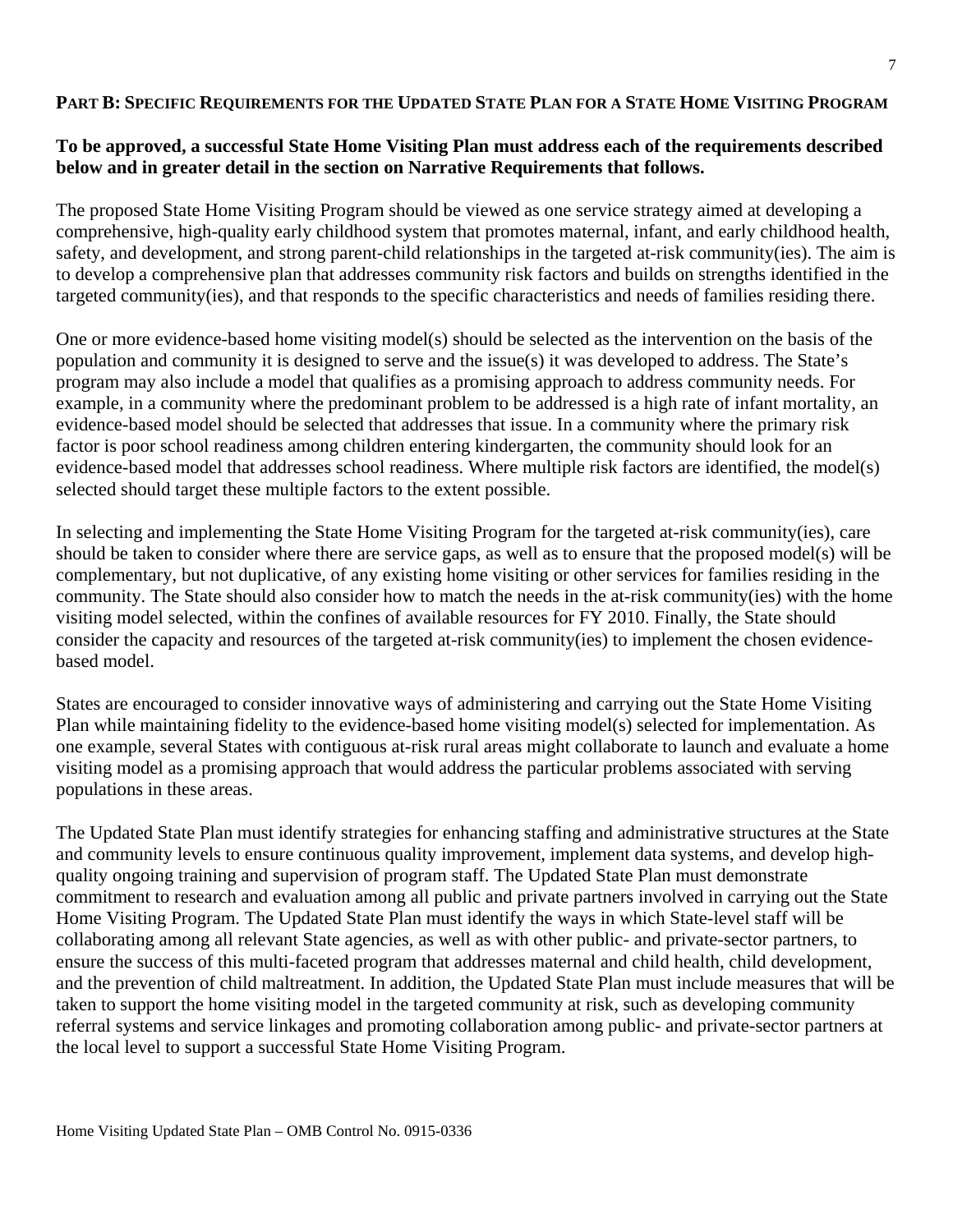## Part B: Specific Requirements for the Updated State Plan for a State Home Visiting Program

**To be approved, a successful State Home Visiting Plan must address each of the requirements described below and in greater detail in the section on Narrative Requirements that follows.**

The proposed State Home Visiting Program should be viewed as one service strategy aimed at developing a comprehensive, high-quality early childhood system that promotes maternal, infant, and early childhood health, safety, and development, and strong parent-child relationships in the targeted at-risk community(ies). The aim is to develop a comprehensive plan that addresses community risk factors and builds on strengths identified in the targeted community(ies), and that responds to the specific characteristics and needs of families residing there.

One or more evidence-based home visiting model(s) should be selected as the intervention on the basis of the population and community it is designed to serve and the issue(s) it was developed to address. The State's program may also include a model that qualifies as a promising approach to address community needs. For example, in a community where the predominant problem to be addressed is a high rate of infant mortality, an evidence-based model should be selected that addresses that issue. In a community where the primary risk factor is poor school readiness among children entering kindergarten, the community should look for an evidence-based model that addresses school readiness. Where multiple risk factors are identified, the model(s) selected should target these multiple factors to the extent possible.

In selecting and implementing the State Home Visiting Program for the targeted at-risk community(ies), care should be taken to consider where there are service gaps, as well as to ensure that the proposed model(s) will be complementary, but not duplicative, of any existing home visiting or other services for families residing in the community. The State should also consider how to match the needs in the at-risk community(ies) with the home visiting model selected, within the confines of available resources for FY 2010. Finally, the State should consider the capacity and resources of the targeted at-risk community(ies) to implement the chosen evidence-based model.

States are encouraged to consider innovative ways of administering and carrying out the State Home Visiting Plan while maintaining fidelity to the evidence-based home visiting model(s) selected for implementation. As one example, several States with contiguous at-risk rural areas might collaborate to launch and evaluate a home visiting model as a promising approach that would address the particular problems associated with serving populations in these areas.

The Updated State Plan must identify strategies for enhancing staffing and administrative structures at the State and community levels to ensure continuous quality improvement, implement data systems, and develop high-quality ongoing training and supervision of program staff. The Updated State Plan must demonstrate commitment to research and evaluation among all public and private partners involved in carrying out the State Home Visiting Program. The Updated State Plan must identify the ways in which State-level staff will be collaborating among all relevant State agencies, as well as with other public- and private-sector partners, to ensure the success of this multi-faceted program that addresses maternal and child health, child development, and the prevention of child maltreatment. In addition, the Updated State Plan must include measures that will be taken to support the home visiting model in the targeted community at risk, such as developing community referral systems and service linkages and promoting collaboration among public- and private-sector partners at the local level to support a successful State Home Visiting Program.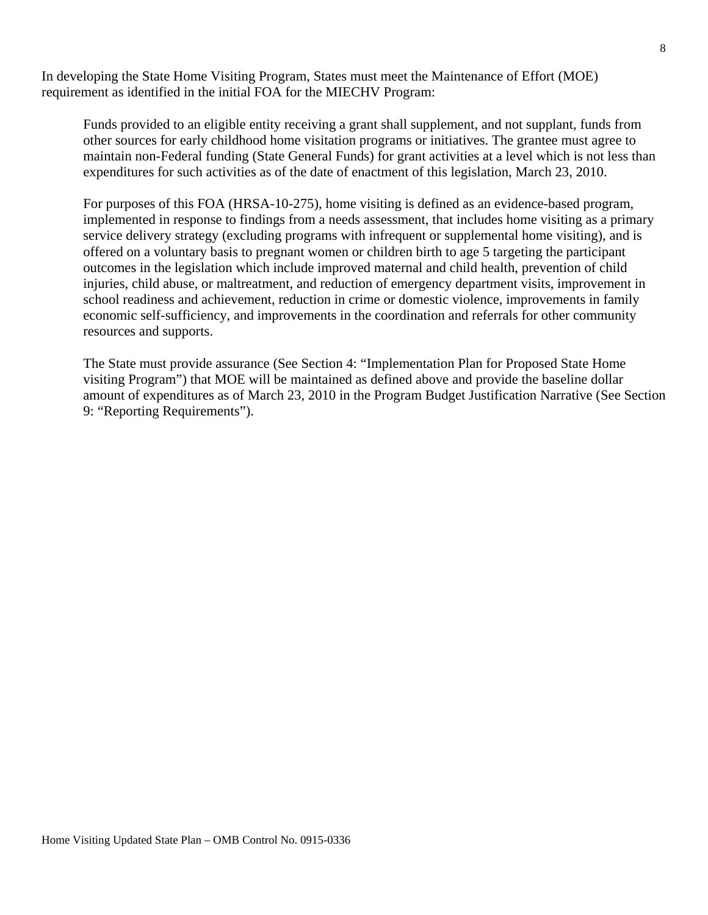In developing the State Home Visiting Program, States must meet the Maintenance of Effort (MOE) requirement as identified in the initial FOA for the MIECHV Program:

> Funds provided to an eligible entity receiving a grant shall supplement, and not supplant, funds from other sources for early childhood home visitation programs or initiatives. The grantee must agree to maintain non-Federal funding (State General Funds) for grant activities at a level which is not less than expenditures for such activities as of the date of enactment of this legislation, March 23, 2010.
>
> For purposes of this FOA (HRSA-10-275), home visiting is defined as an evidence-based program, implemented in response to findings from a needs assessment, that includes home visiting as a primary service delivery strategy (excluding programs with infrequent or supplemental home visiting), and is offered on a voluntary basis to pregnant women or children birth to age 5 targeting the participant outcomes in the legislation which include improved maternal and child health, prevention of child injuries, child abuse, or maltreatment, and reduction of emergency department visits, improvement in school readiness and achievement, reduction in crime or domestic violence, improvements in family economic self-sufficiency, and improvements in the coordination and referrals for other community resources and supports.
>
> The State must provide assurance (See Section 4: "Implementation Plan for Proposed State Home visiting Program") that MOE will be maintained as defined above and provide the baseline dollar amount of expenditures as of March 23, 2010 in the Program Budget Justification Narrative (See Section 9: "Reporting Requirements").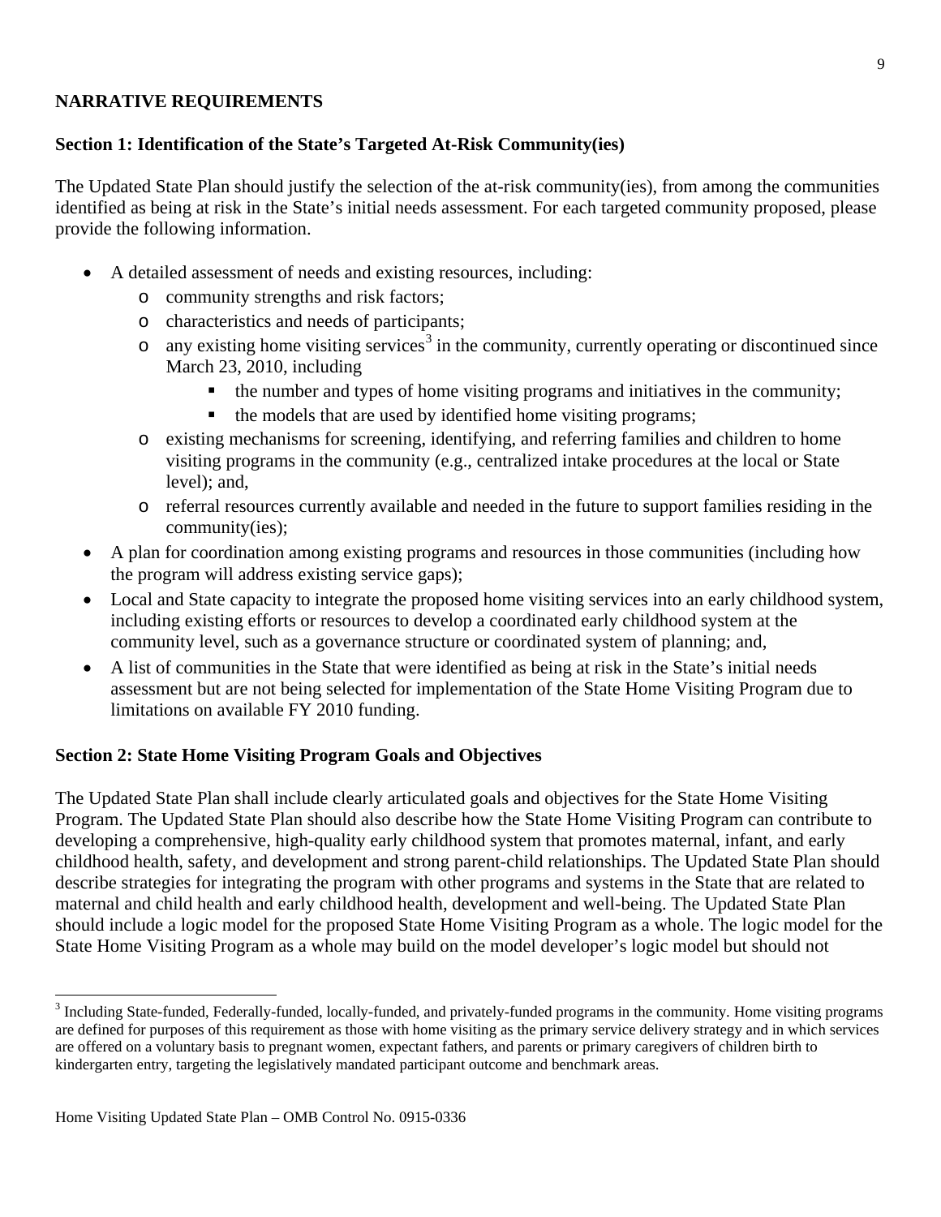**NARRATIVE REQUIREMENTS**

**Section 1: Identification of the State's Targeted At-Risk Community(ies)**

The Updated State Plan should justify the selection of the at-risk community(ies), from among the communities identified as being at risk in the State's initial needs assessment. For each targeted community proposed, please provide the following information.

- A detailed assessment of needs and existing resources, including:
  - community strengths and risk factors;
  - characteristics and needs of participants;
  - any existing home visiting services[3] in the community, currently operating or discontinued since March 23, 2010, including
    - the number and types of home visiting programs and initiatives in the community;
    - the models that are used by identified home visiting programs;
  - existing mechanisms for screening, identifying, and referring families and children to home visiting programs in the community (e.g., centralized intake procedures at the local or State level); and,
  - referral resources currently available and needed in the future to support families residing in the community(ies);
- A plan for coordination among existing programs and resources in those communities (including how the program will address existing service gaps);
- Local and State capacity to integrate the proposed home visiting services into an early childhood system, including existing efforts or resources to develop a coordinated early childhood system at the community level, such as a governance structure or coordinated system of planning; and,
- A list of communities in the State that were identified as being at risk in the State's initial needs assessment but are not being selected for implementation of the State Home Visiting Program due to limitations on available FY 2010 funding.

**Section 2: State Home Visiting Program Goals and Objectives**

The Updated State Plan shall include clearly articulated goals and objectives for the State Home Visiting Program. The Updated State Plan should also describe how the State Home Visiting Program can contribute to developing a comprehensive, high-quality early childhood system that promotes maternal, infant, and early childhood health, safety, and development and strong parent-child relationships. The Updated State Plan should describe strategies for integrating the program with other programs and systems in the State that are related to maternal and child health and early childhood health, development and well-being. The Updated State Plan should include a logic model for the proposed State Home Visiting Program as a whole. The logic model for the State Home Visiting Program as a whole may build on the model developer's logic model but should not

[3] Including State-funded, Federally-funded, locally-funded, and privately-funded programs in the community. Home visiting programs are defined for purposes of this requirement as those with home visiting as the primary service delivery strategy and in which services are offered on a voluntary basis to pregnant women, expectant fathers, and parents or primary caregivers of children birth to kindergarten entry, targeting the legislatively mandated participant outcome and benchmark areas.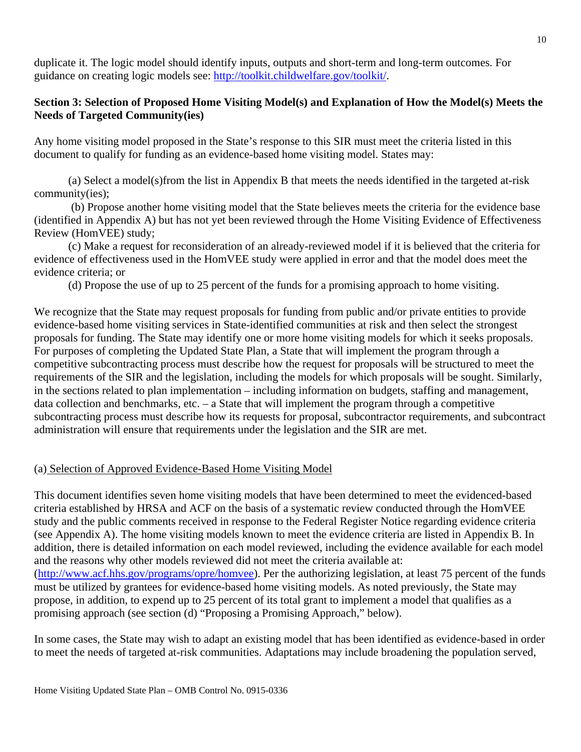duplicate it. The logic model should identify inputs, outputs and short-term and long-term outcomes. For guidance on creating logic models see: [http://toolkit.childwelfare.gov/toolkit/](http://toolkit.childwelfare.gov/toolkit/).

**Section 3: Selection of Proposed Home Visiting Model(s) and Explanation of How the Model(s) Meets the Needs of Targeted Community(ies)**

Any home visiting model proposed in the State's response to this SIR must meet the criteria listed in this document to qualify for funding as an evidence-based home visiting model. States may:

(a) Select a model(s)from the list in Appendix B that meets the needs identified in the targeted at-risk community(ies);

(b) Propose another home visiting model that the State believes meets the criteria for the evidence base (identified in Appendix A) but has not yet been reviewed through the Home Visiting Evidence of Effectiveness Review (HomVEE) study;

(c) Make a request for reconsideration of an already-reviewed model if it is believed that the criteria for evidence of effectiveness used in the HomVEE study were applied in error and that the model does meet the evidence criteria; or

(d) Propose the use of up to 25 percent of the funds for a promising approach to home visiting.

We recognize that the State may request proposals for funding from public and/or private entities to provide evidence-based home visiting services in State-identified communities at risk and then select the strongest proposals for funding. The State may identify one or more home visiting models for which it seeks proposals. For purposes of completing the Updated State Plan, a State that will implement the program through a competitive subcontracting process must describe how the request for proposals will be structured to meet the requirements of the SIR and the legislation, including the models for which proposals will be sought. Similarly, in the sections related to plan implementation – including information on budgets, staffing and management, data collection and benchmarks, etc. – a State that will implement the program through a competitive subcontracting process must describe how its requests for proposal, subcontractor requirements, and subcontract administration will ensure that requirements under the legislation and the SIR are met.

(a) Selection of Approved Evidence-Based Home Visiting Model

This document identifies seven home visiting models that have been determined to meet the evidenced-based criteria established by HRSA and ACF on the basis of a systematic review conducted through the HomVEE study and the public comments received in response to the Federal Register Notice regarding evidence criteria (see Appendix A). The home visiting models known to meet the evidence criteria are listed in Appendix B. In addition, there is detailed information on each model reviewed, including the evidence available for each model and the reasons why other models reviewed did not meet the criteria available at: ([http://www.acf.hhs.gov/programs/opre/homvee](http://www.acf.hhs.gov/programs/opre/homvee)). Per the authorizing legislation, at least 75 percent of the funds must be utilized by grantees for evidence-based home visiting models. As noted previously, the State may propose, in addition, to expend up to 25 percent of its total grant to implement a model that qualifies as a promising approach (see section (d) "Proposing a Promising Approach," below).

In some cases, the State may wish to adapt an existing model that has been identified as evidence-based in order to meet the needs of targeted at-risk communities. Adaptations may include broadening the population served,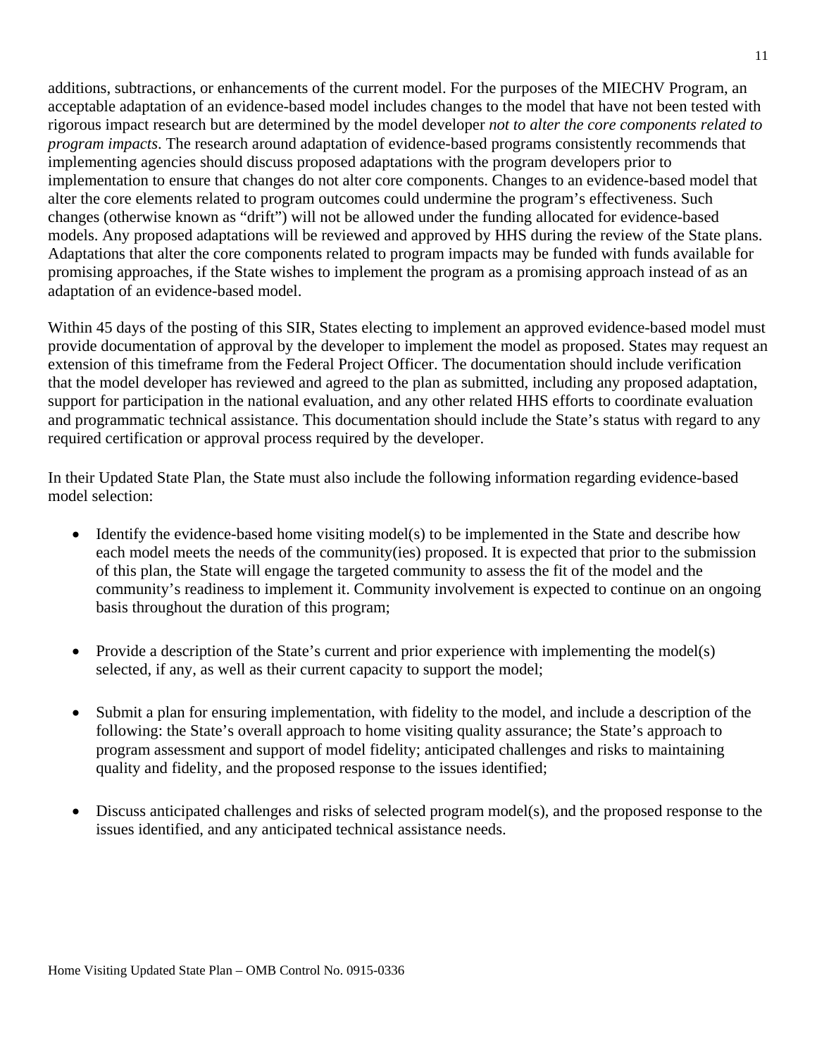additions, subtractions, or enhancements of the current model. For the purposes of the MIECHV Program, an acceptable adaptation of an evidence-based model includes changes to the model that have not been tested with rigorous impact research but are determined by the model developer *not to alter the core components related to program impacts*. The research around adaptation of evidence-based programs consistently recommends that implementing agencies should discuss proposed adaptations with the program developers prior to implementation to ensure that changes do not alter core components. Changes to an evidence-based model that alter the core elements related to program outcomes could undermine the program's effectiveness. Such changes (otherwise known as "drift") will not be allowed under the funding allocated for evidence-based models. Any proposed adaptations will be reviewed and approved by HHS during the review of the State plans. Adaptations that alter the core components related to program impacts may be funded with funds available for promising approaches, if the State wishes to implement the program as a promising approach instead of as an adaptation of an evidence-based model.

Within 45 days of the posting of this SIR, States electing to implement an approved evidence-based model must provide documentation of approval by the developer to implement the model as proposed. States may request an extension of this timeframe from the Federal Project Officer. The documentation should include verification that the model developer has reviewed and agreed to the plan as submitted, including any proposed adaptation, support for participation in the national evaluation, and any other related HHS efforts to coordinate evaluation and programmatic technical assistance. This documentation should include the State's status with regard to any required certification or approval process required by the developer.

In their Updated State Plan, the State must also include the following information regarding evidence-based model selection:

- Identify the evidence-based home visiting model(s) to be implemented in the State and describe how each model meets the needs of the community(ies) proposed. It is expected that prior to the submission of this plan, the State will engage the targeted community to assess the fit of the model and the community's readiness to implement it. Community involvement is expected to continue on an ongoing basis throughout the duration of this program;

- Provide a description of the State's current and prior experience with implementing the model(s) selected, if any, as well as their current capacity to support the model;

- Submit a plan for ensuring implementation, with fidelity to the model, and include a description of the following: the State's overall approach to home visiting quality assurance; the State's approach to program assessment and support of model fidelity; anticipated challenges and risks to maintaining quality and fidelity, and the proposed response to the issues identified;

- Discuss anticipated challenges and risks of selected program model(s), and the proposed response to the issues identified, and any anticipated technical assistance needs.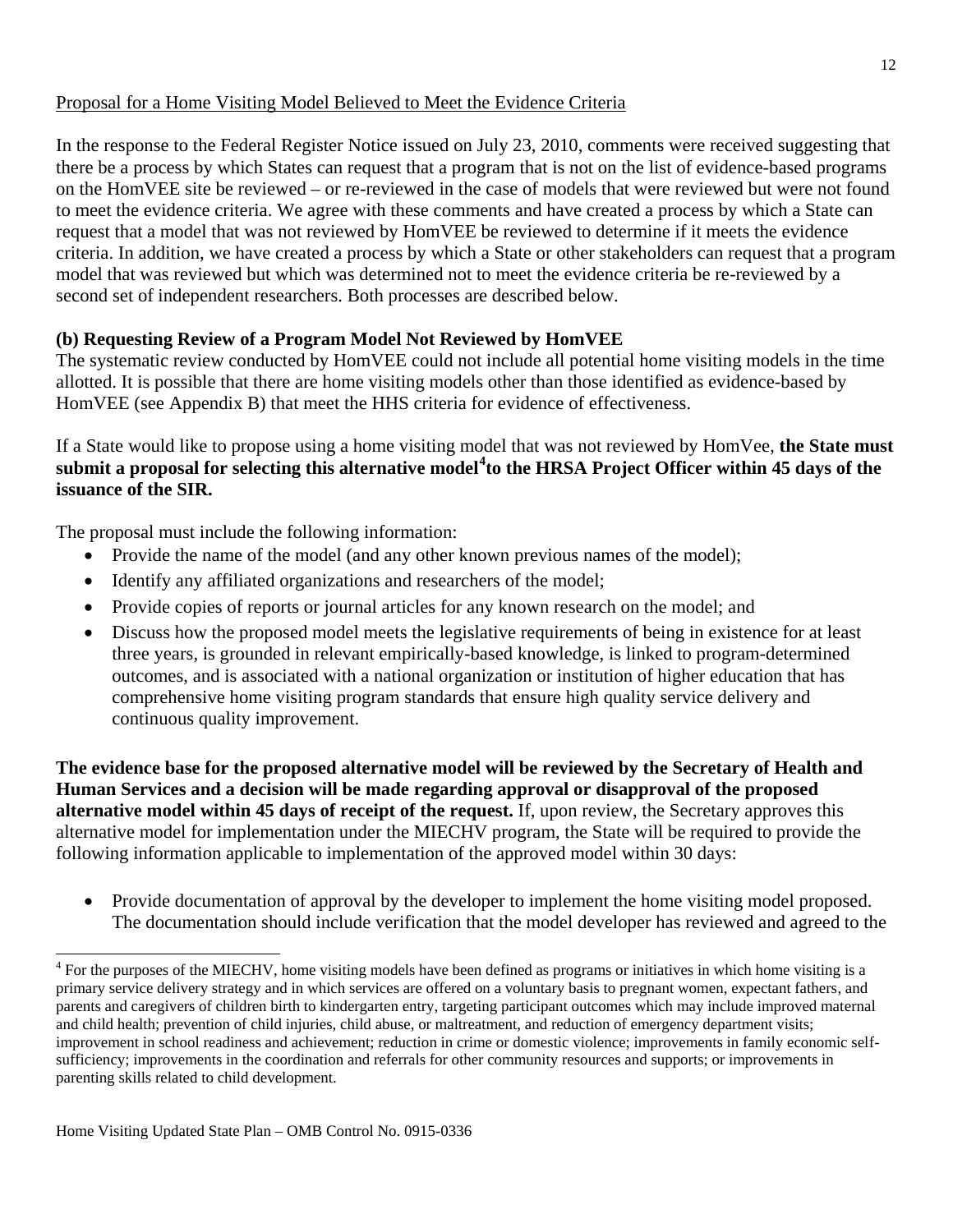Proposal for a Home Visiting Model Believed to Meet the Evidence Criteria

In the response to the Federal Register Notice issued on July 23, 2010, comments were received suggesting that there be a process by which States can request that a program that is not on the list of evidence-based programs on the HomVEE site be reviewed – or re-reviewed in the case of models that were reviewed but were not found to meet the evidence criteria. We agree with these comments and have created a process by which a State can request that a model that was not reviewed by HomVEE be reviewed to determine if it meets the evidence criteria. In addition, we have created a process by which a State or other stakeholders can request that a program model that was reviewed but which was determined not to meet the evidence criteria be re-reviewed by a second set of independent researchers. Both processes are described below.

**(b) Requesting Review of a Program Model Not Reviewed by HomVEE**

The systematic review conducted by HomVEE could not include all potential home visiting models in the time allotted. It is possible that there are home visiting models other than those identified as evidence-based by HomVEE (see Appendix B) that meet the HHS criteria for evidence of effectiveness.

If a State would like to propose using a home visiting model that was not reviewed by HomVee, **the State must submit a proposal for selecting this alternative model[4] to the HRSA Project Officer within 45 days of the issuance of the SIR.**

The proposal must include the following information:

- Provide the name of the model (and any other known previous names of the model);
- Identify any affiliated organizations and researchers of the model;
- Provide copies of reports or journal articles for any known research on the model; and
- Discuss how the proposed model meets the legislative requirements of being in existence for at least three years, is grounded in relevant empirically-based knowledge, is linked to program-determined outcomes, and is associated with a national organization or institution of higher education that has comprehensive home visiting program standards that ensure high quality service delivery and continuous quality improvement.

**The evidence base for the proposed alternative model will be reviewed by the Secretary of Health and Human Services and a decision will be made regarding approval or disapproval of the proposed alternative model within 45 days of receipt of the request.** If, upon review, the Secretary approves this alternative model for implementation under the MIECHV program, the State will be required to provide the following information applicable to implementation of the approved model within 30 days:

- Provide documentation of approval by the developer to implement the home visiting model proposed. The documentation should include verification that the model developer has reviewed and agreed to the

[4] For the purposes of the MIECHV, home visiting models have been defined as programs or initiatives in which home visiting is a primary service delivery strategy and in which services are offered on a voluntary basis to pregnant women, expectant fathers, and parents and caregivers of children birth to kindergarten entry, targeting participant outcomes which may include improved maternal and child health; prevention of child injuries, child abuse, or maltreatment, and reduction of emergency department visits; improvement in school readiness and achievement; reduction in crime or domestic violence; improvements in family economic self-sufficiency; improvements in the coordination and referrals for other community resources and supports; or improvements in parenting skills related to child development.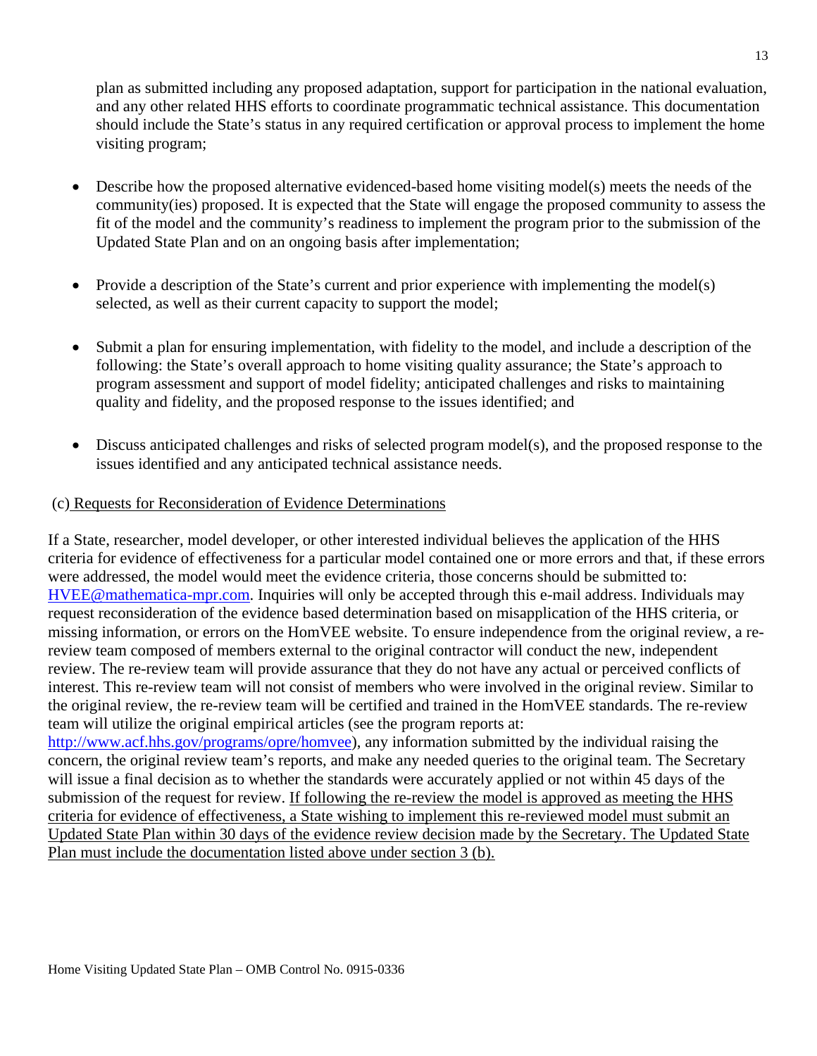plan as submitted including any proposed adaptation, support for participation in the national evaluation, and any other related HHS efforts to coordinate programmatic technical assistance. This documentation should include the State's status in any required certification or approval process to implement the home visiting program;

- Describe how the proposed alternative evidenced-based home visiting model(s) meets the needs of the community(ies) proposed. It is expected that the State will engage the proposed community to assess the fit of the model and the community's readiness to implement the program prior to the submission of the Updated State Plan and on an ongoing basis after implementation;

- Provide a description of the State's current and prior experience with implementing the model(s) selected, as well as their current capacity to support the model;

- Submit a plan for ensuring implementation, with fidelity to the model, and include a description of the following: the State's overall approach to home visiting quality assurance; the State's approach to program assessment and support of model fidelity; anticipated challenges and risks to maintaining quality and fidelity, and the proposed response to the issues identified; and

- Discuss anticipated challenges and risks of selected program model(s), and the proposed response to the issues identified and any anticipated technical assistance needs.

(c) Requests for Reconsideration of Evidence Determinations

If a State, researcher, model developer, or other interested individual believes the application of the HHS criteria for evidence of effectiveness for a particular model contained one or more errors and that, if these errors were addressed, the model would meet the evidence criteria, those concerns should be submitted to: HVEE@mathematica-mpr.com. Inquiries will only be accepted through this e-mail address. Individuals may request reconsideration of the evidence based determination based on misapplication of the HHS criteria, or missing information, or errors on the HomVEE website. To ensure independence from the original review, a re-review team composed of members external to the original contractor will conduct the new, independent review. The re-review team will provide assurance that they do not have any actual or perceived conflicts of interest. This re-review team will not consist of members who were involved in the original review. Similar to the original review, the re-review team will be certified and trained in the HomVEE standards. The re-review team will utilize the original empirical articles (see the program reports at: http://www.acf.hhs.gov/programs/opre/homvee), any information submitted by the individual raising the concern, the original review team's reports, and make any needed queries to the original team. The Secretary will issue a final decision as to whether the standards were accurately applied or not within 45 days of the submission of the request for review. If following the re-review the model is approved as meeting the HHS criteria for evidence of effectiveness, a State wishing to implement this re-reviewed model must submit an Updated State Plan within 30 days of the evidence review decision made by the Secretary. The Updated State Plan must include the documentation listed above under section 3 (b).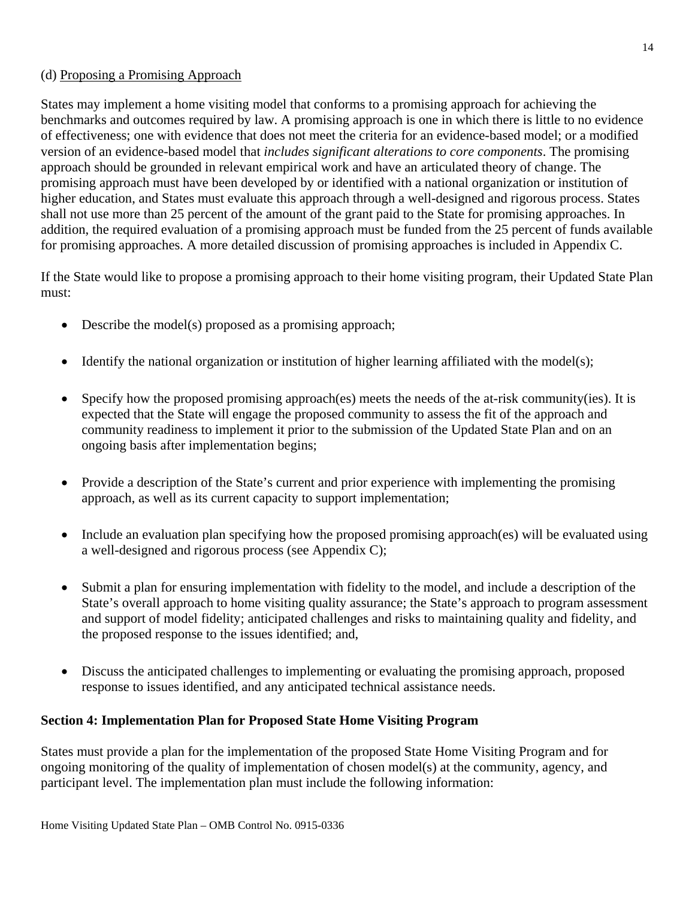(d) Proposing a Promising Approach

States may implement a home visiting model that conforms to a promising approach for achieving the benchmarks and outcomes required by law. A promising approach is one in which there is little to no evidence of effectiveness; one with evidence that does not meet the criteria for an evidence-based model; or a modified version of an evidence-based model that *includes significant alterations to core components*. The promising approach should be grounded in relevant empirical work and have an articulated theory of change. The promising approach must have been developed by or identified with a national organization or institution of higher education, and States must evaluate this approach through a well-designed and rigorous process. States shall not use more than 25 percent of the amount of the grant paid to the State for promising approaches. In addition, the required evaluation of a promising approach must be funded from the 25 percent of funds available for promising approaches. A more detailed discussion of promising approaches is included in Appendix C.

If the State would like to propose a promising approach to their home visiting program, their Updated State Plan must:

- Describe the model(s) proposed as a promising approach;
- Identify the national organization or institution of higher learning affiliated with the model(s);
- Specify how the proposed promising approach(es) meets the needs of the at-risk community(ies). It is expected that the State will engage the proposed community to assess the fit of the approach and community readiness to implement it prior to the submission of the Updated State Plan and on an ongoing basis after implementation begins;
- Provide a description of the State's current and prior experience with implementing the promising approach, as well as its current capacity to support implementation;
- Include an evaluation plan specifying how the proposed promising approach(es) will be evaluated using a well-designed and rigorous process (see Appendix C);
- Submit a plan for ensuring implementation with fidelity to the model, and include a description of the State's overall approach to home visiting quality assurance; the State's approach to program assessment and support of model fidelity; anticipated challenges and risks to maintaining quality and fidelity, and the proposed response to the issues identified; and,
- Discuss the anticipated challenges to implementing or evaluating the promising approach, proposed response to issues identified, and any anticipated technical assistance needs.

**Section 4: Implementation Plan for Proposed State Home Visiting Program**

States must provide a plan for the implementation of the proposed State Home Visiting Program and for ongoing monitoring of the quality of implementation of chosen model(s) at the community, agency, and participant level. The implementation plan must include the following information: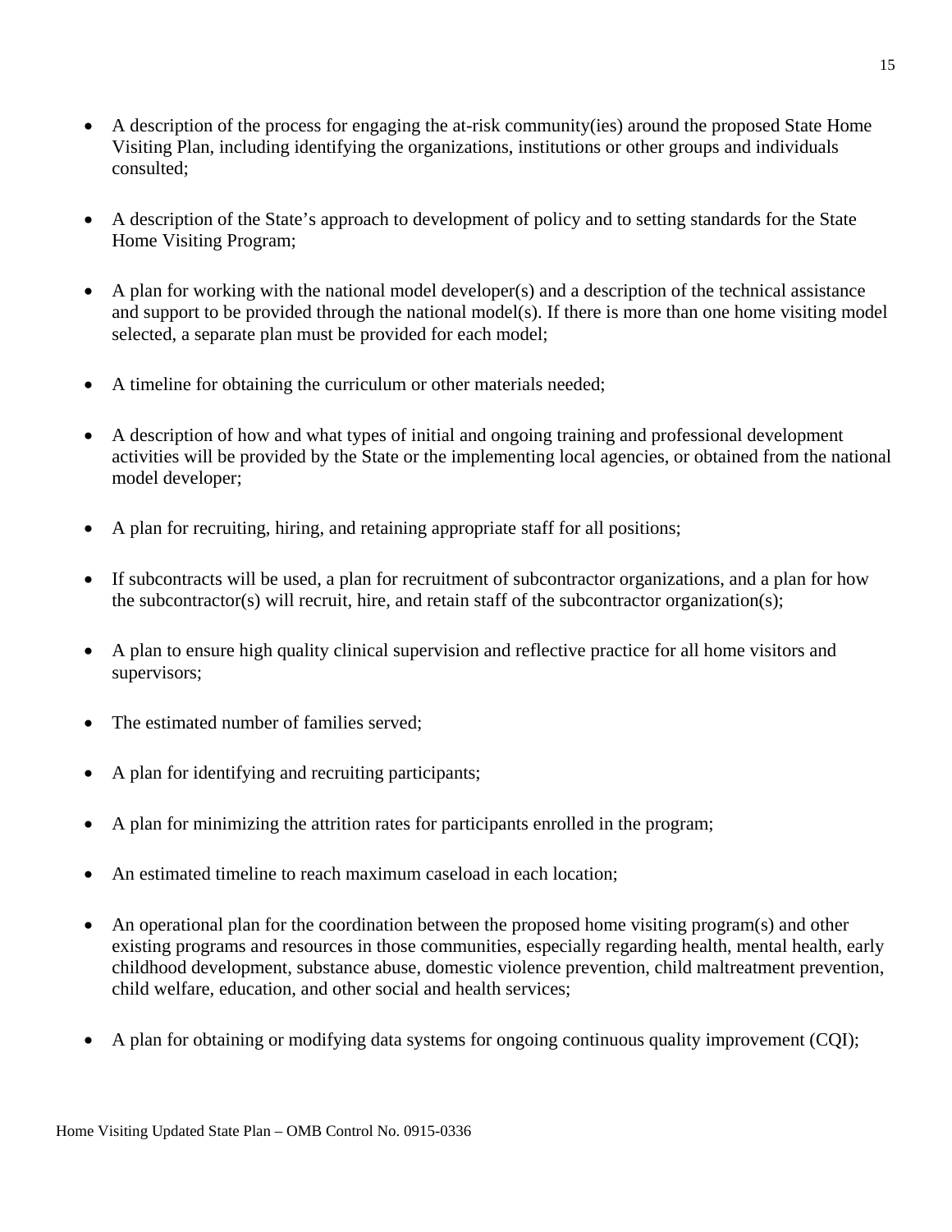- A description of the process for engaging the at-risk community(ies) around the proposed State Home Visiting Plan, including identifying the organizations, institutions or other groups and individuals consulted;

- A description of the State's approach to development of policy and to setting standards for the State Home Visiting Program;

- A plan for working with the national model developer(s) and a description of the technical assistance and support to be provided through the national model(s). If there is more than one home visiting model selected, a separate plan must be provided for each model;

- A timeline for obtaining the curriculum or other materials needed;

- A description of how and what types of initial and ongoing training and professional development activities will be provided by the State or the implementing local agencies, or obtained from the national model developer;

- A plan for recruiting, hiring, and retaining appropriate staff for all positions;

- If subcontracts will be used, a plan for recruitment of subcontractor organizations, and a plan for how the subcontractor(s) will recruit, hire, and retain staff of the subcontractor organization(s);

- A plan to ensure high quality clinical supervision and reflective practice for all home visitors and supervisors;

- The estimated number of families served;

- A plan for identifying and recruiting participants;

- A plan for minimizing the attrition rates for participants enrolled in the program;

- An estimated timeline to reach maximum caseload in each location;

- An operational plan for the coordination between the proposed home visiting program(s) and other existing programs and resources in those communities, especially regarding health, mental health, early childhood development, substance abuse, domestic violence prevention, child maltreatment prevention, child welfare, education, and other social and health services;

- A plan for obtaining or modifying data systems for ongoing continuous quality improvement (CQI);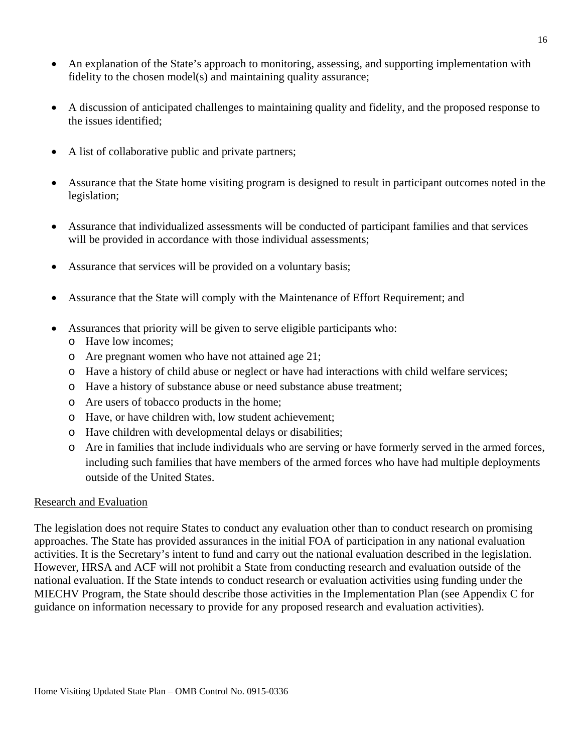- An explanation of the State's approach to monitoring, assessing, and supporting implementation with fidelity to the chosen model(s) and maintaining quality assurance;

- A discussion of anticipated challenges to maintaining quality and fidelity, and the proposed response to the issues identified;

- A list of collaborative public and private partners;

- Assurance that the State home visiting program is designed to result in participant outcomes noted in the legislation;

- Assurance that individualized assessments will be conducted of participant families and that services will be provided in accordance with those individual assessments;

- Assurance that services will be provided on a voluntary basis;

- Assurance that the State will comply with the Maintenance of Effort Requirement; and

- Assurances that priority will be given to serve eligible participants who:
  - Have low incomes;
  - Are pregnant women who have not attained age 21;
  - Have a history of child abuse or neglect or have had interactions with child welfare services;
  - Have a history of substance abuse or need substance abuse treatment;
  - Are users of tobacco products in the home;
  - Have, or have children with, low student achievement;
  - Have children with developmental delays or disabilities;
  - Are in families that include individuals who are serving or have formerly served in the armed forces, including such families that have members of the armed forces who have had multiple deployments outside of the United States.

<u>Research and Evaluation</u>

The legislation does not require States to conduct any evaluation other than to conduct research on promising approaches. The State has provided assurances in the initial FOA of participation in any national evaluation activities. It is the Secretary's intent to fund and carry out the national evaluation described in the legislation. However, HRSA and ACF will not prohibit a State from conducting research and evaluation outside of the national evaluation. If the State intends to conduct research or evaluation activities using funding under the MIECHV Program, the State should describe those activities in the Implementation Plan (see Appendix C for guidance on information necessary to provide for any proposed research and evaluation activities).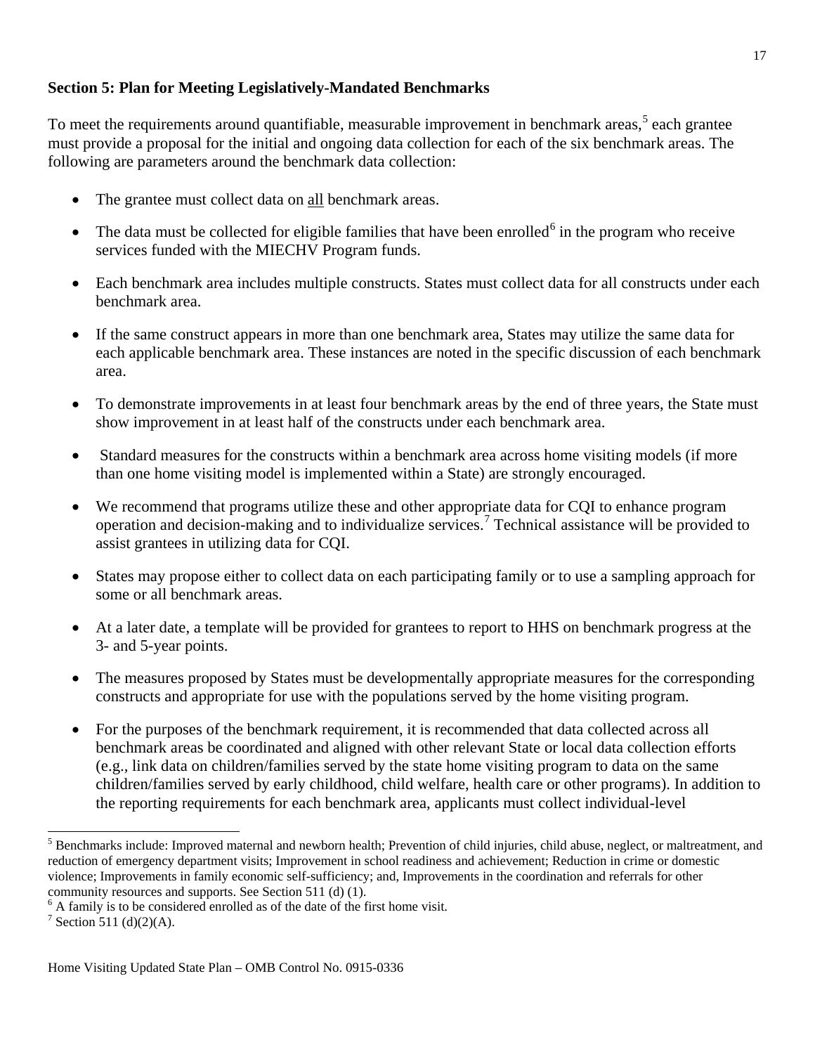**Section 5: Plan for Meeting Legislatively-Mandated Benchmarks**

To meet the requirements around quantifiable, measurable improvement in benchmark areas,[5] each grantee must provide a proposal for the initial and ongoing data collection for each of the six benchmark areas. The following are parameters around the benchmark data collection:

- The grantee must collect data on <u>all</u> benchmark areas.
- The data must be collected for eligible families that have been enrolled[6] in the program who receive services funded with the MIECHV Program funds.
- Each benchmark area includes multiple constructs. States must collect data for all constructs under each benchmark area.
- If the same construct appears in more than one benchmark area, States may utilize the same data for each applicable benchmark area. These instances are noted in the specific discussion of each benchmark area.
- To demonstrate improvements in at least four benchmark areas by the end of three years, the State must show improvement in at least half of the constructs under each benchmark area.
- Standard measures for the constructs within a benchmark area across home visiting models (if more than one home visiting model is implemented within a State) are strongly encouraged.
- We recommend that programs utilize these and other appropriate data for CQI to enhance program operation and decision-making and to individualize services.[7] Technical assistance will be provided to assist grantees in utilizing data for CQI.
- States may propose either to collect data on each participating family or to use a sampling approach for some or all benchmark areas.
- At a later date, a template will be provided for grantees to report to HHS on benchmark progress at the 3- and 5-year points.
- The measures proposed by States must be developmentally appropriate measures for the corresponding constructs and appropriate for use with the populations served by the home visiting program.
- For the purposes of the benchmark requirement, it is recommended that data collected across all benchmark areas be coordinated and aligned with other relevant State or local data collection efforts (e.g., link data on children/families served by the state home visiting program to data on the same children/families served by early childhood, child welfare, health care or other programs). In addition to the reporting requirements for each benchmark area, applicants must collect individual-level

---

[5] Benchmarks include: Improved maternal and newborn health; Prevention of child injuries, child abuse, neglect, or maltreatment, and reduction of emergency department visits; Improvement in school readiness and achievement; Reduction in crime or domestic violence; Improvements in family economic self-sufficiency; and, Improvements in the coordination and referrals for other community resources and supports. See Section 511 (d) (1).

[6] A family is to be considered enrolled as of the date of the first home visit.

[7] Section 511 (d)(2)(A).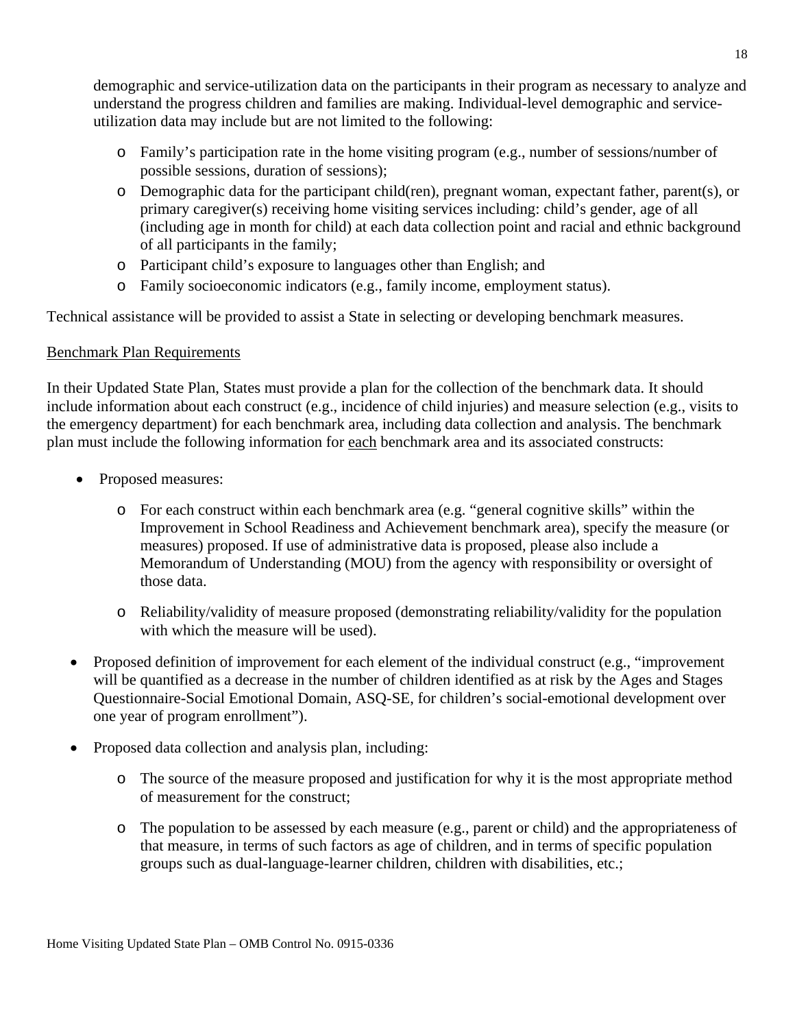demographic and service-utilization data on the participants in their program as necessary to analyze and understand the progress children and families are making. Individual-level demographic and service-utilization data may include but are not limited to the following:

- Family's participation rate in the home visiting program (e.g., number of sessions/number of possible sessions, duration of sessions);
- Demographic data for the participant child(ren), pregnant woman, expectant father, parent(s), or primary caregiver(s) receiving home visiting services including: child's gender, age of all (including age in month for child) at each data collection point and racial and ethnic background of all participants in the family;
- Participant child's exposure to languages other than English; and
- Family socioeconomic indicators (e.g., family income, employment status).

Technical assistance will be provided to assist a State in selecting or developing benchmark measures.

Benchmark Plan Requirements

In their Updated State Plan, States must provide a plan for the collection of the benchmark data. It should include information about each construct (e.g., incidence of child injuries) and measure selection (e.g., visits to the emergency department) for each benchmark area, including data collection and analysis. The benchmark plan must include the following information for each benchmark area and its associated constructs:

- Proposed measures:
  - For each construct within each benchmark area (e.g. "general cognitive skills" within the Improvement in School Readiness and Achievement benchmark area), specify the measure (or measures) proposed. If use of administrative data is proposed, please also include a Memorandum of Understanding (MOU) from the agency with responsibility or oversight of those data.
  - Reliability/validity of measure proposed (demonstrating reliability/validity for the population with which the measure will be used).
- Proposed definition of improvement for each element of the individual construct (e.g., "improvement will be quantified as a decrease in the number of children identified as at risk by the Ages and Stages Questionnaire-Social Emotional Domain, ASQ-SE, for children's social-emotional development over one year of program enrollment").
- Proposed data collection and analysis plan, including:
  - The source of the measure proposed and justification for why it is the most appropriate method of measurement for the construct;
  - The population to be assessed by each measure (e.g., parent or child) and the appropriateness of that measure, in terms of such factors as age of children, and in terms of specific population groups such as dual-language-learner children, children with disabilities, etc.;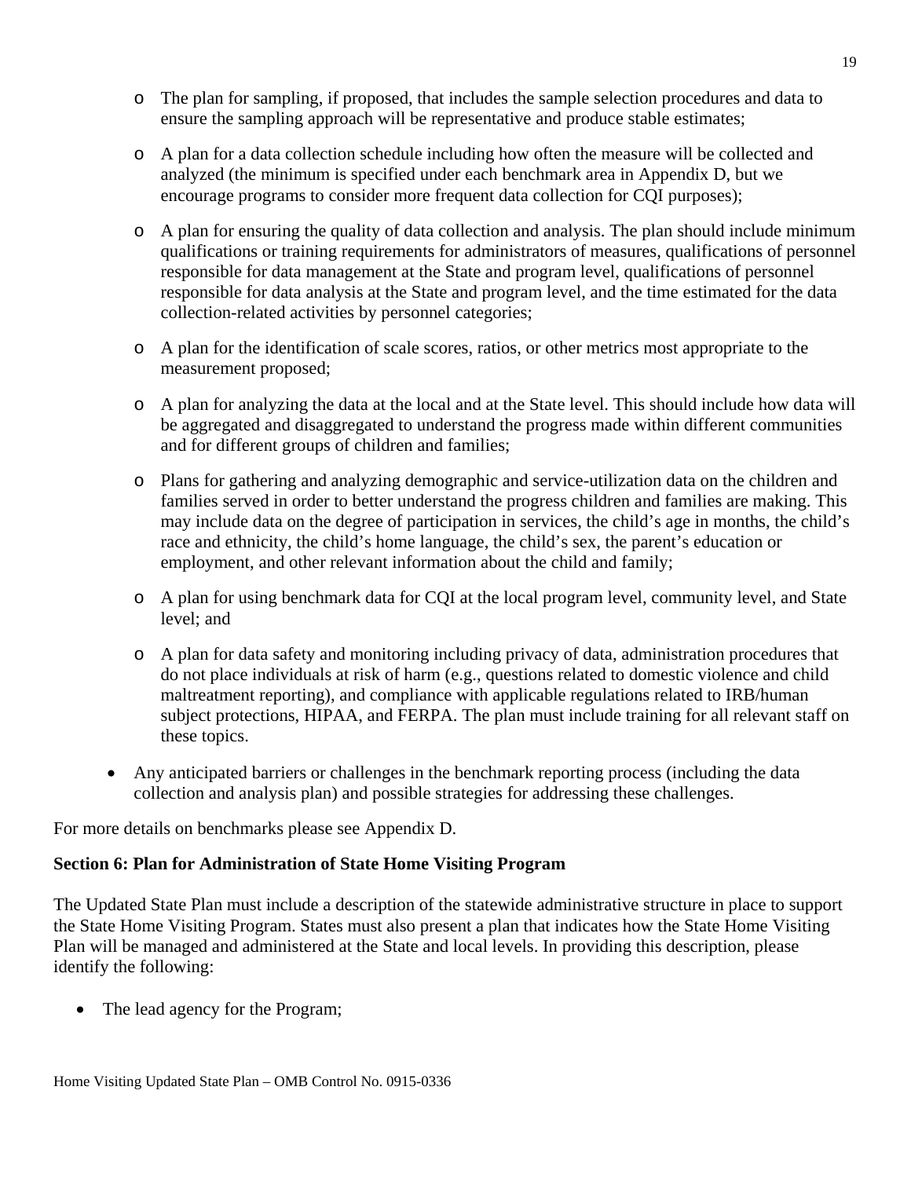- The plan for sampling, if proposed, that includes the sample selection procedures and data to ensure the sampling approach will be representative and produce stable estimates;

  - A plan for a data collection schedule including how often the measure will be collected and analyzed (the minimum is specified under each benchmark area in Appendix D, but we encourage programs to consider more frequent data collection for CQI purposes);

  - A plan for ensuring the quality of data collection and analysis. The plan should include minimum qualifications or training requirements for administrators of measures, qualifications of personnel responsible for data management at the State and program level, qualifications of personnel responsible for data analysis at the State and program level, and the time estimated for the data collection-related activities by personnel categories;

  - A plan for the identification of scale scores, ratios, or other metrics most appropriate to the measurement proposed;

  - A plan for analyzing the data at the local and at the State level. This should include how data will be aggregated and disaggregated to understand the progress made within different communities and for different groups of children and families;

  - Plans for gathering and analyzing demographic and service-utilization data on the children and families served in order to better understand the progress children and families are making. This may include data on the degree of participation in services, the child's age in months, the child's race and ethnicity, the child's home language, the child's sex, the parent's education or employment, and other relevant information about the child and family;

  - A plan for using benchmark data for CQI at the local program level, community level, and State level; and

  - A plan for data safety and monitoring including privacy of data, administration procedures that do not place individuals at risk of harm (e.g., questions related to domestic violence and child maltreatment reporting), and compliance with applicable regulations related to IRB/human subject protections, HIPAA, and FERPA. The plan must include training for all relevant staff on these topics.

- Any anticipated barriers or challenges in the benchmark reporting process (including the data collection and analysis plan) and possible strategies for addressing these challenges.

For more details on benchmarks please see Appendix D.

**Section 6: Plan for Administration of State Home Visiting Program**

The Updated State Plan must include a description of the statewide administrative structure in place to support the State Home Visiting Program. States must also present a plan that indicates how the State Home Visiting Plan will be managed and administered at the State and local levels. In providing this description, please identify the following:

- The lead agency for the Program;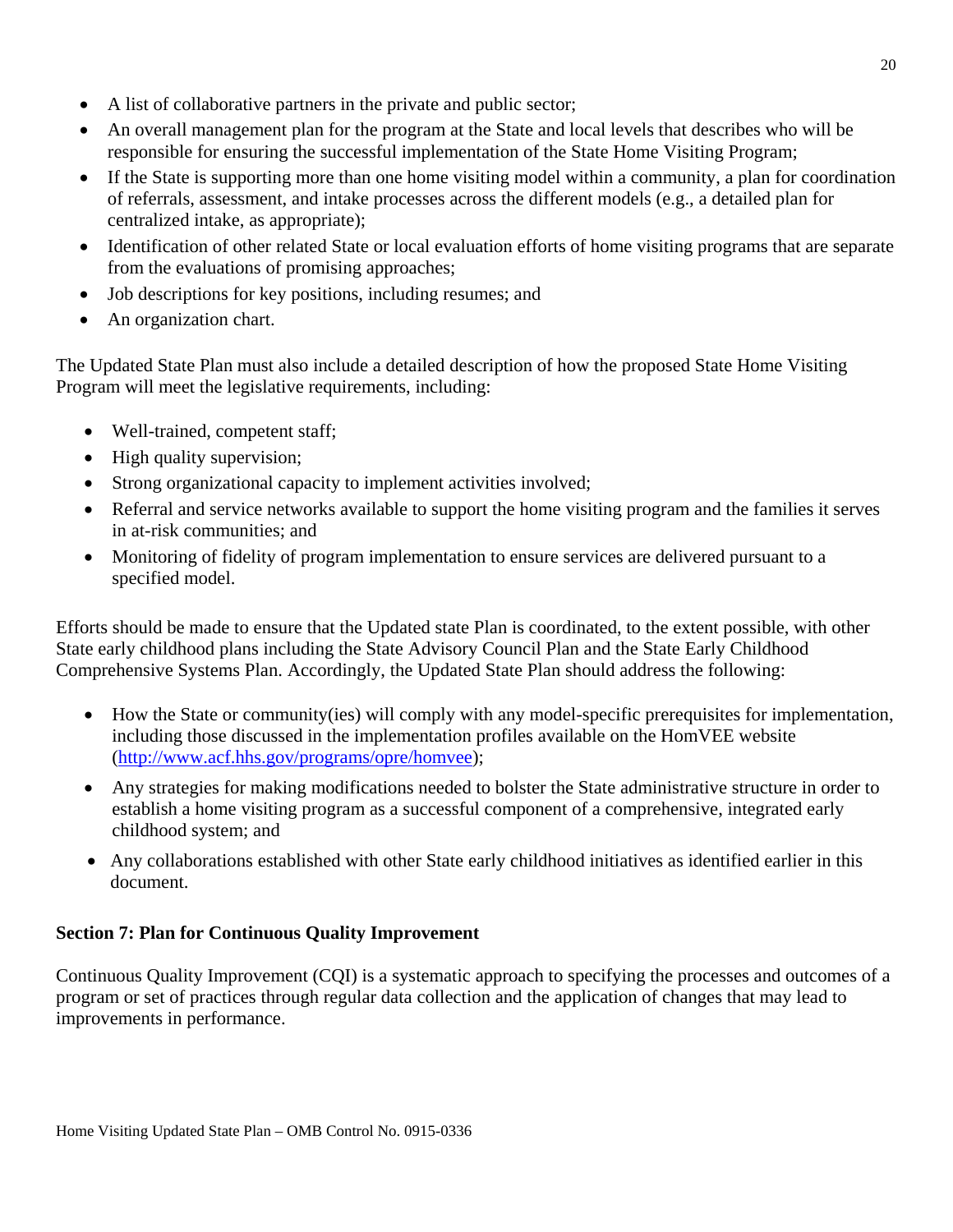- A list of collaborative partners in the private and public sector;
- An overall management plan for the program at the State and local levels that describes who will be responsible for ensuring the successful implementation of the State Home Visiting Program;
- If the State is supporting more than one home visiting model within a community, a plan for coordination of referrals, assessment, and intake processes across the different models (e.g., a detailed plan for centralized intake, as appropriate);
- Identification of other related State or local evaluation efforts of home visiting programs that are separate from the evaluations of promising approaches;
- Job descriptions for key positions, including resumes; and
- An organization chart.

The Updated State Plan must also include a detailed description of how the proposed State Home Visiting Program will meet the legislative requirements, including:

- Well-trained, competent staff;
- High quality supervision;
- Strong organizational capacity to implement activities involved;
- Referral and service networks available to support the home visiting program and the families it serves in at-risk communities; and
- Monitoring of fidelity of program implementation to ensure services are delivered pursuant to a specified model.

Efforts should be made to ensure that the Updated state Plan is coordinated, to the extent possible, with other State early childhood plans including the State Advisory Council Plan and the State Early Childhood Comprehensive Systems Plan. Accordingly, the Updated State Plan should address the following:

- How the State or community(ies) will comply with any model-specific prerequisites for implementation, including those discussed in the implementation profiles available on the HomVEE website (http://www.acf.hhs.gov/programs/opre/homvee);
- Any strategies for making modifications needed to bolster the State administrative structure in order to establish a home visiting program as a successful component of a comprehensive, integrated early childhood system; and
- Any collaborations established with other State early childhood initiatives as identified earlier in this document.

**Section 7: Plan for Continuous Quality Improvement**

Continuous Quality Improvement (CQI) is a systematic approach to specifying the processes and outcomes of a program or set of practices through regular data collection and the application of changes that may lead to improvements in performance.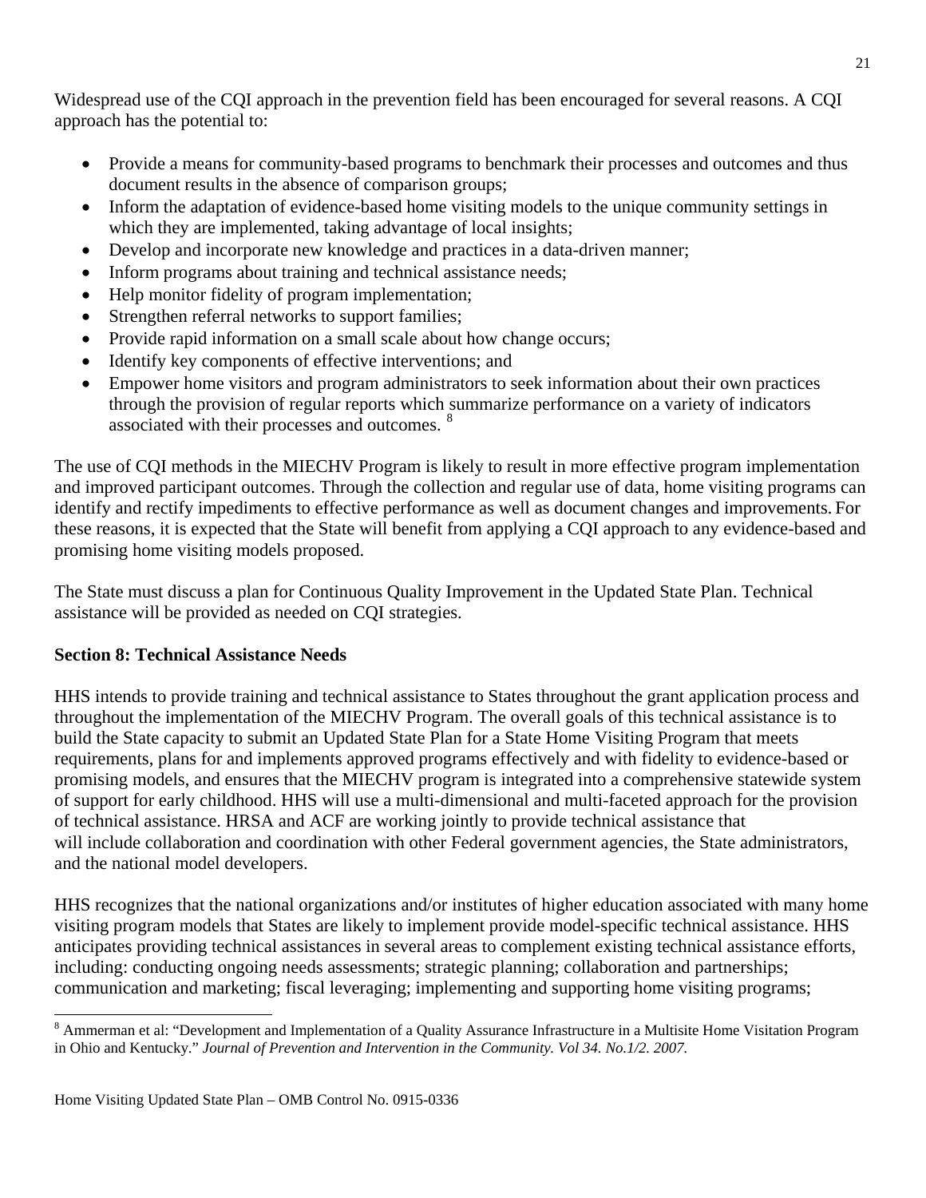Widespread use of the CQI approach in the prevention field has been encouraged for several reasons. A CQI approach has the potential to:

- Provide a means for community-based programs to benchmark their processes and outcomes and thus document results in the absence of comparison groups;
- Inform the adaptation of evidence-based home visiting models to the unique community settings in which they are implemented, taking advantage of local insights;
- Develop and incorporate new knowledge and practices in a data-driven manner;
- Inform programs about training and technical assistance needs;
- Help monitor fidelity of program implementation;
- Strengthen referral networks to support families;
- Provide rapid information on a small scale about how change occurs;
- Identify key components of effective interventions; and
- Empower home visitors and program administrators to seek information about their own practices through the provision of regular reports which summarize performance on a variety of indicators associated with their processes and outcomes. [8]

The use of CQI methods in the MIECHV Program is likely to result in more effective program implementation and improved participant outcomes. Through the collection and regular use of data, home visiting programs can identify and rectify impediments to effective performance as well as document changes and improvements. For these reasons, it is expected that the State will benefit from applying a CQI approach to any evidence-based and promising home visiting models proposed.

The State must discuss a plan for Continuous Quality Improvement in the Updated State Plan. Technical assistance will be provided as needed on CQI strategies.

**Section 8: Technical Assistance Needs**

HHS intends to provide training and technical assistance to States throughout the grant application process and throughout the implementation of the MIECHV Program. The overall goals of this technical assistance is to build the State capacity to submit an Updated State Plan for a State Home Visiting Program that meets requirements, plans for and implements approved programs effectively and with fidelity to evidence-based or promising models, and ensures that the MIECHV program is integrated into a comprehensive statewide system of support for early childhood. HHS will use a multi-dimensional and multi-faceted approach for the provision of technical assistance. HRSA and ACF are working jointly to provide technical assistance that will include collaboration and coordination with other Federal government agencies, the State administrators, and the national model developers.

HHS recognizes that the national organizations and/or institutes of higher education associated with many home visiting program models that States are likely to implement provide model-specific technical assistance. HHS anticipates providing technical assistances in several areas to complement existing technical assistance efforts, including: conducting ongoing needs assessments; strategic planning; collaboration and partnerships; communication and marketing; fiscal leveraging; implementing and supporting home visiting programs;

[8] Ammerman et al: "Development and Implementation of a Quality Assurance Infrastructure in a Multisite Home Visitation Program in Ohio and Kentucky." *Journal of Prevention and Intervention in the Community. Vol 34. No.1/2. 2007.*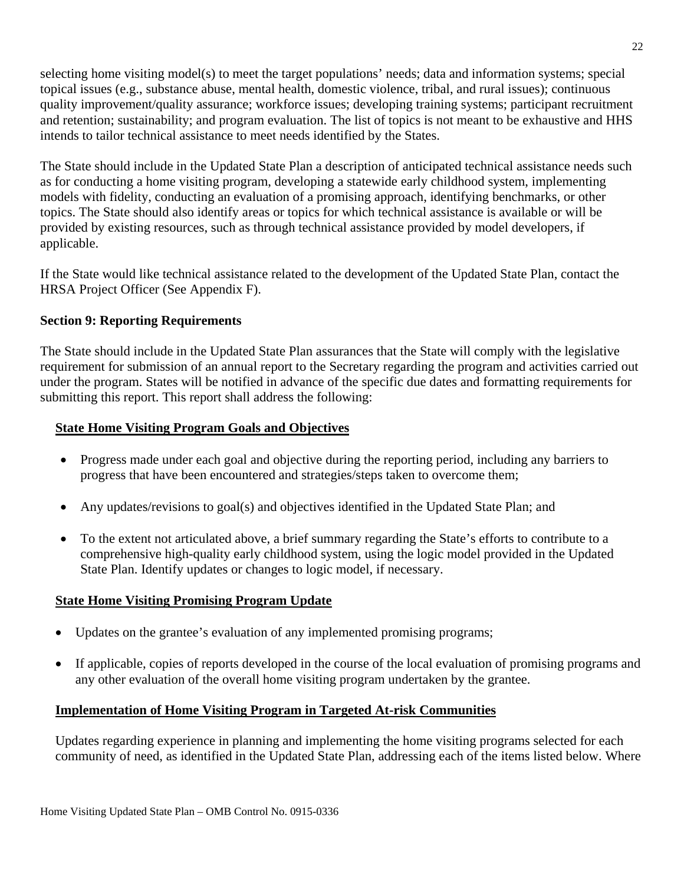selecting home visiting model(s) to meet the target populations' needs; data and information systems; special topical issues (e.g., substance abuse, mental health, domestic violence, tribal, and rural issues); continuous quality improvement/quality assurance; workforce issues; developing training systems; participant recruitment and retention; sustainability; and program evaluation. The list of topics is not meant to be exhaustive and HHS intends to tailor technical assistance to meet needs identified by the States.

The State should include in the Updated State Plan a description of anticipated technical assistance needs such as for conducting a home visiting program, developing a statewide early childhood system, implementing models with fidelity, conducting an evaluation of a promising approach, identifying benchmarks, or other topics. The State should also identify areas or topics for which technical assistance is available or will be provided by existing resources, such as through technical assistance provided by model developers, if applicable.

If the State would like technical assistance related to the development of the Updated State Plan, contact the HRSA Project Officer (See Appendix F).

**Section 9: Reporting Requirements**

The State should include in the Updated State Plan assurances that the State will comply with the legislative requirement for submission of an annual report to the Secretary regarding the program and activities carried out under the program. States will be notified in advance of the specific due dates and formatting requirements for submitting this report. This report shall address the following:

**State Home Visiting Program Goals and Objectives**

- Progress made under each goal and objective during the reporting period, including any barriers to progress that have been encountered and strategies/steps taken to overcome them;
- Any updates/revisions to goal(s) and objectives identified in the Updated State Plan; and
- To the extent not articulated above, a brief summary regarding the State's efforts to contribute to a comprehensive high-quality early childhood system, using the logic model provided in the Updated State Plan. Identify updates or changes to logic model, if necessary.

**State Home Visiting Promising Program Update**

- Updates on the grantee's evaluation of any implemented promising programs;
- If applicable, copies of reports developed in the course of the local evaluation of promising programs and any other evaluation of the overall home visiting program undertaken by the grantee.

**Implementation of Home Visiting Program in Targeted At-risk Communities**

Updates regarding experience in planning and implementing the home visiting programs selected for each community of need, as identified in the Updated State Plan, addressing each of the items listed below. Where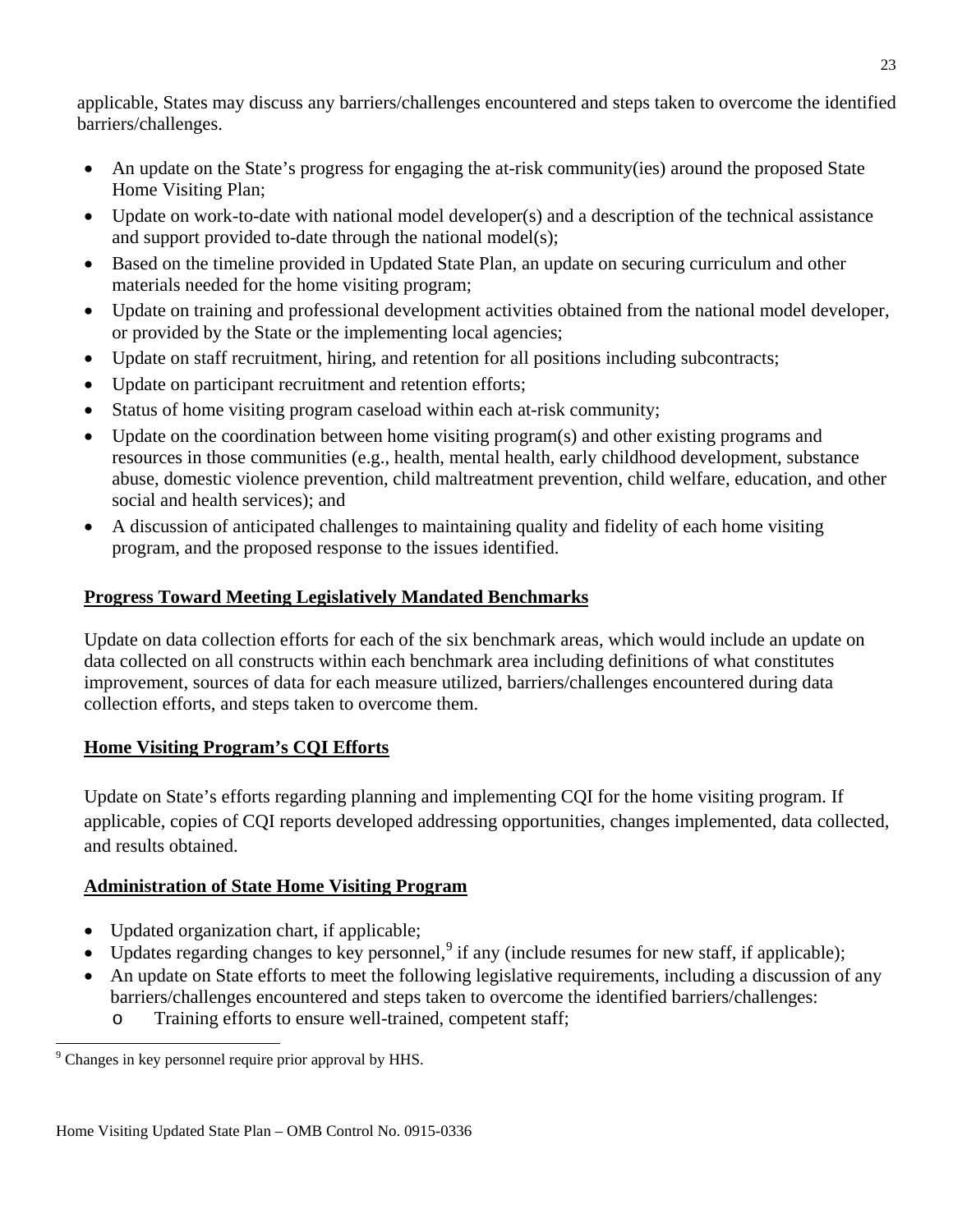applicable, States may discuss any barriers/challenges encountered and steps taken to overcome the identified barriers/challenges.

- An update on the State's progress for engaging the at-risk community(ies) around the proposed State Home Visiting Plan;
- Update on work-to-date with national model developer(s) and a description of the technical assistance and support provided to-date through the national model(s);
- Based on the timeline provided in Updated State Plan, an update on securing curriculum and other materials needed for the home visiting program;
- Update on training and professional development activities obtained from the national model developer, or provided by the State or the implementing local agencies;
- Update on staff recruitment, hiring, and retention for all positions including subcontracts;
- Update on participant recruitment and retention efforts;
- Status of home visiting program caseload within each at-risk community;
- Update on the coordination between home visiting program(s) and other existing programs and resources in those communities (e.g., health, mental health, early childhood development, substance abuse, domestic violence prevention, child maltreatment prevention, child welfare, education, and other social and health services); and
- A discussion of anticipated challenges to maintaining quality and fidelity of each home visiting program, and the proposed response to the issues identified.

## Progress Toward Meeting Legislatively Mandated Benchmarks

Update on data collection efforts for each of the six benchmark areas, which would include an update on data collected on all constructs within each benchmark area including definitions of what constitutes improvement, sources of data for each measure utilized, barriers/challenges encountered during data collection efforts, and steps taken to overcome them.

## Home Visiting Program's CQI Efforts

Update on State's efforts regarding planning and implementing CQI for the home visiting program. If applicable, copies of CQI reports developed addressing opportunities, changes implemented, data collected, and results obtained.

## Administration of State Home Visiting Program

- Updated organization chart, if applicable;
- Updates regarding changes to key personnel,[9] if any (include resumes for new staff, if applicable);
- An update on State efforts to meet the following legislative requirements, including a discussion of any barriers/challenges encountered and steps taken to overcome the identified barriers/challenges:
    - Training efforts to ensure well-trained, competent staff;

[9] Changes in key personnel require prior approval by HHS.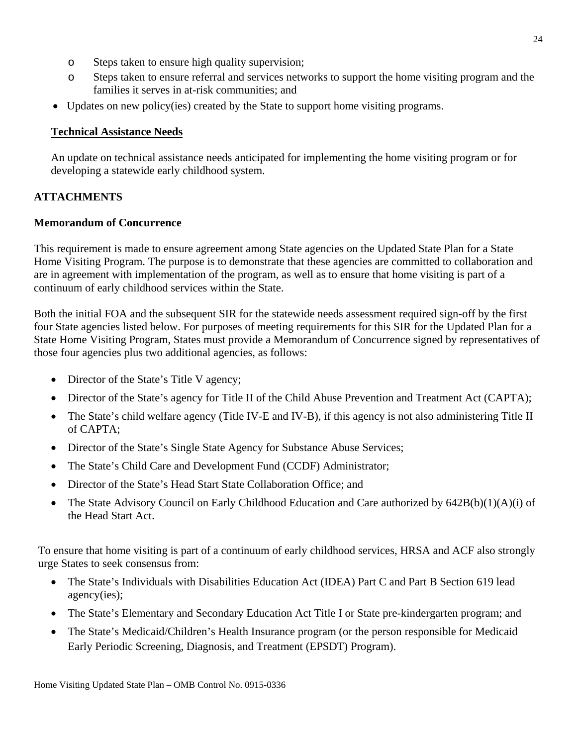- Steps taken to ensure high quality supervision;
- Steps taken to ensure referral and services networks to support the home visiting program and the families it serves in at-risk communities; and

- Updates on new policy(ies) created by the State to support home visiting programs.

**Technical Assistance Needs**

An update on technical assistance needs anticipated for implementing the home visiting program or for developing a statewide early childhood system.

## ATTACHMENTS

### Memorandum of Concurrence

This requirement is made to ensure agreement among State agencies on the Updated State Plan for a State Home Visiting Program. The purpose is to demonstrate that these agencies are committed to collaboration and are in agreement with implementation of the program, as well as to ensure that home visiting is part of a continuum of early childhood services within the State.

Both the initial FOA and the subsequent SIR for the statewide needs assessment required sign-off by the first four State agencies listed below. For purposes of meeting requirements for this SIR for the Updated Plan for a State Home Visiting Program, States must provide a Memorandum of Concurrence signed by representatives of those four agencies plus two additional agencies, as follows:

- Director of the State's Title V agency;
- Director of the State's agency for Title II of the Child Abuse Prevention and Treatment Act (CAPTA);
- The State's child welfare agency (Title IV-E and IV-B), if this agency is not also administering Title II of CAPTA;
- Director of the State's Single State Agency for Substance Abuse Services;
- The State's Child Care and Development Fund (CCDF) Administrator;
- Director of the State's Head Start State Collaboration Office; and
- The State Advisory Council on Early Childhood Education and Care authorized by 642B(b)(1)(A)(i) of the Head Start Act.

To ensure that home visiting is part of a continuum of early childhood services, HRSA and ACF also strongly urge States to seek consensus from:

- The State's Individuals with Disabilities Education Act (IDEA) Part C and Part B Section 619 lead agency(ies);
- The State's Elementary and Secondary Education Act Title I or State pre-kindergarten program; and
- The State's Medicaid/Children's Health Insurance program (or the person responsible for Medicaid Early Periodic Screening, Diagnosis, and Treatment (EPSDT) Program).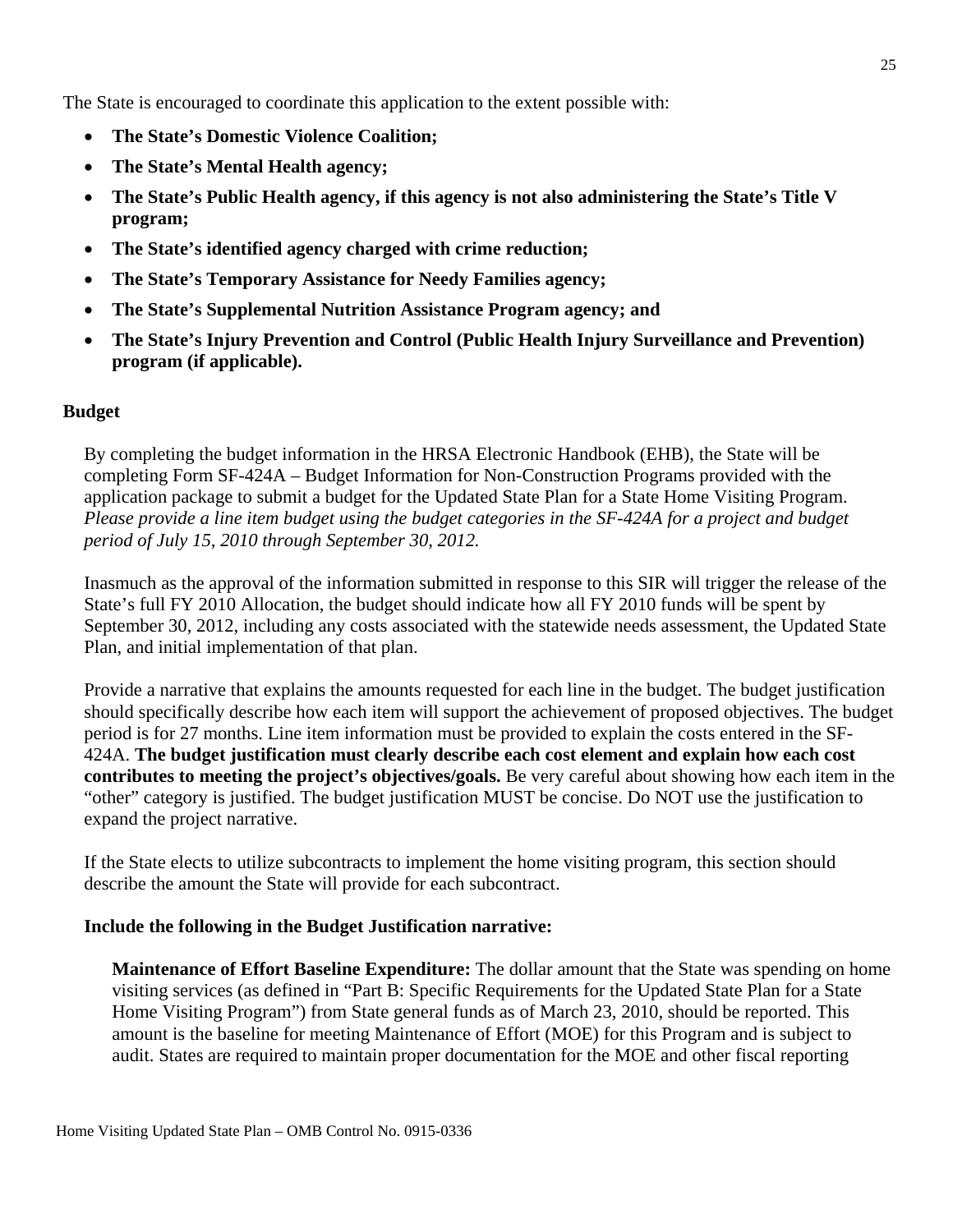The State is encouraged to coordinate this application to the extent possible with:

- **The State's Domestic Violence Coalition;**
- **The State's Mental Health agency;**
- **The State's Public Health agency, if this agency is not also administering the State's Title V program;**
- **The State's identified agency charged with crime reduction;**
- **The State's Temporary Assistance for Needy Families agency;**
- **The State's Supplemental Nutrition Assistance Program agency; and**
- **The State's Injury Prevention and Control (Public Health Injury Surveillance and Prevention) program (if applicable).**

**Budget**

By completing the budget information in the HRSA Electronic Handbook (EHB), the State will be completing Form SF-424A – Budget Information for Non-Construction Programs provided with the application package to submit a budget for the Updated State Plan for a State Home Visiting Program. *Please provide a line item budget using the budget categories in the SF-424A for a project and budget period of July 15, 2010 through September 30, 2012.*

Inasmuch as the approval of the information submitted in response to this SIR will trigger the release of the State's full FY 2010 Allocation, the budget should indicate how all FY 2010 funds will be spent by September 30, 2012, including any costs associated with the statewide needs assessment, the Updated State Plan, and initial implementation of that plan.

Provide a narrative that explains the amounts requested for each line in the budget. The budget justification should specifically describe how each item will support the achievement of proposed objectives. The budget period is for 27 months. Line item information must be provided to explain the costs entered in the SF-424A. **The budget justification must clearly describe each cost element and explain how each cost contributes to meeting the project's objectives/goals.** Be very careful about showing how each item in the "other" category is justified. The budget justification MUST be concise. Do NOT use the justification to expand the project narrative.

If the State elects to utilize subcontracts to implement the home visiting program, this section should describe the amount the State will provide for each subcontract.

**Include the following in the Budget Justification narrative:**

**Maintenance of Effort Baseline Expenditure:** The dollar amount that the State was spending on home visiting services (as defined in "Part B: Specific Requirements for the Updated State Plan for a State Home Visiting Program") from State general funds as of March 23, 2010, should be reported. This amount is the baseline for meeting Maintenance of Effort (MOE) for this Program and is subject to audit. States are required to maintain proper documentation for the MOE and other fiscal reporting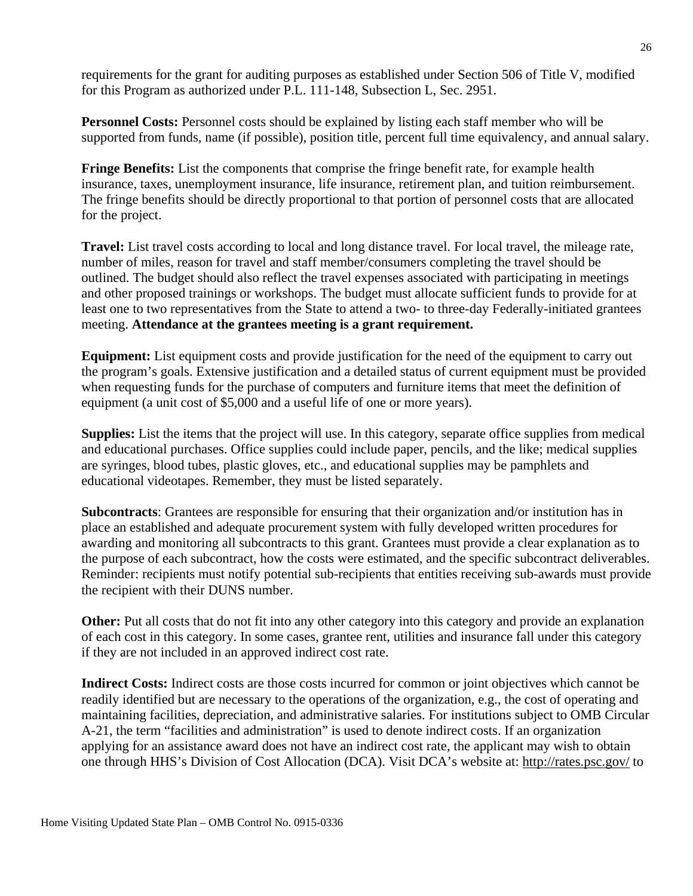requirements for the grant for auditing purposes as established under Section 506 of Title V, modified for this Program as authorized under P.L. 111-148, Subsection L, Sec. 2951.

**Personnel Costs:** Personnel costs should be explained by listing each staff member who will be supported from funds, name (if possible), position title, percent full time equivalency, and annual salary.

**Fringe Benefits:** List the components that comprise the fringe benefit rate, for example health insurance, taxes, unemployment insurance, life insurance, retirement plan, and tuition reimbursement. The fringe benefits should be directly proportional to that portion of personnel costs that are allocated for the project.

**Travel:** List travel costs according to local and long distance travel. For local travel, the mileage rate, number of miles, reason for travel and staff member/consumers completing the travel should be outlined. The budget should also reflect the travel expenses associated with participating in meetings and other proposed trainings or workshops. The budget must allocate sufficient funds to provide for at least one to two representatives from the State to attend a two- to three-day Federally-initiated grantees meeting. **Attendance at the grantees meeting is a grant requirement.**

**Equipment:** List equipment costs and provide justification for the need of the equipment to carry out the program's goals. Extensive justification and a detailed status of current equipment must be provided when requesting funds for the purchase of computers and furniture items that meet the definition of equipment (a unit cost of $5,000 and a useful life of one or more years).

**Supplies:** List the items that the project will use. In this category, separate office supplies from medical and educational purchases. Office supplies could include paper, pencils, and the like; medical supplies are syringes, blood tubes, plastic gloves, etc., and educational supplies may be pamphlets and educational videotapes. Remember, they must be listed separately.

**Subcontracts**: Grantees are responsible for ensuring that their organization and/or institution has in place an established and adequate procurement system with fully developed written procedures for awarding and monitoring all subcontracts to this grant. Grantees must provide a clear explanation as to the purpose of each subcontract, how the costs were estimated, and the specific subcontract deliverables. Reminder: recipients must notify potential sub-recipients that entities receiving sub-awards must provide the recipient with their DUNS number.

**Other:** Put all costs that do not fit into any other category into this category and provide an explanation of each cost in this category. In some cases, grantee rent, utilities and insurance fall under this category if they are not included in an approved indirect cost rate.

**Indirect Costs:** Indirect costs are those costs incurred for common or joint objectives which cannot be readily identified but are necessary to the operations of the organization, e.g., the cost of operating and maintaining facilities, depreciation, and administrative salaries. For institutions subject to OMB Circular A-21, the term "facilities and administration" is used to denote indirect costs. If an organization applying for an assistance award does not have an indirect cost rate, the applicant may wish to obtain one through HHS's Division of Cost Allocation (DCA). Visit DCA's website at: http://rates.psc.gov/ to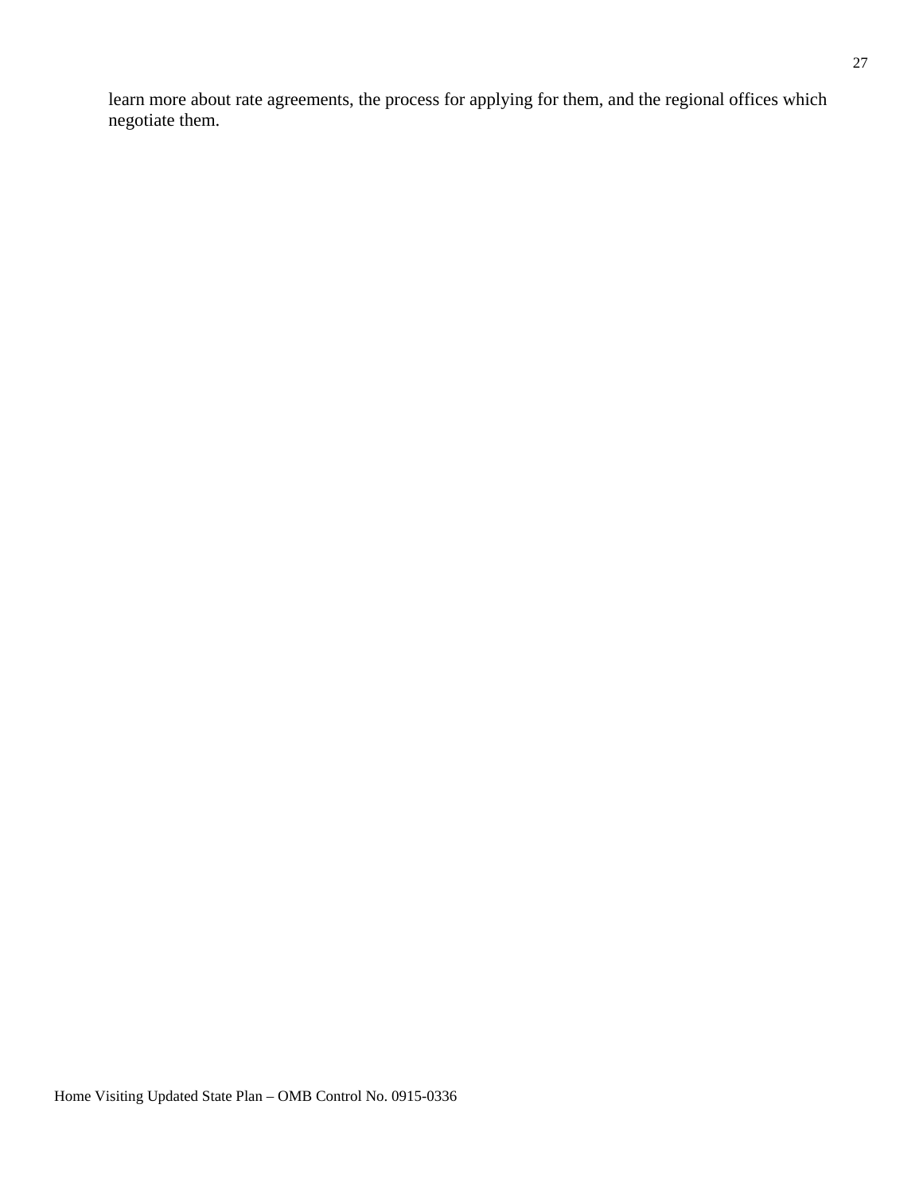learn more about rate agreements, the process for applying for them, and the regional offices which negotiate them.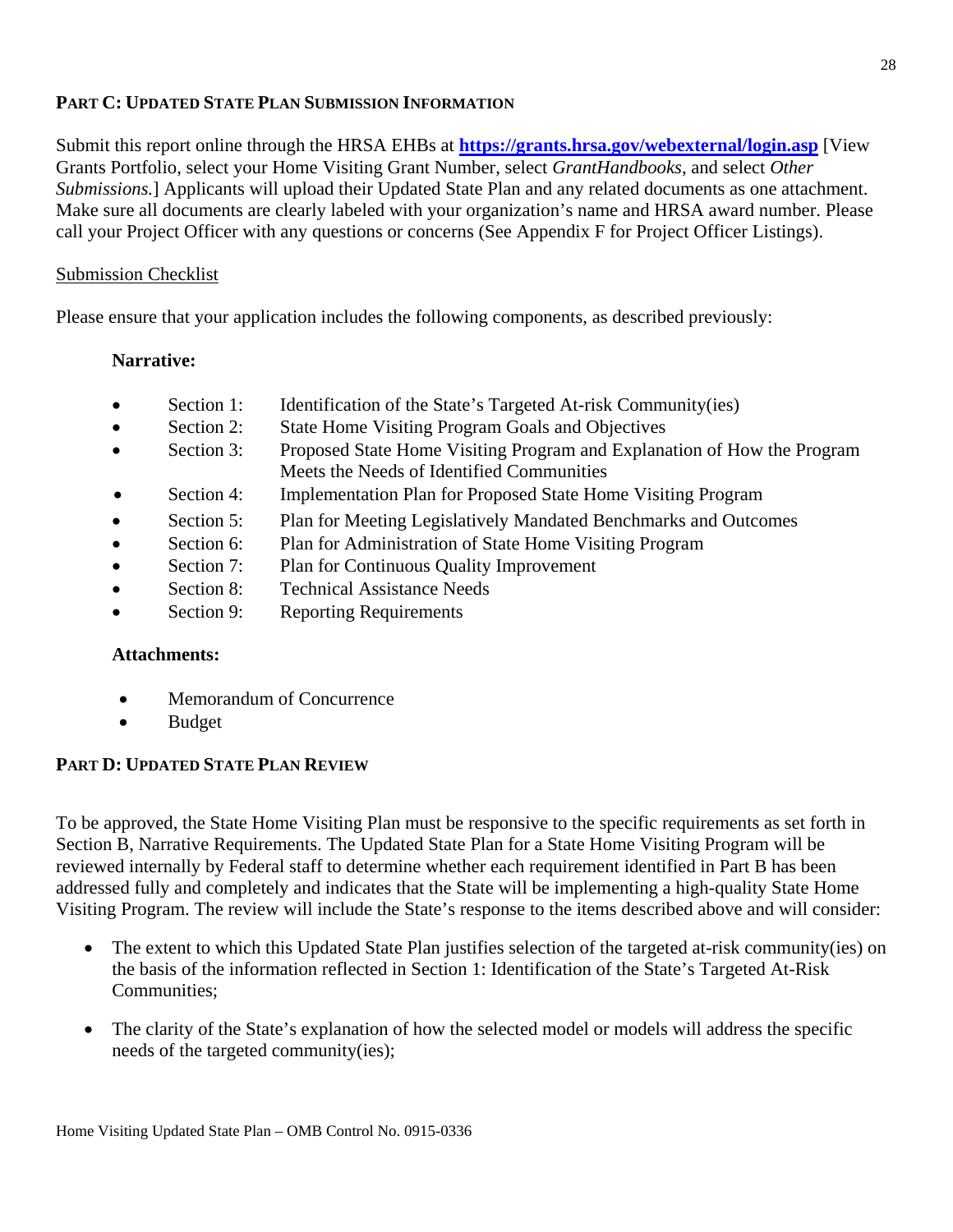## PART C: UPDATED STATE PLAN SUBMISSION INFORMATION

Submit this report online through the HRSA EHBs at **https://grants.hrsa.gov/webexternal/login.asp** [View Grants Portfolio, select your Home Visiting Grant Number, select *GrantHandbooks*, and select *Other Submissions.*] Applicants will upload their Updated State Plan and any related documents as one attachment. Make sure all documents are clearly labeled with your organization's name and HRSA award number. Please call your Project Officer with any questions or concerns (See Appendix F for Project Officer Listings).

Submission Checklist

Please ensure that your application includes the following components, as described previously:

**Narrative:**

- Section 1: Identification of the State's Targeted At-risk Community(ies)
- Section 2: State Home Visiting Program Goals and Objectives
- Section 3: Proposed State Home Visiting Program and Explanation of How the Program Meets the Needs of Identified Communities
- Section 4: Implementation Plan for Proposed State Home Visiting Program
- Section 5: Plan for Meeting Legislatively Mandated Benchmarks and Outcomes
- Section 6: Plan for Administration of State Home Visiting Program
- Section 7: Plan for Continuous Quality Improvement
- Section 8: Technical Assistance Needs
- Section 9: Reporting Requirements

**Attachments:**

- Memorandum of Concurrence
- Budget

## PART D: UPDATED STATE PLAN REVIEW

To be approved, the State Home Visiting Plan must be responsive to the specific requirements as set forth in Section B, Narrative Requirements. The Updated State Plan for a State Home Visiting Program will be reviewed internally by Federal staff to determine whether each requirement identified in Part B has been addressed fully and completely and indicates that the State will be implementing a high-quality State Home Visiting Program. The review will include the State's response to the items described above and will consider:

- The extent to which this Updated State Plan justifies selection of the targeted at-risk community(ies) on the basis of the information reflected in Section 1: Identification of the State's Targeted At-Risk Communities;
- The clarity of the State's explanation of how the selected model or models will address the specific needs of the targeted community(ies);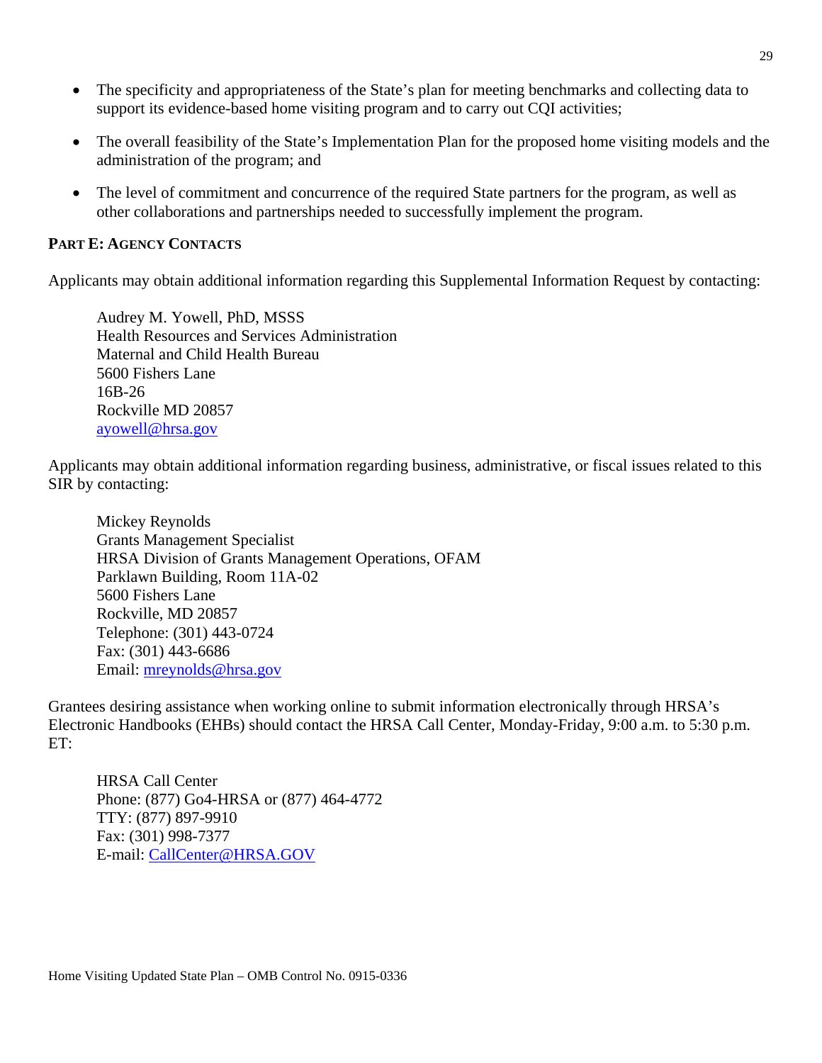- The specificity and appropriateness of the State's plan for meeting benchmarks and collecting data to support its evidence-based home visiting program and to carry out CQI activities;
- The overall feasibility of the State's Implementation Plan for the proposed home visiting models and the administration of the program; and
- The level of commitment and concurrence of the required State partners for the program, as well as other collaborations and partnerships needed to successfully implement the program.

**PART E: AGENCY CONTACTS**

Applicants may obtain additional information regarding this Supplemental Information Request by contacting:

Audrey M. Yowell, PhD, MSSS
Health Resources and Services Administration
Maternal and Child Health Bureau
5600 Fishers Lane
16B-26
Rockville MD 20857
ayowell@hrsa.gov

Applicants may obtain additional information regarding business, administrative, or fiscal issues related to this SIR by contacting:

Mickey Reynolds
Grants Management Specialist
HRSA Division of Grants Management Operations, OFAM
Parklawn Building, Room 11A-02
5600 Fishers Lane
Rockville, MD 20857
Telephone: (301) 443-0724
Fax: (301) 443-6686
Email: mreynolds@hrsa.gov

Grantees desiring assistance when working online to submit information electronically through HRSA's Electronic Handbooks (EHBs) should contact the HRSA Call Center, Monday-Friday, 9:00 a.m. to 5:30 p.m. ET:

HRSA Call Center
Phone: (877) Go4-HRSA or (877) 464-4772
TTY: (877) 897-9910
Fax: (301) 998-7377
E-mail: CallCenter@HRSA.GOV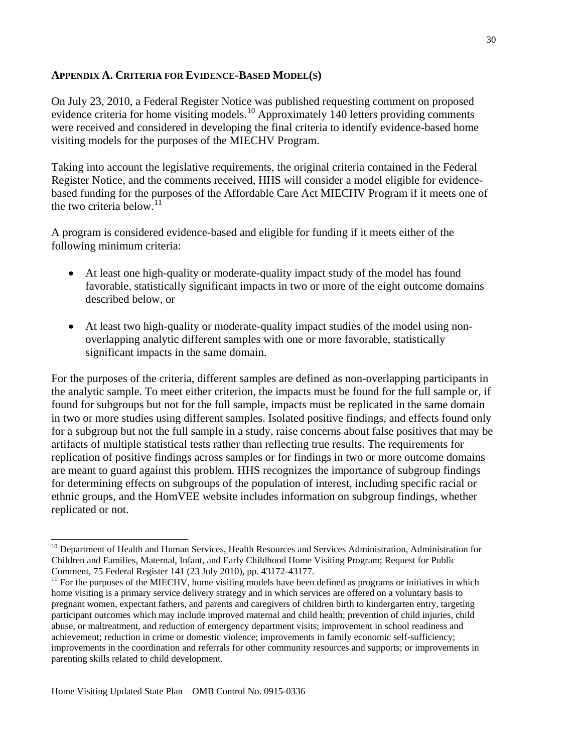## APPENDIX A. CRITERIA FOR EVIDENCE-BASED MODEL(S)

On July 23, 2010, a Federal Register Notice was published requesting comment on proposed evidence criteria for home visiting models.[10] Approximately 140 letters providing comments were received and considered in developing the final criteria to identify evidence-based home visiting models for the purposes of the MIECHV Program.

Taking into account the legislative requirements, the original criteria contained in the Federal Register Notice, and the comments received, HHS will consider a model eligible for evidence-based funding for the purposes of the Affordable Care Act MIECHV Program if it meets one of the two criteria below.[11]

A program is considered evidence-based and eligible for funding if it meets either of the following minimum criteria:

- At least one high-quality or moderate-quality impact study of the model has found favorable, statistically significant impacts in two or more of the eight outcome domains described below, or
- At least two high-quality or moderate-quality impact studies of the model using non-overlapping analytic different samples with one or more favorable, statistically significant impacts in the same domain.

For the purposes of the criteria, different samples are defined as non-overlapping participants in the analytic sample. To meet either criterion, the impacts must be found for the full sample or, if found for subgroups but not for the full sample, impacts must be replicated in the same domain in two or more studies using different samples. Isolated positive findings, and effects found only for a subgroup but not the full sample in a study, raise concerns about false positives that may be artifacts of multiple statistical tests rather than reflecting true results. The requirements for replication of positive findings across samples or for findings in two or more outcome domains are meant to guard against this problem. HHS recognizes the importance of subgroup findings for determining effects on subgroups of the population of interest, including specific racial or ethnic groups, and the HomVEE website includes information on subgroup findings, whether replicated or not.

---

[10] Department of Health and Human Services, Health Resources and Services Administration, Administration for Children and Families, Maternal, Infant, and Early Childhood Home Visiting Program; Request for Public Comment, 75 Federal Register 141 (23 July 2010), pp. 43172-43177.

[11] For the purposes of the MIECHV, home visiting models have been defined as programs or initiatives in which home visiting is a primary service delivery strategy and in which services are offered on a voluntary basis to pregnant women, expectant fathers, and parents and caregivers of children birth to kindergarten entry, targeting participant outcomes which may include improved maternal and child health; prevention of child injuries, child abuse, or maltreatment, and reduction of emergency department visits; improvement in school readiness and achievement; reduction in crime or domestic violence; improvements in family economic self-sufficiency; improvements in the coordination and referrals for other community resources and supports; or improvements in parenting skills related to child development.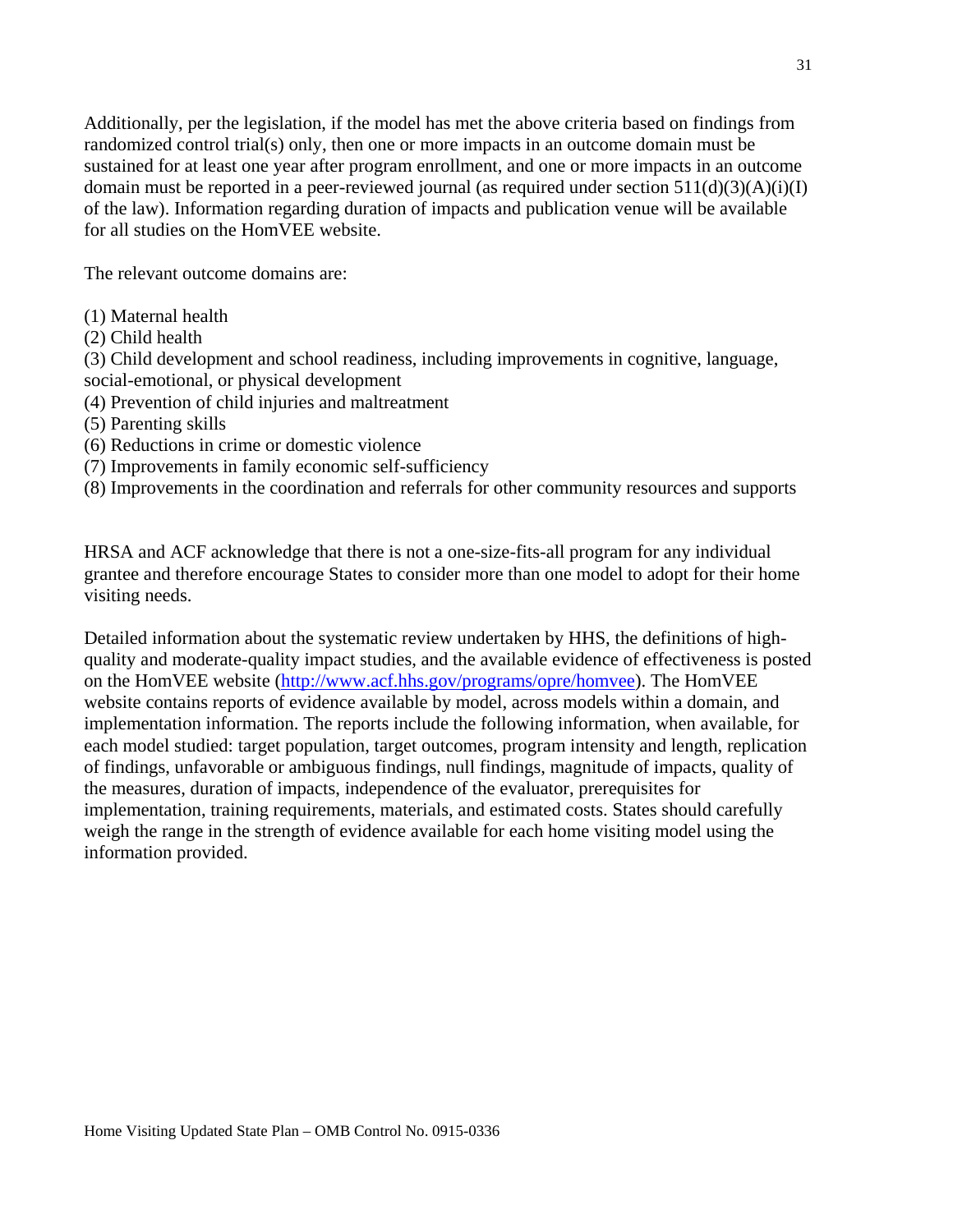Additionally, per the legislation, if the model has met the above criteria based on findings from randomized control trial(s) only, then one or more impacts in an outcome domain must be sustained for at least one year after program enrollment, and one or more impacts in an outcome domain must be reported in a peer-reviewed journal (as required under section 511(d)(3)(A)(i)(I) of the law). Information regarding duration of impacts and publication venue will be available for all studies on the HomVEE website.

The relevant outcome domains are:

(1) Maternal health
(2) Child health
(3) Child development and school readiness, including improvements in cognitive, language, social-emotional, or physical development
(4) Prevention of child injuries and maltreatment
(5) Parenting skills
(6) Reductions in crime or domestic violence
(7) Improvements in family economic self-sufficiency
(8) Improvements in the coordination and referrals for other community resources and supports

HRSA and ACF acknowledge that there is not a one-size-fits-all program for any individual grantee and therefore encourage States to consider more than one model to adopt for their home visiting needs.

Detailed information about the systematic review undertaken by HHS, the definitions of high-quality and moderate-quality impact studies, and the available evidence of effectiveness is posted on the HomVEE website ([http://www.acf.hhs.gov/programs/opre/homvee](http://www.acf.hhs.gov/programs/opre/homvee)). The HomVEE website contains reports of evidence available by model, across models within a domain, and implementation information. The reports include the following information, when available, for each model studied: target population, target outcomes, program intensity and length, replication of findings, unfavorable or ambiguous findings, null findings, magnitude of impacts, quality of the measures, duration of impacts, independence of the evaluator, prerequisites for implementation, training requirements, materials, and estimated costs. States should carefully weigh the range in the strength of evidence available for each home visiting model using the information provided.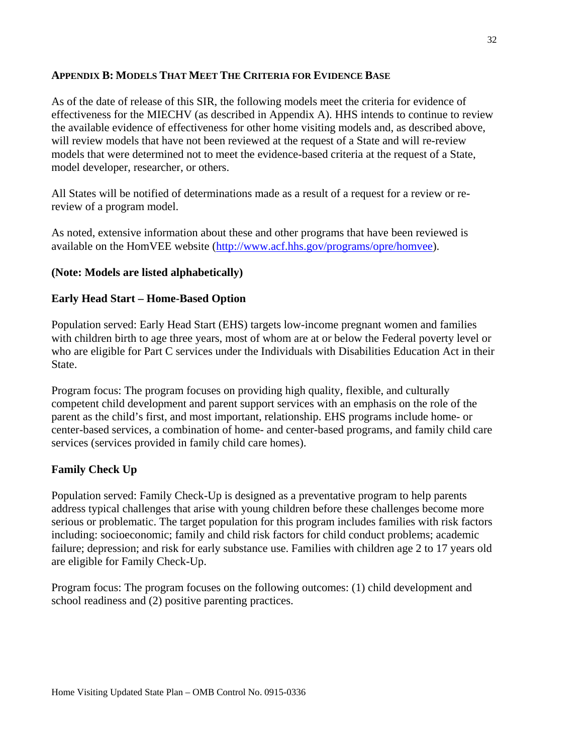## APPENDIX B: MODELS THAT MEET THE CRITERIA FOR EVIDENCE BASE

As of the date of release of this SIR, the following models meet the criteria for evidence of effectiveness for the MIECHV (as described in Appendix A). HHS intends to continue to review the available evidence of effectiveness for other home visiting models and, as described above, will review models that have not been reviewed at the request of a State and will re-review models that were determined not to meet the evidence-based criteria at the request of a State, model developer, researcher, or others.

All States will be notified of determinations made as a result of a request for a review or re-review of a program model.

As noted, extensive information about these and other programs that have been reviewed is available on the HomVEE website (http://www.acf.hhs.gov/programs/opre/homvee).

**(Note: Models are listed alphabetically)**

### Early Head Start – Home-Based Option

Population served: Early Head Start (EHS) targets low-income pregnant women and families with children birth to age three years, most of whom are at or below the Federal poverty level or who are eligible for Part C services under the Individuals with Disabilities Education Act in their State.

Program focus: The program focuses on providing high quality, flexible, and culturally competent child development and parent support services with an emphasis on the role of the parent as the child's first, and most important, relationship. EHS programs include home- or center-based services, a combination of home- and center-based programs, and family child care services (services provided in family child care homes).

### Family Check Up

Population served: Family Check-Up is designed as a preventative program to help parents address typical challenges that arise with young children before these challenges become more serious or problematic. The target population for this program includes families with risk factors including: socioeconomic; family and child risk factors for child conduct problems; academic failure; depression; and risk for early substance use. Families with children age 2 to 17 years old are eligible for Family Check-Up.

Program focus: The program focuses on the following outcomes: (1) child development and school readiness and (2) positive parenting practices.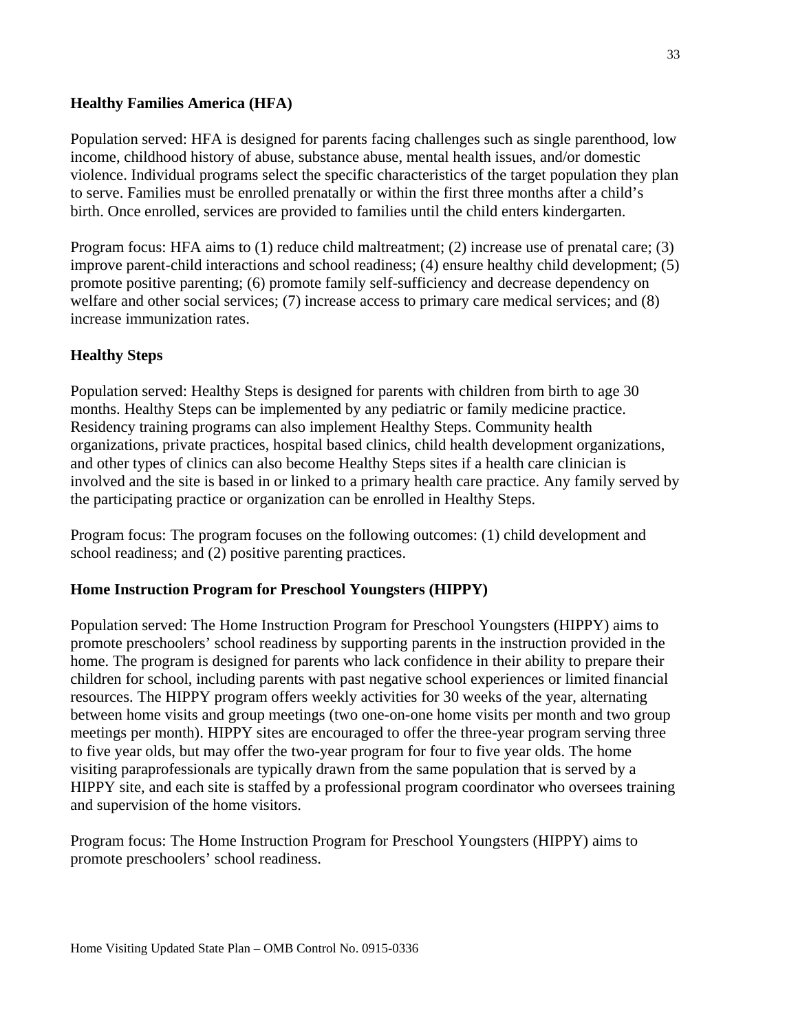**Healthy Families America (HFA)**

Population served: HFA is designed for parents facing challenges such as single parenthood, low income, childhood history of abuse, substance abuse, mental health issues, and/or domestic violence. Individual programs select the specific characteristics of the target population they plan to serve. Families must be enrolled prenatally or within the first three months after a child's birth. Once enrolled, services are provided to families until the child enters kindergarten.

Program focus: HFA aims to (1) reduce child maltreatment; (2) increase use of prenatal care; (3) improve parent-child interactions and school readiness; (4) ensure healthy child development; (5) promote positive parenting; (6) promote family self-sufficiency and decrease dependency on welfare and other social services; (7) increase access to primary care medical services; and (8) increase immunization rates.

**Healthy Steps**

Population served: Healthy Steps is designed for parents with children from birth to age 30 months. Healthy Steps can be implemented by any pediatric or family medicine practice. Residency training programs can also implement Healthy Steps. Community health organizations, private practices, hospital based clinics, child health development organizations, and other types of clinics can also become Healthy Steps sites if a health care clinician is involved and the site is based in or linked to a primary health care practice. Any family served by the participating practice or organization can be enrolled in Healthy Steps.

Program focus: The program focuses on the following outcomes: (1) child development and school readiness; and (2) positive parenting practices.

**Home Instruction Program for Preschool Youngsters (HIPPY)**

Population served: The Home Instruction Program for Preschool Youngsters (HIPPY) aims to promote preschoolers' school readiness by supporting parents in the instruction provided in the home. The program is designed for parents who lack confidence in their ability to prepare their children for school, including parents with past negative school experiences or limited financial resources. The HIPPY program offers weekly activities for 30 weeks of the year, alternating between home visits and group meetings (two one-on-one home visits per month and two group meetings per month). HIPPY sites are encouraged to offer the three-year program serving three to five year olds, but may offer the two-year program for four to five year olds. The home visiting paraprofessionals are typically drawn from the same population that is served by a HIPPY site, and each site is staffed by a professional program coordinator who oversees training and supervision of the home visitors.

Program focus: The Home Instruction Program for Preschool Youngsters (HIPPY) aims to promote preschoolers' school readiness.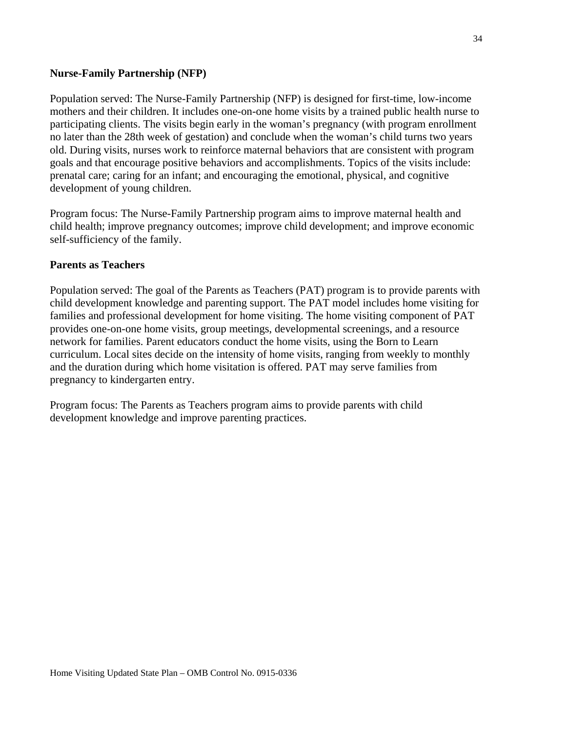**Nurse-Family Partnership (NFP)**

Population served: The Nurse-Family Partnership (NFP) is designed for first-time, low-income mothers and their children. It includes one-on-one home visits by a trained public health nurse to participating clients. The visits begin early in the woman's pregnancy (with program enrollment no later than the 28th week of gestation) and conclude when the woman's child turns two years old. During visits, nurses work to reinforce maternal behaviors that are consistent with program goals and that encourage positive behaviors and accomplishments. Topics of the visits include: prenatal care; caring for an infant; and encouraging the emotional, physical, and cognitive development of young children.

Program focus: The Nurse-Family Partnership program aims to improve maternal health and child health; improve pregnancy outcomes; improve child development; and improve economic self-sufficiency of the family.

**Parents as Teachers**

Population served: The goal of the Parents as Teachers (PAT) program is to provide parents with child development knowledge and parenting support. The PAT model includes home visiting for families and professional development for home visiting. The home visiting component of PAT provides one-on-one home visits, group meetings, developmental screenings, and a resource network for families. Parent educators conduct the home visits, using the Born to Learn curriculum. Local sites decide on the intensity of home visits, ranging from weekly to monthly and the duration during which home visitation is offered. PAT may serve families from pregnancy to kindergarten entry.

Program focus: The Parents as Teachers program aims to provide parents with child development knowledge and improve parenting practices.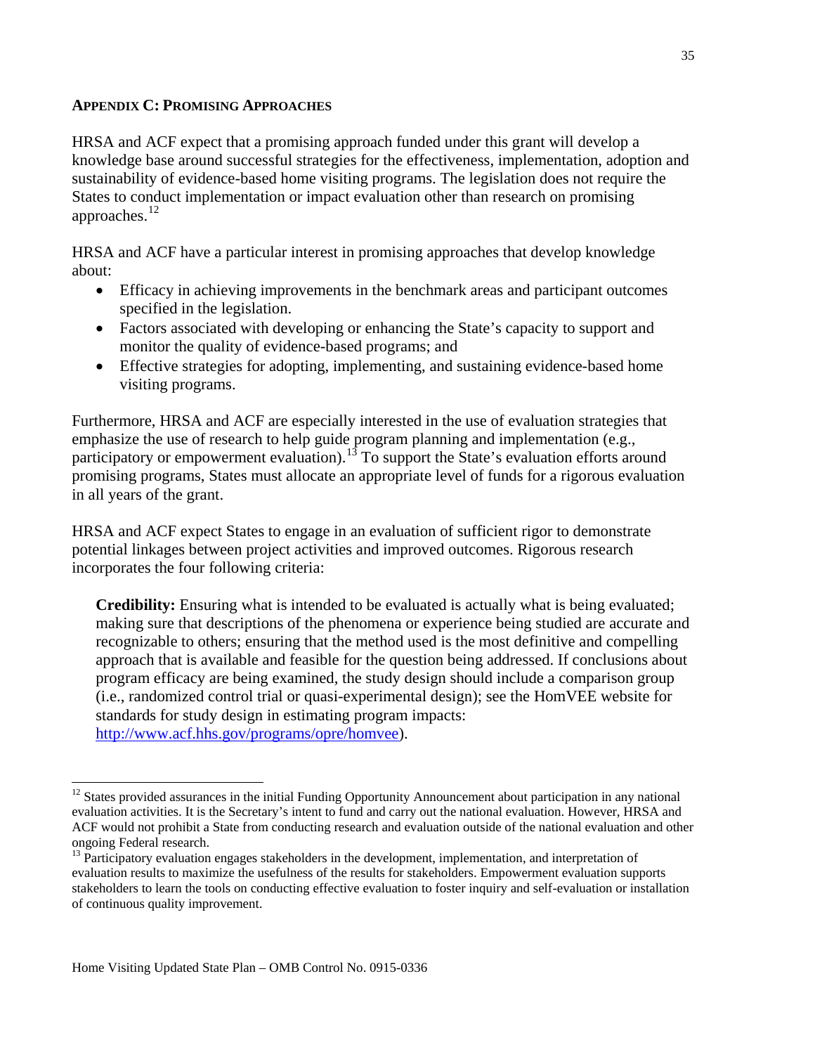## APPENDIX C: PROMISING APPROACHES

HRSA and ACF expect that a promising approach funded under this grant will develop a knowledge base around successful strategies for the effectiveness, implementation, adoption and sustainability of evidence-based home visiting programs. The legislation does not require the States to conduct implementation or impact evaluation other than research on promising approaches.[12]

HRSA and ACF have a particular interest in promising approaches that develop knowledge about:

- Efficacy in achieving improvements in the benchmark areas and participant outcomes specified in the legislation.
- Factors associated with developing or enhancing the State's capacity to support and monitor the quality of evidence-based programs; and
- Effective strategies for adopting, implementing, and sustaining evidence-based home visiting programs.

Furthermore, HRSA and ACF are especially interested in the use of evaluation strategies that emphasize the use of research to help guide program planning and implementation (e.g., participatory or empowerment evaluation).[13] To support the State's evaluation efforts around promising programs, States must allocate an appropriate level of funds for a rigorous evaluation in all years of the grant.

HRSA and ACF expect States to engage in an evaluation of sufficient rigor to demonstrate potential linkages between project activities and improved outcomes. Rigorous research incorporates the four following criteria:

**Credibility:** Ensuring what is intended to be evaluated is actually what is being evaluated; making sure that descriptions of the phenomena or experience being studied are accurate and recognizable to others; ensuring that the method used is the most definitive and compelling approach that is available and feasible for the question being addressed. If conclusions about program efficacy are being examined, the study design should include a comparison group (i.e., randomized control trial or quasi-experimental design); see the HomVEE website for standards for study design in estimating program impacts: http://www.acf.hhs.gov/programs/opre/homvee).

---

[12] States provided assurances in the initial Funding Opportunity Announcement about participation in any national evaluation activities. It is the Secretary's intent to fund and carry out the national evaluation. However, HRSA and ACF would not prohibit a State from conducting research and evaluation outside of the national evaluation and other ongoing Federal research.

[13] Participatory evaluation engages stakeholders in the development, implementation, and interpretation of evaluation results to maximize the usefulness of the results for stakeholders. Empowerment evaluation supports stakeholders to learn the tools on conducting effective evaluation to foster inquiry and self-evaluation or installation of continuous quality improvement.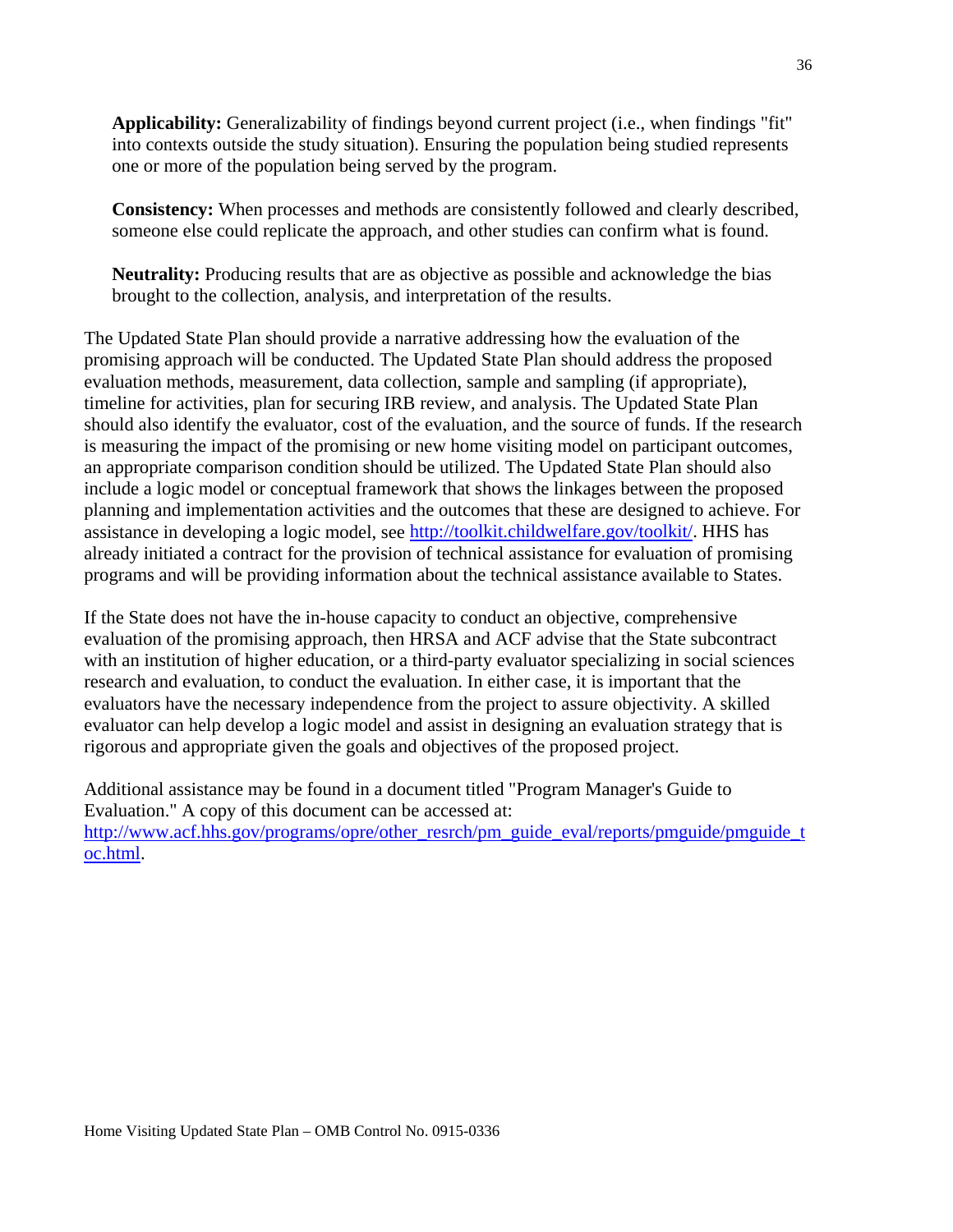**Applicability:** Generalizability of findings beyond current project (i.e., when findings "fit" into contexts outside the study situation). Ensuring the population being studied represents one or more of the population being served by the program.

**Consistency:** When processes and methods are consistently followed and clearly described, someone else could replicate the approach, and other studies can confirm what is found.

**Neutrality:** Producing results that are as objective as possible and acknowledge the bias brought to the collection, analysis, and interpretation of the results.

The Updated State Plan should provide a narrative addressing how the evaluation of the promising approach will be conducted. The Updated State Plan should address the proposed evaluation methods, measurement, data collection, sample and sampling (if appropriate), timeline for activities, plan for securing IRB review, and analysis. The Updated State Plan should also identify the evaluator, cost of the evaluation, and the source of funds. If the research is measuring the impact of the promising or new home visiting model on participant outcomes, an appropriate comparison condition should be utilized. The Updated State Plan should also include a logic model or conceptual framework that shows the linkages between the proposed planning and implementation activities and the outcomes that these are designed to achieve. For assistance in developing a logic model, see http://toolkit.childwelfare.gov/toolkit/. HHS has already initiated a contract for the provision of technical assistance for evaluation of promising programs and will be providing information about the technical assistance available to States.

If the State does not have the in-house capacity to conduct an objective, comprehensive evaluation of the promising approach, then HRSA and ACF advise that the State subcontract with an institution of higher education, or a third-party evaluator specializing in social sciences research and evaluation, to conduct the evaluation. In either case, it is important that the evaluators have the necessary independence from the project to assure objectivity. A skilled evaluator can help develop a logic model and assist in designing an evaluation strategy that is rigorous and appropriate given the goals and objectives of the proposed project.

Additional assistance may be found in a document titled "Program Manager's Guide to Evaluation." A copy of this document can be accessed at: http://www.acf.hhs.gov/programs/opre/other_resrch/pm_guide_eval/reports/pmguide/pmguide_toc.html.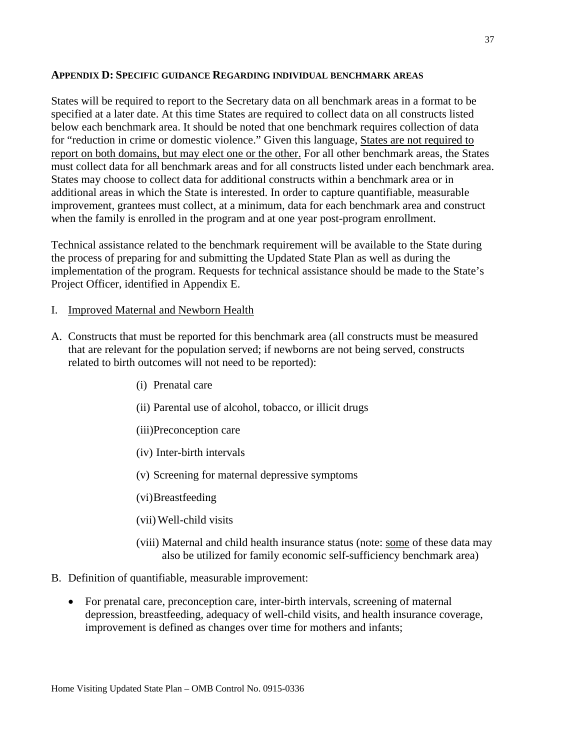## APPENDIX D: SPECIFIC GUIDANCE REGARDING INDIVIDUAL BENCHMARK AREAS

States will be required to report to the Secretary data on all benchmark areas in a format to be specified at a later date. At this time States are required to collect data on all constructs listed below each benchmark area. It should be noted that one benchmark requires collection of data for "reduction in crime or domestic violence." Given this language, States are not required to report on both domains, but may elect one or the other. For all other benchmark areas, the States must collect data for all benchmark areas and for all constructs listed under each benchmark area. States may choose to collect data for additional constructs within a benchmark area or in additional areas in which the State is interested. In order to capture quantifiable, measurable improvement, grantees must collect, at a minimum, data for each benchmark area and construct when the family is enrolled in the program and at one year post-program enrollment.

Technical assistance related to the benchmark requirement will be available to the State during the process of preparing for and submitting the Updated State Plan as well as during the implementation of the program. Requests for technical assistance should be made to the State's Project Officer, identified in Appendix E.

I. Improved Maternal and Newborn Health

A. Constructs that must be reported for this benchmark area (all constructs must be measured that are relevant for the population served; if newborns are not being served, constructs related to birth outcomes will not need to be reported):

   (i) Prenatal care

   (ii) Parental use of alcohol, tobacco, or illicit drugs

   (iii) Preconception care

   (iv) Inter-birth intervals

   (v) Screening for maternal depressive symptoms

   (vi) Breastfeeding

   (vii) Well-child visits

   (viii) Maternal and child health insurance status (note: some of these data may also be utilized for family economic self-sufficiency benchmark area)

B. Definition of quantifiable, measurable improvement:

- For prenatal care, preconception care, inter-birth intervals, screening of maternal depression, breastfeeding, adequacy of well-child visits, and health insurance coverage, improvement is defined as changes over time for mothers and infants;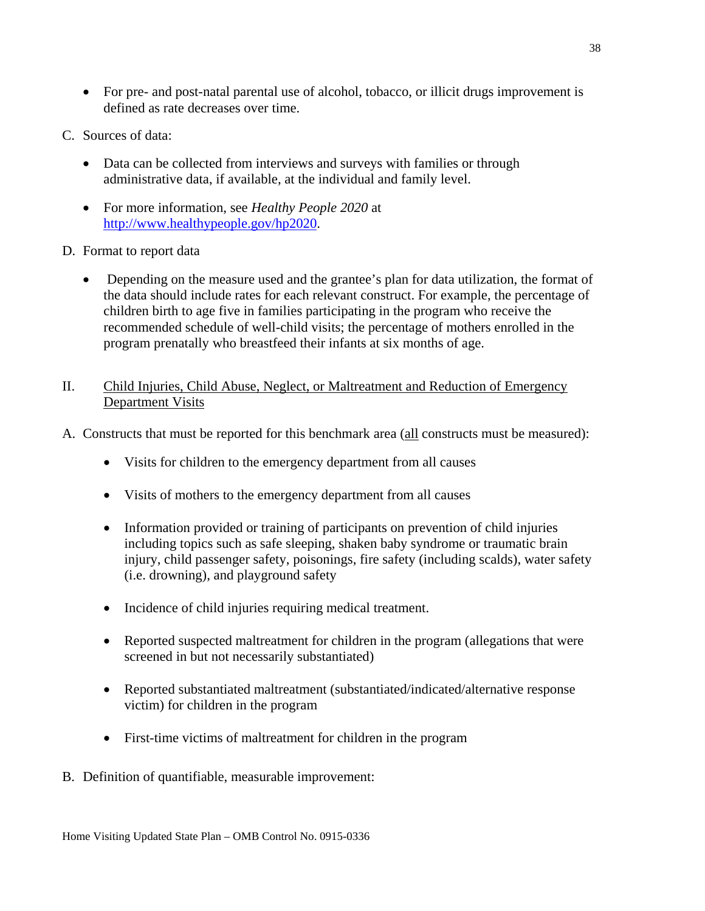- For pre- and post-natal parental use of alcohol, tobacco, or illicit drugs improvement is defined as rate decreases over time.

C. Sources of data:

- Data can be collected from interviews and surveys with families or through administrative data, if available, at the individual and family level.

- For more information, see *Healthy People 2020* at http://www.healthypeople.gov/hp2020.

D. Format to report data

- Depending on the measure used and the grantee's plan for data utilization, the format of the data should include rates for each relevant construct. For example, the percentage of children birth to age five in families participating in the program who receive the recommended schedule of well-child visits; the percentage of mothers enrolled in the program prenatally who breastfeed their infants at six months of age.

## II. Child Injuries, Child Abuse, Neglect, or Maltreatment and Reduction of Emergency Department Visits

A. Constructs that must be reported for this benchmark area (all constructs must be measured):

- Visits for children to the emergency department from all causes

- Visits of mothers to the emergency department from all causes

- Information provided or training of participants on prevention of child injuries including topics such as safe sleeping, shaken baby syndrome or traumatic brain injury, child passenger safety, poisonings, fire safety (including scalds), water safety (i.e. drowning), and playground safety

- Incidence of child injuries requiring medical treatment.

- Reported suspected maltreatment for children in the program (allegations that were screened in but not necessarily substantiated)

- Reported substantiated maltreatment (substantiated/indicated/alternative response victim) for children in the program

- First-time victims of maltreatment for children in the program

B. Definition of quantifiable, measurable improvement: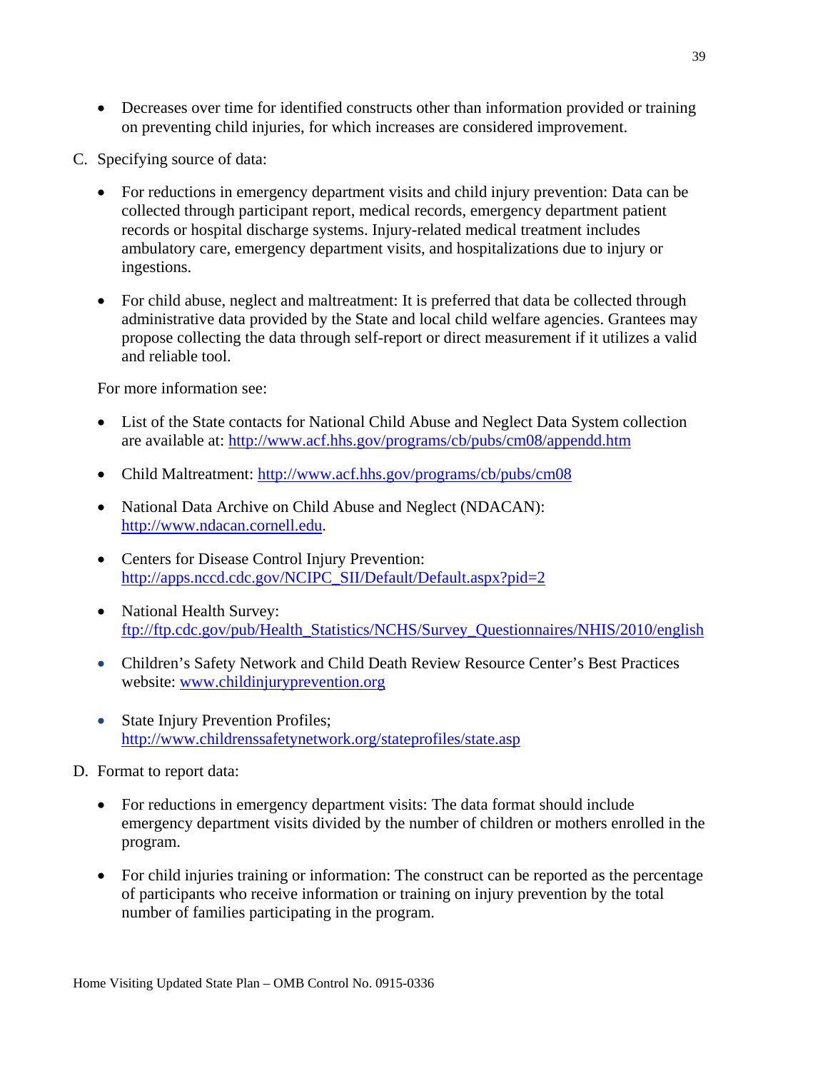- Decreases over time for identified constructs other than information provided or training on preventing child injuries, for which increases are considered improvement.

C. Specifying source of data:

- For reductions in emergency department visits and child injury prevention: Data can be collected through participant report, medical records, emergency department patient records or hospital discharge systems. Injury-related medical treatment includes ambulatory care, emergency department visits, and hospitalizations due to injury or ingestions.

- For child abuse, neglect and maltreatment: It is preferred that data be collected through administrative data provided by the State and local child welfare agencies. Grantees may propose collecting the data through self-report or direct measurement if it utilizes a valid and reliable tool.

For more information see:

- List of the State contacts for National Child Abuse and Neglect Data System collection are available at: http://www.acf.hhs.gov/programs/cb/pubs/cm08/appendd.htm

- Child Maltreatment: http://www.acf.hhs.gov/programs/cb/pubs/cm08

- National Data Archive on Child Abuse and Neglect (NDACAN): http://www.ndacan.cornell.edu.

- Centers for Disease Control Injury Prevention: http://apps.nccd.cdc.gov/NCIPC_SII/Default/Default.aspx?pid=2

- National Health Survey: ftp://ftp.cdc.gov/pub/Health_Statistics/NCHS/Survey_Questionnaires/NHIS/2010/english

- Children's Safety Network and Child Death Review Resource Center's Best Practices website: www.childinjuryprevention.org

- State Injury Prevention Profiles; http://www.childrenssafetynetwork.org/stateprofiles/state.asp

D. Format to report data:

- For reductions in emergency department visits: The data format should include emergency department visits divided by the number of children or mothers enrolled in the program.

- For child injuries training or information: The construct can be reported as the percentage of participants who receive information or training on injury prevention by the total number of families participating in the program.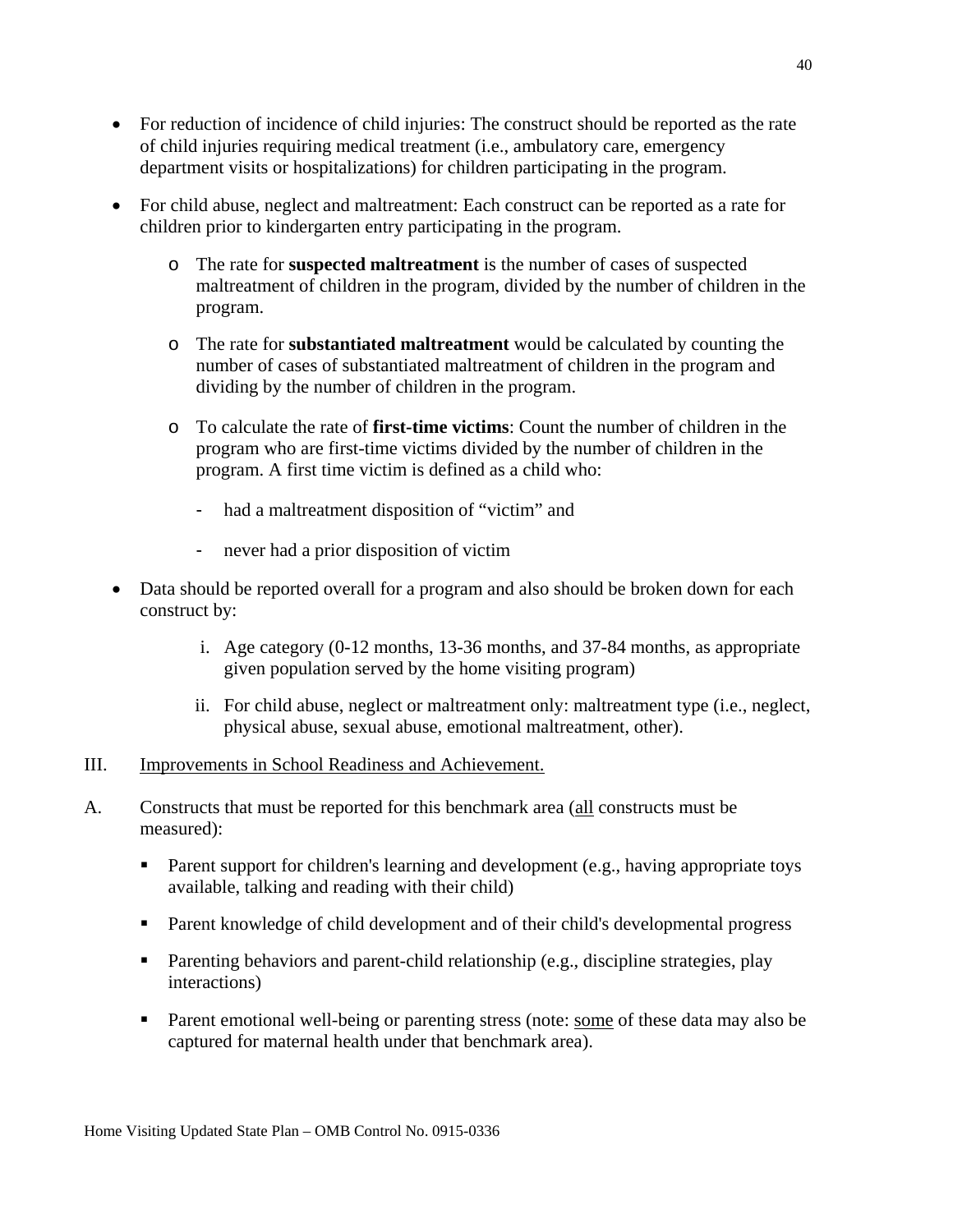- For reduction of incidence of child injuries: The construct should be reported as the rate of child injuries requiring medical treatment (i.e., ambulatory care, emergency department visits or hospitalizations) for children participating in the program.

- For child abuse, neglect and maltreatment: Each construct can be reported as a rate for children prior to kindergarten entry participating in the program.

    - The rate for **suspected maltreatment** is the number of cases of suspected maltreatment of children in the program, divided by the number of children in the program.

    - The rate for **substantiated maltreatment** would be calculated by counting the number of cases of substantiated maltreatment of children in the program and dividing by the number of children in the program.

    - To calculate the rate of **first-time victims**: Count the number of children in the program who are first-time victims divided by the number of children in the program. A first time victim is defined as a child who:

        - had a maltreatment disposition of "victim" and

        - never had a prior disposition of victim

- Data should be reported overall for a program and also should be broken down for each construct by:

    i. Age category (0-12 months, 13-36 months, and 37-84 months, as appropriate given population served by the home visiting program)

    ii. For child abuse, neglect or maltreatment only: maltreatment type (i.e., neglect, physical abuse, sexual abuse, emotional maltreatment, other).

III. <u>Improvements in School Readiness and Achievement.</u>

A. Constructs that must be reported for this benchmark area (<u>all</u> constructs must be measured):

- Parent support for children's learning and development (e.g., having appropriate toys available, talking and reading with their child)

- Parent knowledge of child development and of their child's developmental progress

- Parenting behaviors and parent-child relationship (e.g., discipline strategies, play interactions)

- Parent emotional well-being or parenting stress (note: <u>some</u> of these data may also be captured for maternal health under that benchmark area).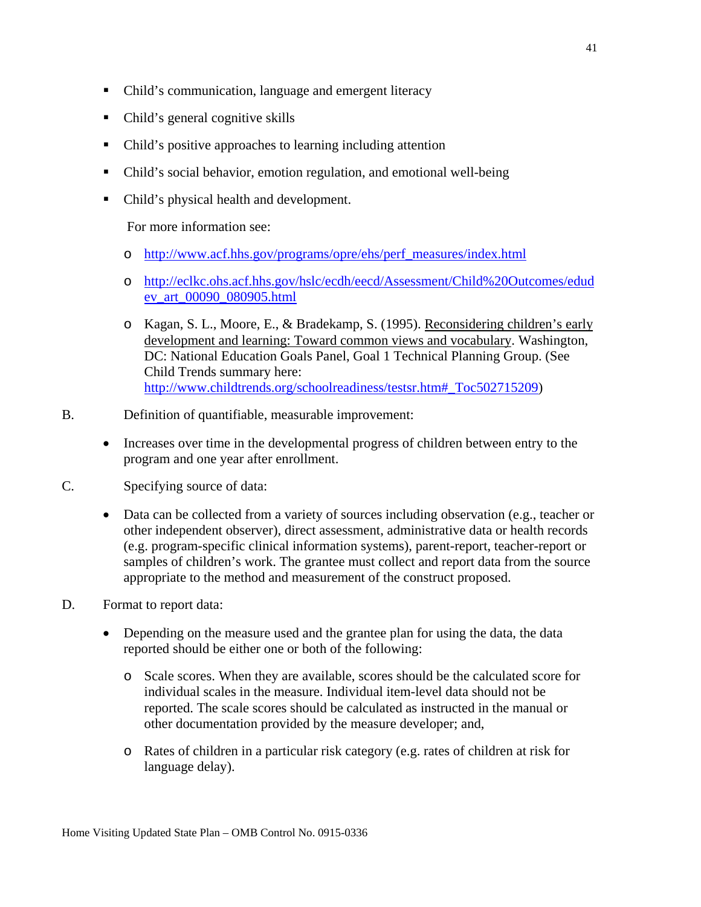- Child's communication, language and emergent literacy
- Child's general cognitive skills
- Child's positive approaches to learning including attention
- Child's social behavior, emotion regulation, and emotional well-being
- Child's physical health and development.

  For more information see:

  - http://www.acf.hhs.gov/programs/opre/ehs/perf_measures/index.html
  - http://eclkc.ohs.acf.hhs.gov/hslc/ecdh/eecd/Assessment/Child%20Outcomes/edudev_art_00090_080905.html
  - Kagan, S. L., Moore, E., & Bradekamp, S. (1995). Reconsidering children's early development and learning: Toward common views and vocabulary. Washington, DC: National Education Goals Panel, Goal 1 Technical Planning Group. (See Child Trends summary here: http://www.childtrends.org/schoolreadiness/testsr.htm#_Toc502715209)

B. Definition of quantifiable, measurable improvement:

- Increases over time in the developmental progress of children between entry to the program and one year after enrollment.

C. Specifying source of data:

- Data can be collected from a variety of sources including observation (e.g., teacher or other independent observer), direct assessment, administrative data or health records (e.g. program-specific clinical information systems), parent-report, teacher-report or samples of children's work. The grantee must collect and report data from the source appropriate to the method and measurement of the construct proposed.

D. Format to report data:

- Depending on the measure used and the grantee plan for using the data, the data reported should be either one or both of the following:
  - Scale scores. When they are available, scores should be the calculated score for individual scales in the measure. Individual item-level data should not be reported. The scale scores should be calculated as instructed in the manual or other documentation provided by the measure developer; and,
  - Rates of children in a particular risk category (e.g. rates of children at risk for language delay).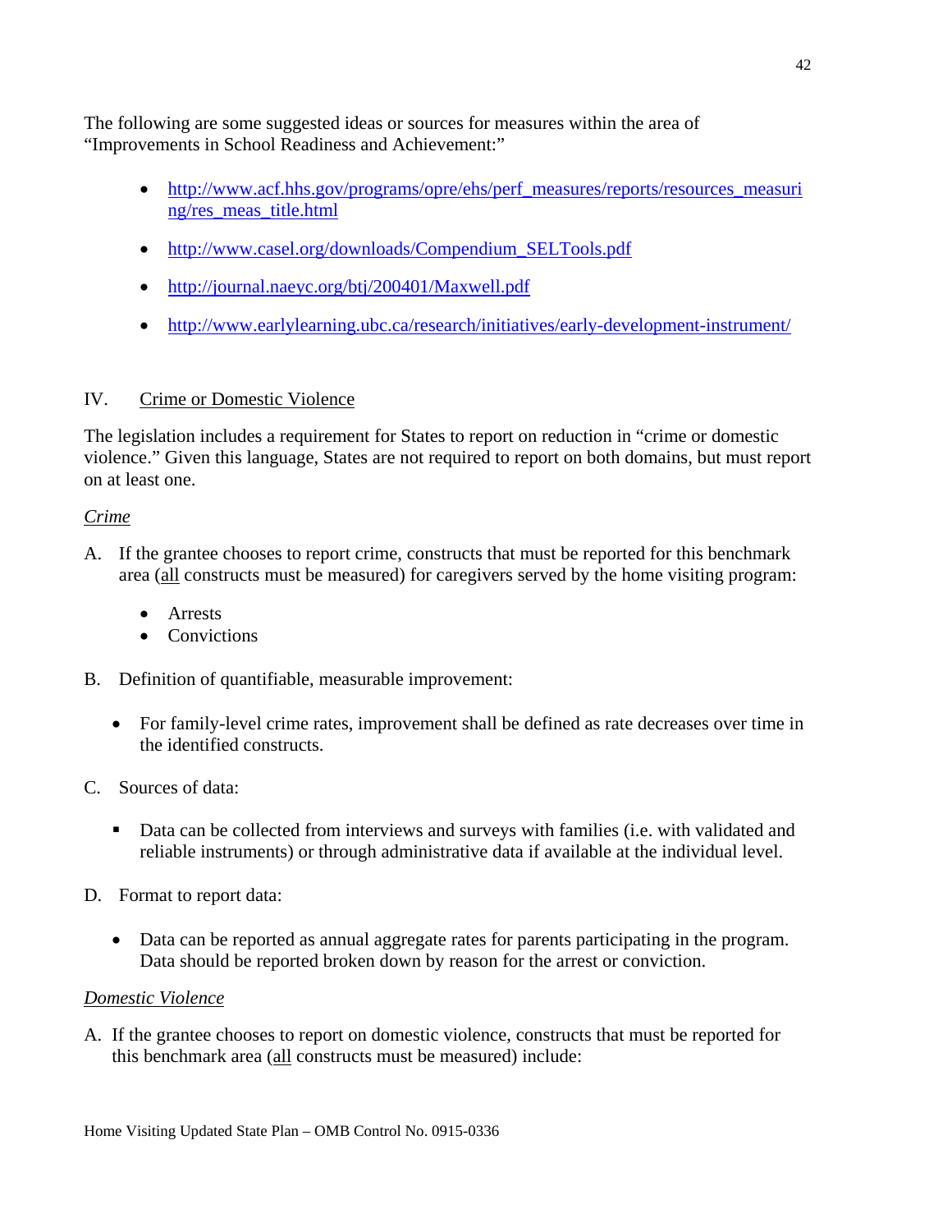The following are some suggested ideas or sources for measures within the area of "Improvements in School Readiness and Achievement:"

- http://www.acf.hhs.gov/programs/opre/ehs/perf_measures/reports/resources_measuring/res_meas_title.html
- http://www.casel.org/downloads/Compendium_SELTools.pdf
- http://journal.naeyc.org/btj/200401/Maxwell.pdf
- http://www.earlylearning.ubc.ca/research/initiatives/early-development-instrument/

## IV. Crime or Domestic Violence

The legislation includes a requirement for States to report on reduction in "crime or domestic violence." Given this language, States are not required to report on both domains, but must report on at least one.

### *Crime*

A. If the grantee chooses to report crime, constructs that must be reported for this benchmark area (all constructs must be measured) for caregivers served by the home visiting program:

   - Arrests
   - Convictions

B. Definition of quantifiable, measurable improvement:

   - For family-level crime rates, improvement shall be defined as rate decreases over time in the identified constructs.

C. Sources of data:

   - Data can be collected from interviews and surveys with families (i.e. with validated and reliable instruments) or through administrative data if available at the individual level.

D. Format to report data:

   - Data can be reported as annual aggregate rates for parents participating in the program. Data should be reported broken down by reason for the arrest or conviction.

### *Domestic Violence*

A. If the grantee chooses to report on domestic violence, constructs that must be reported for this benchmark area (all constructs must be measured) include: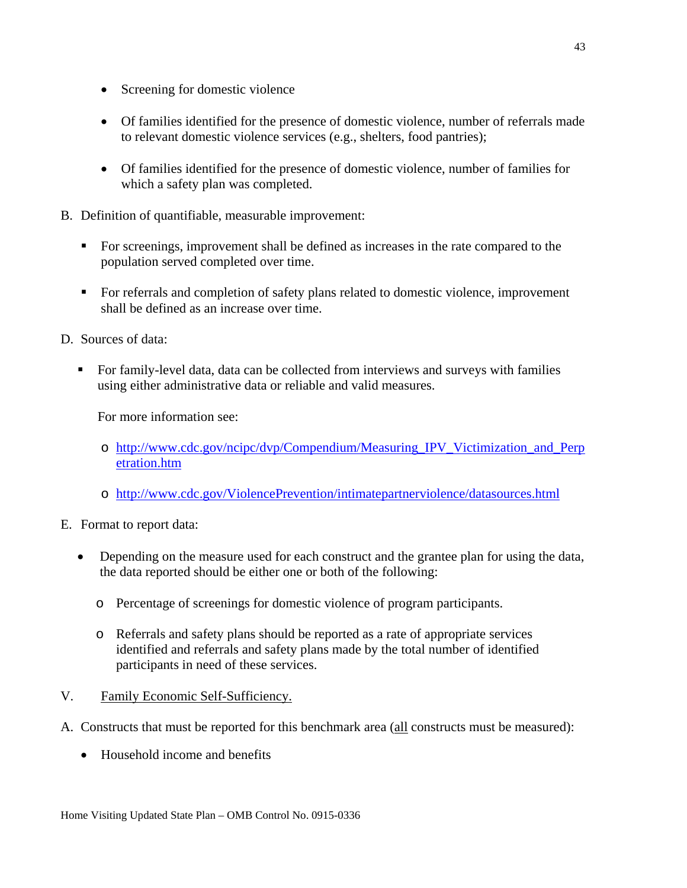- Screening for domestic violence

- Of families identified for the presence of domestic violence, number of referrals made to relevant domestic violence services (e.g., shelters, food pantries);

- Of families identified for the presence of domestic violence, number of families for which a safety plan was completed.

B. Definition of quantifiable, measurable improvement:

- For screenings, improvement shall be defined as increases in the rate compared to the population served completed over time.

- For referrals and completion of safety plans related to domestic violence, improvement shall be defined as an increase over time.

D. Sources of data:

- For family-level data, data can be collected from interviews and surveys with families using either administrative data or reliable and valid measures.

  For more information see:

  - http://www.cdc.gov/ncipc/dvp/Compendium/Measuring_IPV_Victimization_and_Perpetration.htm

  - http://www.cdc.gov/ViolencePrevention/intimatepartnerviolence/datasources.html

E. Format to report data:

- Depending on the measure used for each construct and the grantee plan for using the data, the data reported should be either one or both of the following:

  - Percentage of screenings for domestic violence of program participants.

  - Referrals and safety plans should be reported as a rate of appropriate services identified and referrals and safety plans made by the total number of identified participants in need of these services.

V. Family Economic Self-Sufficiency.

A. Constructs that must be reported for this benchmark area (all constructs must be measured):

- Household income and benefits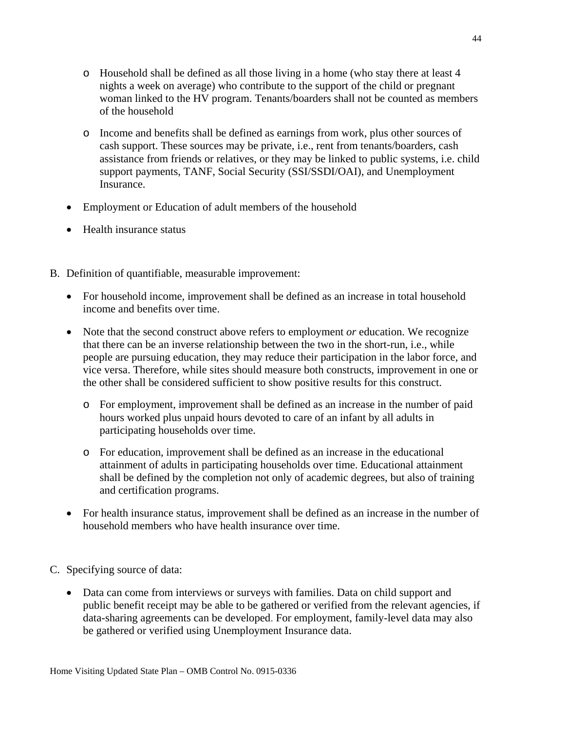- Household shall be defined as all those living in a home (who stay there at least 4 nights a week on average) who contribute to the support of the child or pregnant woman linked to the HV program. Tenants/boarders shall not be counted as members of the household
  - Income and benefits shall be defined as earnings from work, plus other sources of cash support. These sources may be private, i.e., rent from tenants/boarders, cash assistance from friends or relatives, or they may be linked to public systems, i.e. child support payments, TANF, Social Security (SSI/SSDI/OAI), and Unemployment Insurance.

- Employment or Education of adult members of the household
- Health insurance status

B. Definition of quantifiable, measurable improvement:

- For household income, improvement shall be defined as an increase in total household income and benefits over time.
- Note that the second construct above refers to employment *or* education. We recognize that there can be an inverse relationship between the two in the short-run, i.e., while people are pursuing education, they may reduce their participation in the labor force, and vice versa. Therefore, while sites should measure both constructs, improvement in one or the other shall be considered sufficient to show positive results for this construct.
  - For employment, improvement shall be defined as an increase in the number of paid hours worked plus unpaid hours devoted to care of an infant by all adults in participating households over time.
  - For education, improvement shall be defined as an increase in the educational attainment of adults in participating households over time. Educational attainment shall be defined by the completion not only of academic degrees, but also of training and certification programs.
- For health insurance status, improvement shall be defined as an increase in the number of household members who have health insurance over time.

C. Specifying source of data:

- Data can come from interviews or surveys with families. Data on child support and public benefit receipt may be able to be gathered or verified from the relevant agencies, if data-sharing agreements can be developed. For employment, family-level data may also be gathered or verified using Unemployment Insurance data.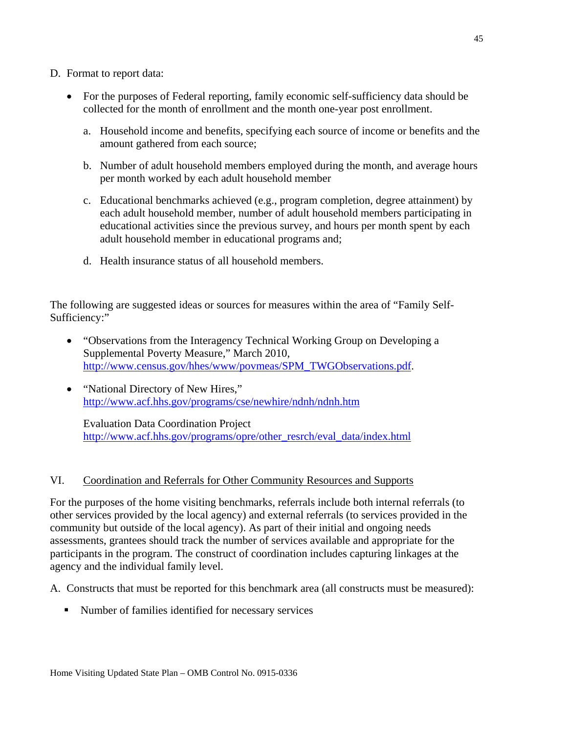D. Format to report data:

- For the purposes of Federal reporting, family economic self-sufficiency data should be collected for the month of enrollment and the month one-year post enrollment.

  a. Household income and benefits, specifying each source of income or benefits and the amount gathered from each source;

  b. Number of adult household members employed during the month, and average hours per month worked by each adult household member

  c. Educational benchmarks achieved (e.g., program completion, degree attainment) by each adult household member, number of adult household members participating in educational activities since the previous survey, and hours per month spent by each adult household member in educational programs and;

  d. Health insurance status of all household members.

The following are suggested ideas or sources for measures within the area of "Family Self-Sufficiency:"

- "Observations from the Interagency Technical Working Group on Developing a Supplemental Poverty Measure," March 2010, http://www.census.gov/hhes/www/povmeas/SPM_TWGObservations.pdf.

- "National Directory of New Hires," http://www.acf.hhs.gov/programs/cse/newhire/ndnh/ndnh.htm

  Evaluation Data Coordination Project http://www.acf.hhs.gov/programs/opre/other_resrch/eval_data/index.html

## VI. Coordination and Referrals for Other Community Resources and Supports

For the purposes of the home visiting benchmarks, referrals include both internal referrals (to other services provided by the local agency) and external referrals (to services provided in the community but outside of the local agency). As part of their initial and ongoing needs assessments, grantees should track the number of services available and appropriate for the participants in the program. The construct of coordination includes capturing linkages at the agency and the individual family level.

A. Constructs that must be reported for this benchmark area (all constructs must be measured):

- Number of families identified for necessary services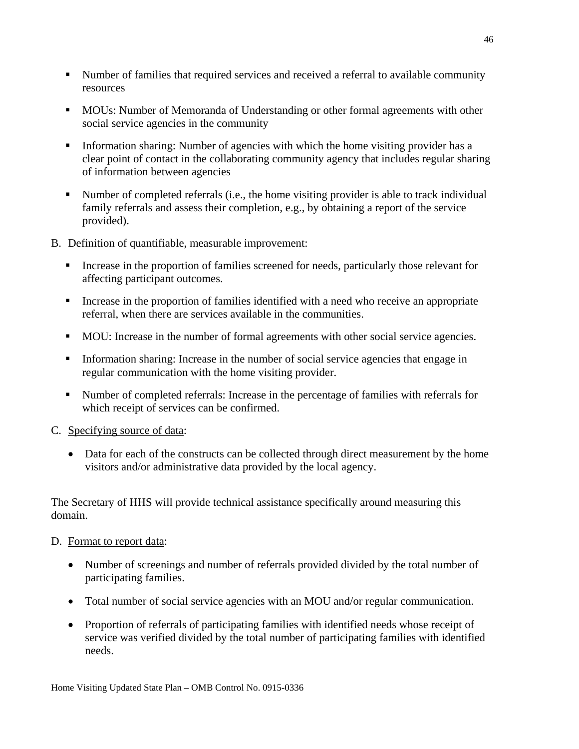- Number of families that required services and received a referral to available community resources

- MOUs: Number of Memoranda of Understanding or other formal agreements with other social service agencies in the community

- Information sharing: Number of agencies with which the home visiting provider has a clear point of contact in the collaborating community agency that includes regular sharing of information between agencies

- Number of completed referrals (i.e., the home visiting provider is able to track individual family referrals and assess their completion, e.g., by obtaining a report of the service provided).

B. Definition of quantifiable, measurable improvement:

- Increase in the proportion of families screened for needs, particularly those relevant for affecting participant outcomes.

- Increase in the proportion of families identified with a need who receive an appropriate referral, when there are services available in the communities.

- MOU: Increase in the number of formal agreements with other social service agencies.

- Information sharing: Increase in the number of social service agencies that engage in regular communication with the home visiting provider.

- Number of completed referrals: Increase in the percentage of families with referrals for which receipt of services can be confirmed.

C. Specifying source of data:

- Data for each of the constructs can be collected through direct measurement by the home visitors and/or administrative data provided by the local agency.

The Secretary of HHS will provide technical assistance specifically around measuring this domain.

D. Format to report data:

- Number of screenings and number of referrals provided divided by the total number of participating families.

- Total number of social service agencies with an MOU and/or regular communication.

- Proportion of referrals of participating families with identified needs whose receipt of service was verified divided by the total number of participating families with identified needs.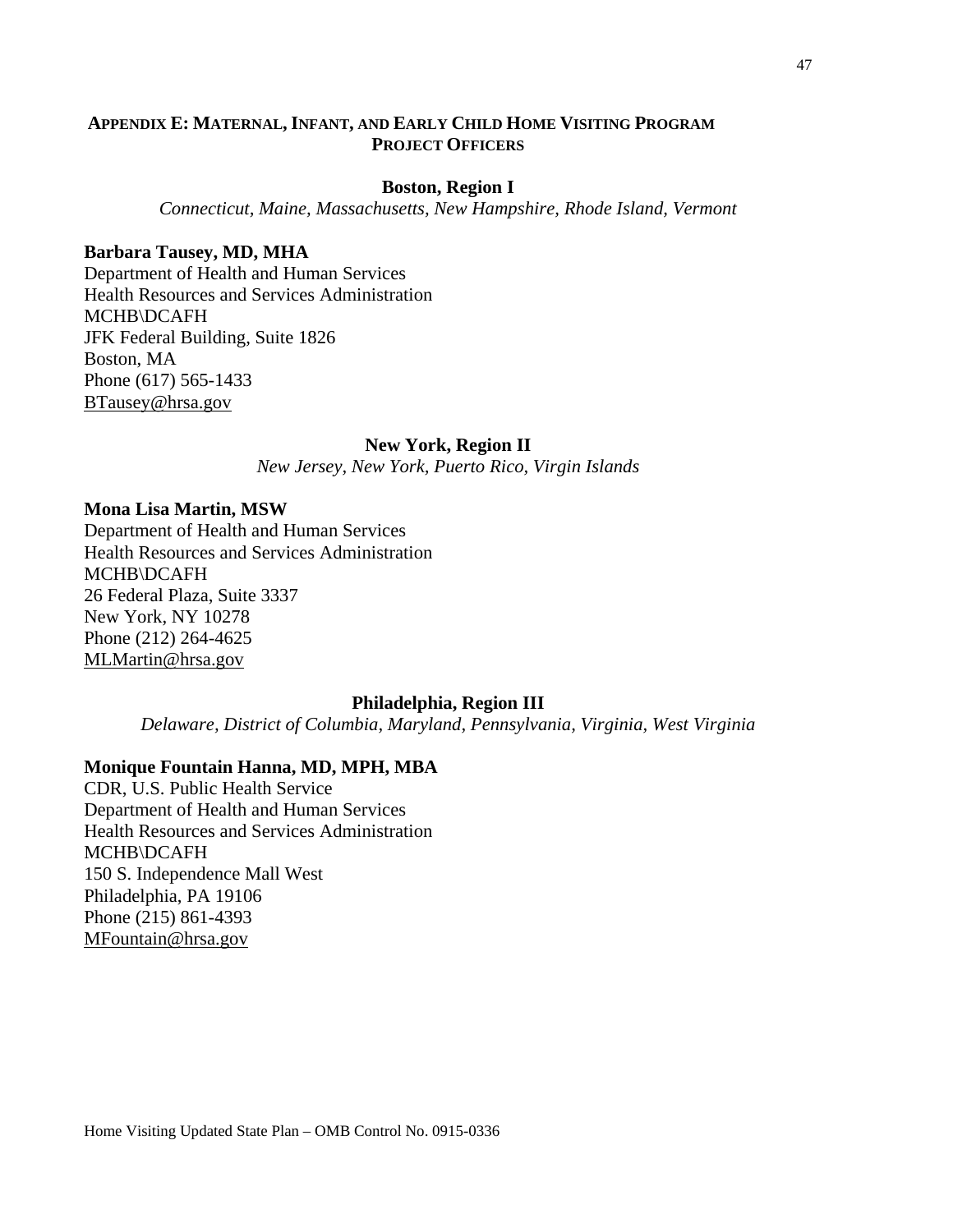## APPENDIX E: MATERNAL, INFANT, AND EARLY CHILD HOME VISITING PROGRAM PROJECT OFFICERS

### Boston, Region I

*Connecticut, Maine, Massachusetts, New Hampshire, Rhode Island, Vermont*

**Barbara Tausey, MD, MHA**
Department of Health and Human Services
Health Resources and Services Administration
MCHB\DCAFH
JFK Federal Building, Suite 1826
Boston, MA
Phone (617) 565-1433
BTausey@hrsa.gov

### New York, Region II

*New Jersey, New York, Puerto Rico, Virgin Islands*

**Mona Lisa Martin, MSW**
Department of Health and Human Services
Health Resources and Services Administration
MCHB\DCAFH
26 Federal Plaza, Suite 3337
New York, NY 10278
Phone (212) 264-4625
MLMartin@hrsa.gov

### Philadelphia, Region III

*Delaware, District of Columbia, Maryland, Pennsylvania, Virginia, West Virginia*

**Monique Fountain Hanna, MD, MPH, MBA**
CDR, U.S. Public Health Service
Department of Health and Human Services
Health Resources and Services Administration
MCHB\DCAFH
150 S. Independence Mall West
Philadelphia, PA 19106
Phone (215) 861-4393
MFountain@hrsa.gov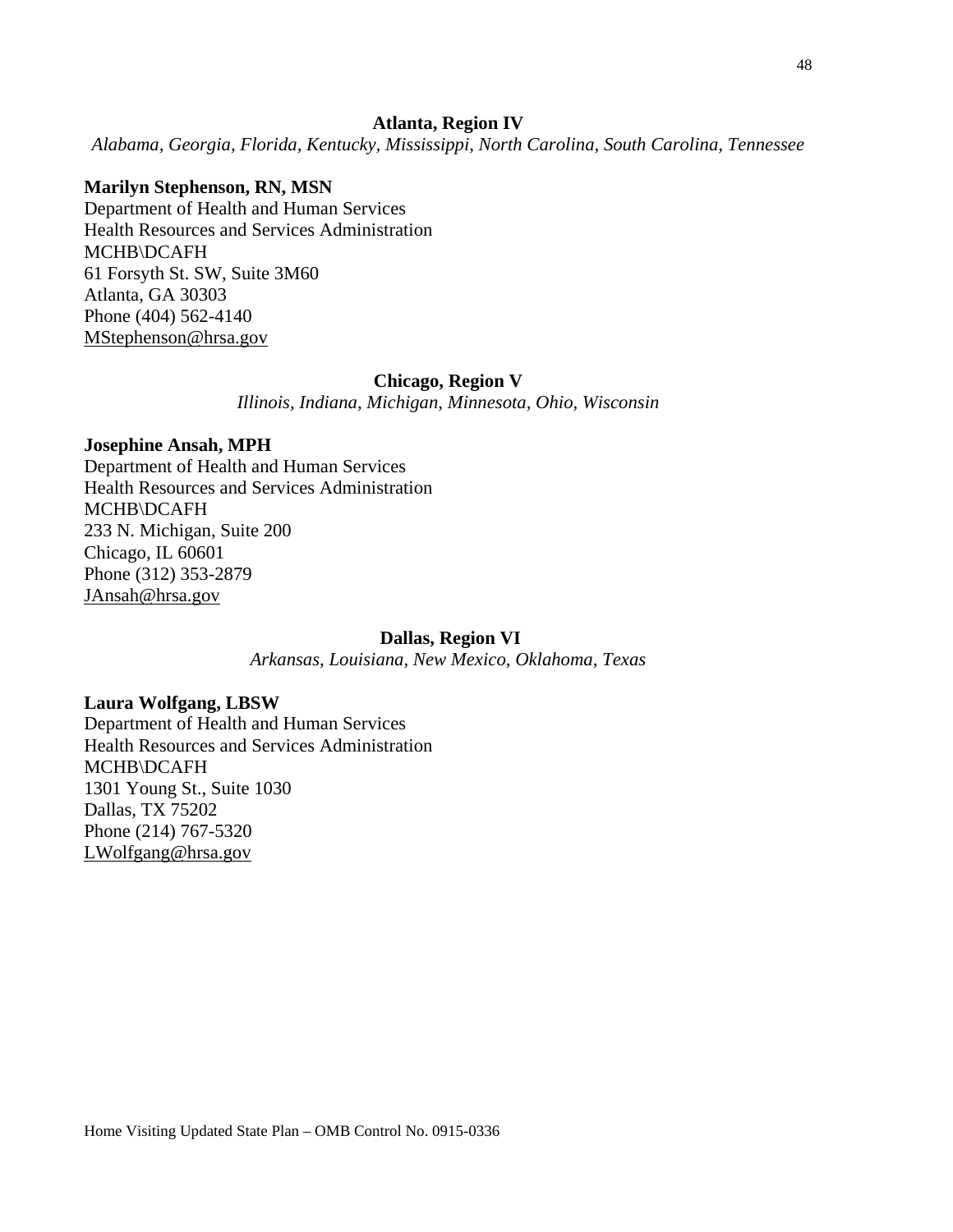**Atlanta, Region IV**

*Alabama, Georgia, Florida, Kentucky, Mississippi, North Carolina, South Carolina, Tennessee*

**Marilyn Stephenson, RN, MSN**
Department of Health and Human Services
Health Resources and Services Administration
MCHB\DCAFH
61 Forsyth St. SW, Suite 3M60
Atlanta, GA 30303
Phone (404) 562-4140
MStephenson@hrsa.gov

**Chicago, Region V**

*Illinois, Indiana, Michigan, Minnesota, Ohio, Wisconsin*

**Josephine Ansah, MPH**
Department of Health and Human Services
Health Resources and Services Administration
MCHB\DCAFH
233 N. Michigan, Suite 200
Chicago, IL 60601
Phone (312) 353-2879
JAnsah@hrsa.gov

**Dallas, Region VI**

*Arkansas, Louisiana, New Mexico, Oklahoma, Texas*

**Laura Wolfgang, LBSW**
Department of Health and Human Services
Health Resources and Services Administration
MCHB\DCAFH
1301 Young St., Suite 1030
Dallas, TX 75202
Phone (214) 767-5320
LWolfgang@hrsa.gov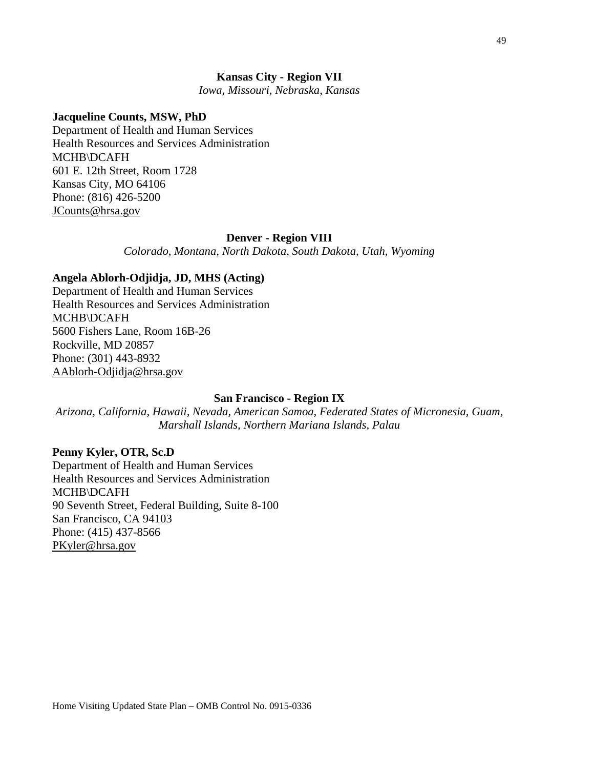**Kansas City - Region VII**

*Iowa, Missouri, Nebraska, Kansas*

**Jacqueline Counts, MSW, PhD**
Department of Health and Human Services
Health Resources and Services Administration
MCHB\DCAFH
601 E. 12th Street, Room 1728
Kansas City, MO 64106
Phone: (816) 426-5200
JCounts@hrsa.gov

**Denver - Region VIII**

*Colorado, Montana, North Dakota, South Dakota, Utah, Wyoming*

**Angela Ablorh-Odjidja, JD, MHS (Acting)**
Department of Health and Human Services
Health Resources and Services Administration
MCHB\DCAFH
5600 Fishers Lane, Room 16B-26
Rockville, MD 20857
Phone: (301) 443-8932
AAblorh-Odjidja@hrsa.gov

**San Francisco - Region IX**

*Arizona, California, Hawaii, Nevada, American Samoa, Federated States of Micronesia, Guam, Marshall Islands, Northern Mariana Islands, Palau*

**Penny Kyler, OTR, Sc.D**
Department of Health and Human Services
Health Resources and Services Administration
MCHB\DCAFH
90 Seventh Street, Federal Building, Suite 8-100
San Francisco, CA 94103
Phone: (415) 437-8566
PKyler@hrsa.gov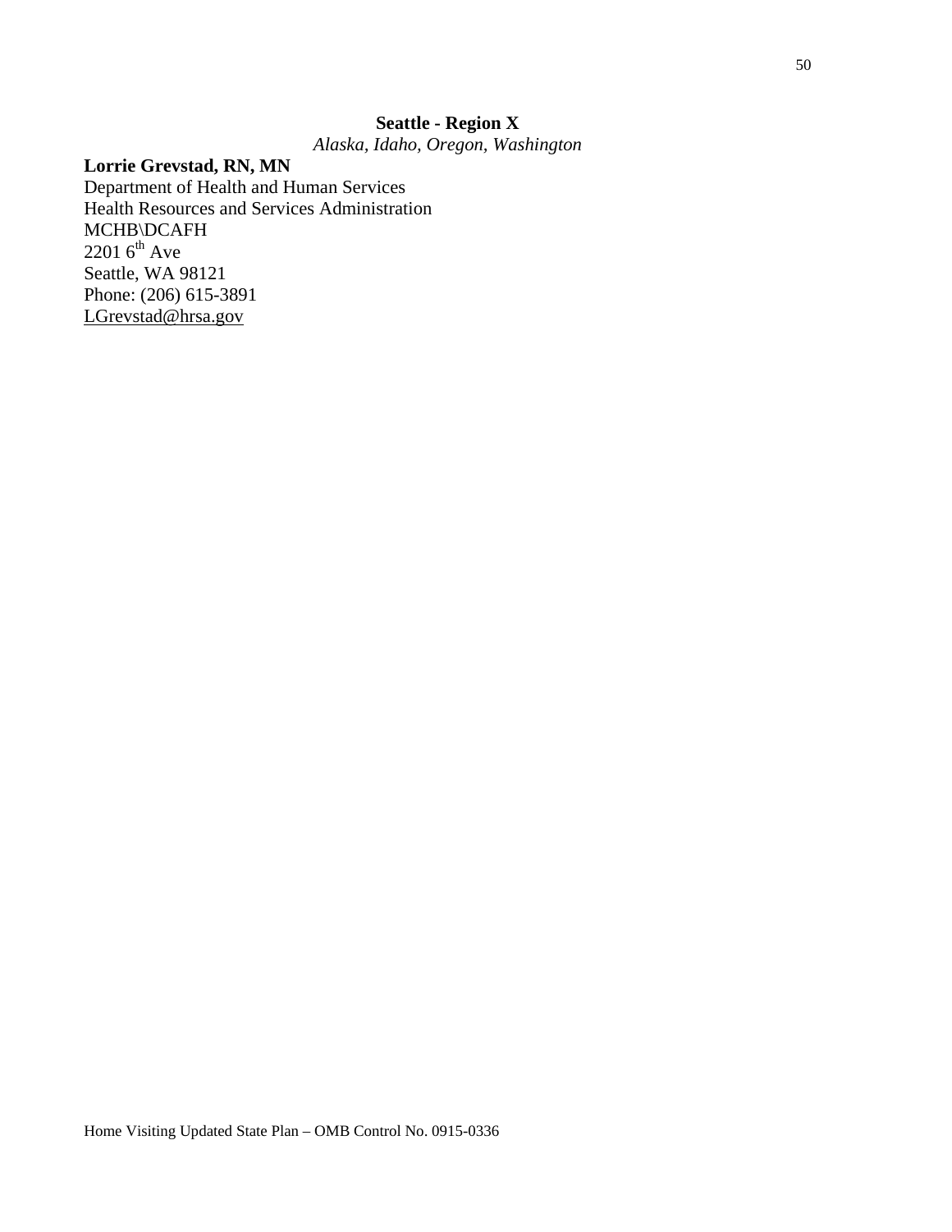**Seattle - Region X**

*Alaska, Idaho, Oregon, Washington*

**Lorrie Grevstad, RN, MN**
Department of Health and Human Services
Health Resources and Services Administration
MCHB\DCAFH
2201 6th Ave
Seattle, WA 98121
Phone: (206) 615-3891
LGrevstad@hrsa.gov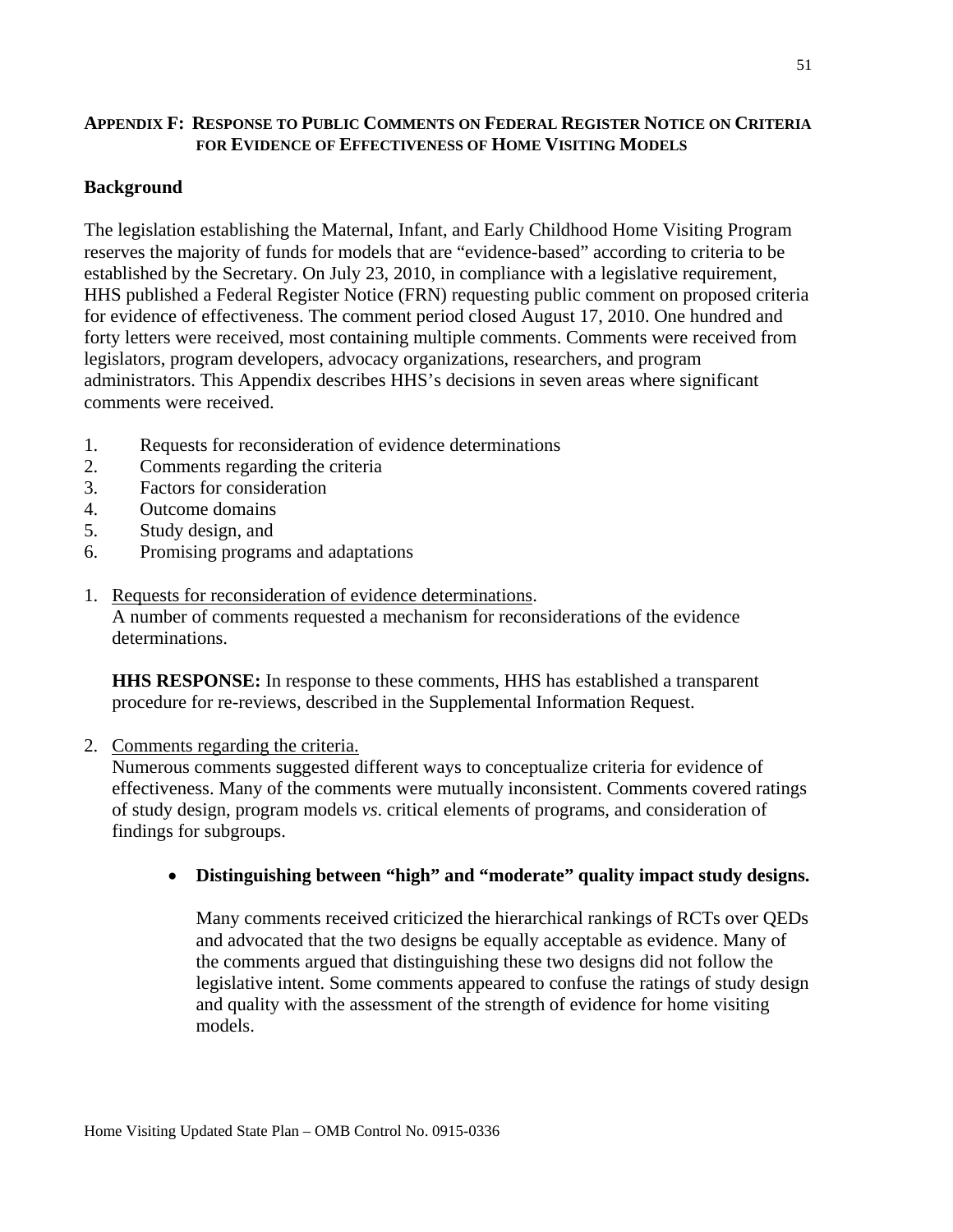## APPENDIX F: RESPONSE TO PUBLIC COMMENTS ON FEDERAL REGISTER NOTICE ON CRITERIA FOR EVIDENCE OF EFFECTIVENESS OF HOME VISITING MODELS

### Background

The legislation establishing the Maternal, Infant, and Early Childhood Home Visiting Program reserves the majority of funds for models that are "evidence-based" according to criteria to be established by the Secretary. On July 23, 2010, in compliance with a legislative requirement, HHS published a Federal Register Notice (FRN) requesting public comment on proposed criteria for evidence of effectiveness. The comment period closed August 17, 2010. One hundred and forty letters were received, most containing multiple comments. Comments were received from legislators, program developers, advocacy organizations, researchers, and program administrators. This Appendix describes HHS's decisions in seven areas where significant comments were received.

1. Requests for reconsideration of evidence determinations
2. Comments regarding the criteria
3. Factors for consideration
4. Outcome domains
5. Study design, and
6. Promising programs and adaptations

1. Requests for reconsideration of evidence determinations.
   A number of comments requested a mechanism for reconsiderations of the evidence determinations.

   **HHS RESPONSE:** In response to these comments, HHS has established a transparent procedure for re-reviews, described in the Supplemental Information Request.

2. Comments regarding the criteria.
   Numerous comments suggested different ways to conceptualize criteria for evidence of effectiveness. Many of the comments were mutually inconsistent. Comments covered ratings of study design, program models *vs*. critical elements of programs, and consideration of findings for subgroups.

   - **Distinguishing between "high" and "moderate" quality impact study designs.**

     Many comments received criticized the hierarchical rankings of RCTs over QEDs and advocated that the two designs be equally acceptable as evidence. Many of the comments argued that distinguishing these two designs did not follow the legislative intent. Some comments appeared to confuse the ratings of study design and quality with the assessment of the strength of evidence for home visiting models.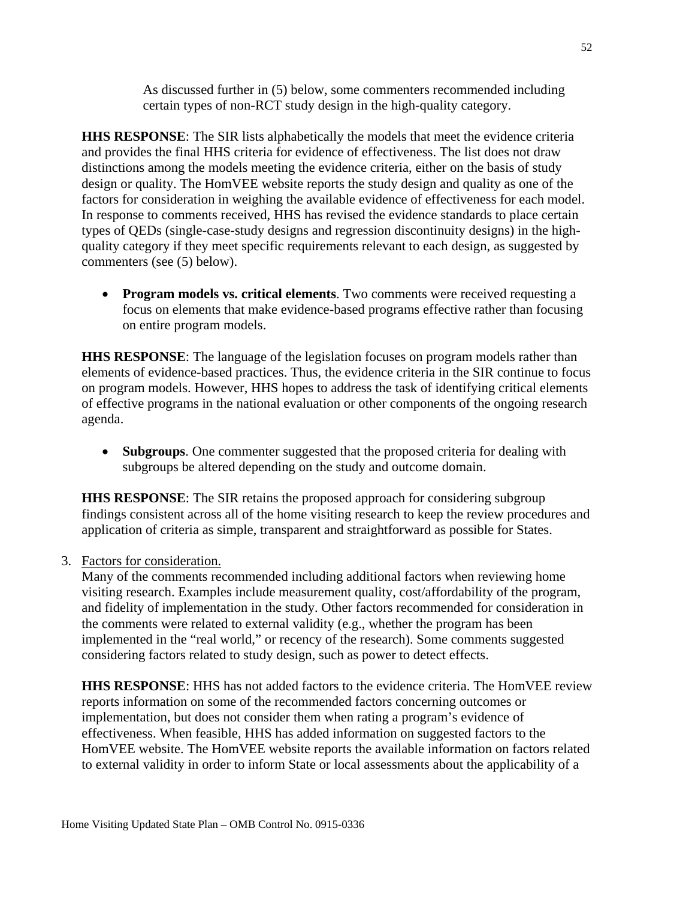As discussed further in (5) below, some commenters recommended including certain types of non-RCT study design in the high-quality category.

**HHS RESPONSE**: The SIR lists alphabetically the models that meet the evidence criteria and provides the final HHS criteria for evidence of effectiveness. The list does not draw distinctions among the models meeting the evidence criteria, either on the basis of study design or quality. The HomVEE website reports the study design and quality as one of the factors for consideration in weighing the available evidence of effectiveness for each model. In response to comments received, HHS has revised the evidence standards to place certain types of QEDs (single-case-study designs and regression discontinuity designs) in the high-quality category if they meet specific requirements relevant to each design, as suggested by commenters (see (5) below).

- **Program models vs. critical elements**. Two comments were received requesting a focus on elements that make evidence-based programs effective rather than focusing on entire program models.

**HHS RESPONSE**: The language of the legislation focuses on program models rather than elements of evidence-based practices. Thus, the evidence criteria in the SIR continue to focus on program models. However, HHS hopes to address the task of identifying critical elements of effective programs in the national evaluation or other components of the ongoing research agenda.

- **Subgroups**. One commenter suggested that the proposed criteria for dealing with subgroups be altered depending on the study and outcome domain.

**HHS RESPONSE**: The SIR retains the proposed approach for considering subgroup findings consistent across all of the home visiting research to keep the review procedures and application of criteria as simple, transparent and straightforward as possible for States.

3. Factors for consideration.
   Many of the comments recommended including additional factors when reviewing home visiting research. Examples include measurement quality, cost/affordability of the program, and fidelity of implementation in the study. Other factors recommended for consideration in the comments were related to external validity (e.g., whether the program has been implemented in the "real world," or recency of the research). Some comments suggested considering factors related to study design, such as power to detect effects.

   **HHS RESPONSE**: HHS has not added factors to the evidence criteria. The HomVEE review reports information on some of the recommended factors concerning outcomes or implementation, but does not consider them when rating a program's evidence of effectiveness. When feasible, HHS has added information on suggested factors to the HomVEE website. The HomVEE website reports the available information on factors related to external validity in order to inform State or local assessments about the applicability of a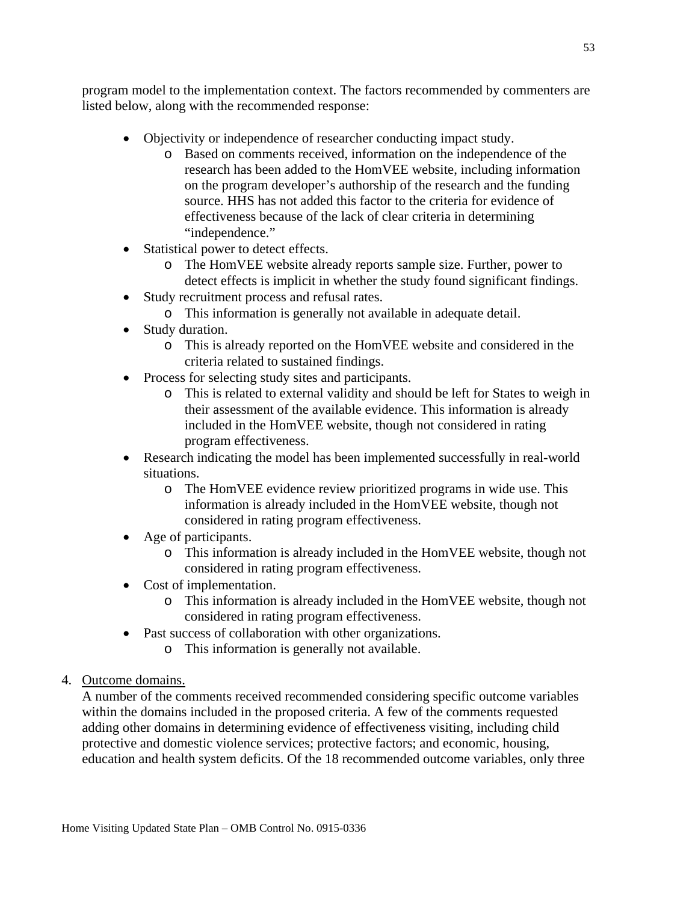program model to the implementation context. The factors recommended by commenters are listed below, along with the recommended response:

- Objectivity or independence of researcher conducting impact study.
  - Based on comments received, information on the independence of the research has been added to the HomVEE website, including information on the program developer's authorship of the research and the funding source. HHS has not added this factor to the criteria for evidence of effectiveness because of the lack of clear criteria in determining "independence."
- Statistical power to detect effects.
  - The HomVEE website already reports sample size. Further, power to detect effects is implicit in whether the study found significant findings.
- Study recruitment process and refusal rates.
  - This information is generally not available in adequate detail.
- Study duration.
  - This is already reported on the HomVEE website and considered in the criteria related to sustained findings.
- Process for selecting study sites and participants.
  - This is related to external validity and should be left for States to weigh in their assessment of the available evidence. This information is already included in the HomVEE website, though not considered in rating program effectiveness.
- Research indicating the model has been implemented successfully in real-world situations.
  - The HomVEE evidence review prioritized programs in wide use. This information is already included in the HomVEE website, though not considered in rating program effectiveness.
- Age of participants.
  - This information is already included in the HomVEE website, though not considered in rating program effectiveness.
- Cost of implementation.
  - This information is already included in the HomVEE website, though not considered in rating program effectiveness.
- Past success of collaboration with other organizations.
  - This information is generally not available.

4. Outcome domains.
   A number of the comments received recommended considering specific outcome variables within the domains included in the proposed criteria. A few of the comments requested adding other domains in determining evidence of effectiveness visiting, including child protective and domestic violence services; protective factors; and economic, housing, education and health system deficits. Of the 18 recommended outcome variables, only three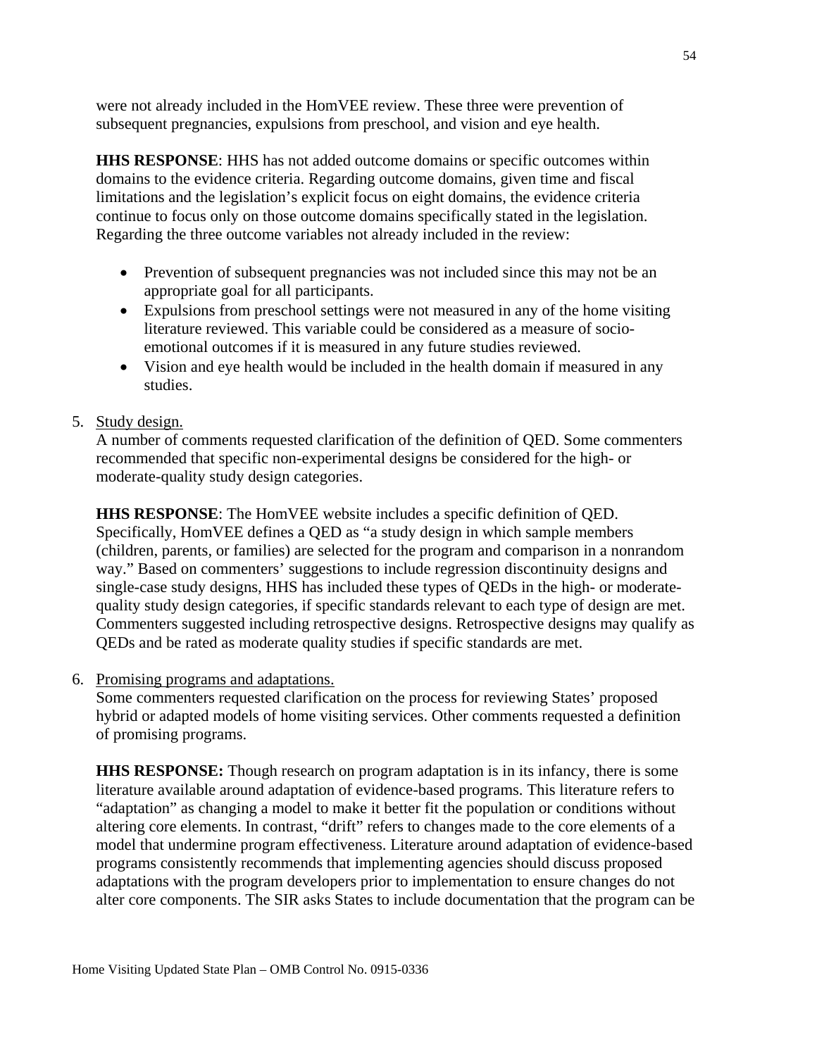were not already included in the HomVEE review. These three were prevention of subsequent pregnancies, expulsions from preschool, and vision and eye health.

**HHS RESPONSE**: HHS has not added outcome domains or specific outcomes within domains to the evidence criteria. Regarding outcome domains, given time and fiscal limitations and the legislation's explicit focus on eight domains, the evidence criteria continue to focus only on those outcome domains specifically stated in the legislation. Regarding the three outcome variables not already included in the review:

- Prevention of subsequent pregnancies was not included since this may not be an appropriate goal for all participants.
- Expulsions from preschool settings were not measured in any of the home visiting literature reviewed. This variable could be considered as a measure of socio-emotional outcomes if it is measured in any future studies reviewed.
- Vision and eye health would be included in the health domain if measured in any studies.

5. Study design.
   A number of comments requested clarification of the definition of QED. Some commenters recommended that specific non-experimental designs be considered for the high- or moderate-quality study design categories.

   **HHS RESPONSE**: The HomVEE website includes a specific definition of QED. Specifically, HomVEE defines a QED as "a study design in which sample members (children, parents, or families) are selected for the program and comparison in a nonrandom way." Based on commenters' suggestions to include regression discontinuity designs and single-case study designs, HHS has included these types of QEDs in the high- or moderate-quality study design categories, if specific standards relevant to each type of design are met. Commenters suggested including retrospective designs. Retrospective designs may qualify as QEDs and be rated as moderate quality studies if specific standards are met.

6. Promising programs and adaptations.
   Some commenters requested clarification on the process for reviewing States' proposed hybrid or adapted models of home visiting services. Other comments requested a definition of promising programs.

   **HHS RESPONSE:** Though research on program adaptation is in its infancy, there is some literature available around adaptation of evidence-based programs. This literature refers to "adaptation" as changing a model to make it better fit the population or conditions without altering core elements. In contrast, "drift" refers to changes made to the core elements of a model that undermine program effectiveness. Literature around adaptation of evidence-based programs consistently recommends that implementing agencies should discuss proposed adaptations with the program developers prior to implementation to ensure changes do not alter core components. The SIR asks States to include documentation that the program can be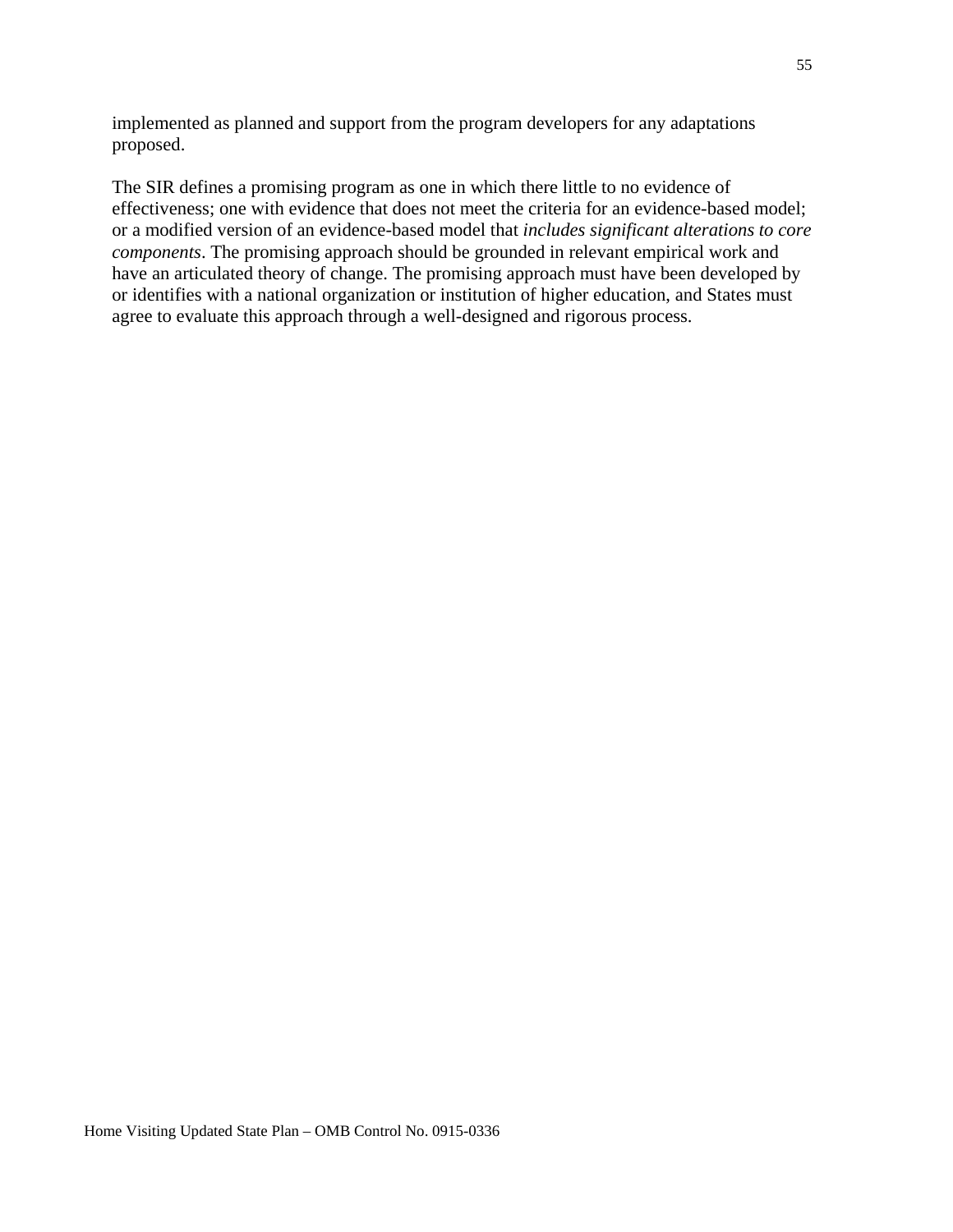implemented as planned and support from the program developers for any adaptations proposed.

The SIR defines a promising program as one in which there little to no evidence of effectiveness; one with evidence that does not meet the criteria for an evidence-based model; or a modified version of an evidence-based model that *includes significant alterations to core components*. The promising approach should be grounded in relevant empirical work and have an articulated theory of change. The promising approach must have been developed by or identifies with a national organization or institution of higher education, and States must agree to evaluate this approach through a well-designed and rigorous process.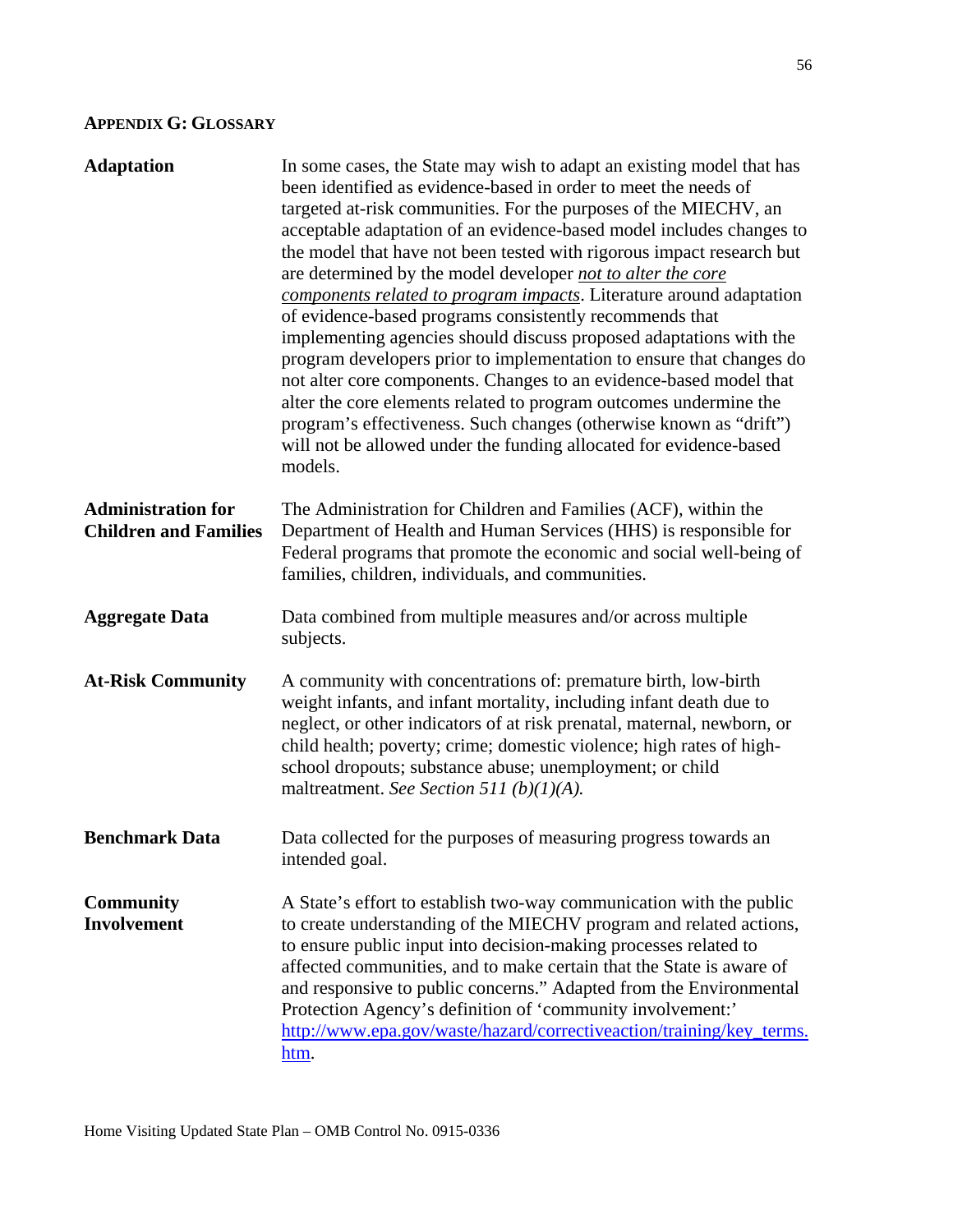## APPENDIX G: GLOSSARY

**Adaptation**

In some cases, the State may wish to adapt an existing model that has been identified as evidence-based in order to meet the needs of targeted at-risk communities. For the purposes of the MIECHV, an acceptable adaptation of an evidence-based model includes changes to the model that have not been tested with rigorous impact research but are determined by the model developer *not to alter the core components related to program impacts*. Literature around adaptation of evidence-based programs consistently recommends that implementing agencies should discuss proposed adaptations with the program developers prior to implementation to ensure that changes do not alter core components. Changes to an evidence-based model that alter the core elements related to program outcomes undermine the program's effectiveness. Such changes (otherwise known as "drift") will not be allowed under the funding allocated for evidence-based models.

**Administration for Children and Families**

The Administration for Children and Families (ACF), within the Department of Health and Human Services (HHS) is responsible for Federal programs that promote the economic and social well-being of families, children, individuals, and communities.

**Aggregate Data**

Data combined from multiple measures and/or across multiple subjects.

**At-Risk Community**

A community with concentrations of: premature birth, low-birth weight infants, and infant mortality, including infant death due to neglect, or other indicators of at risk prenatal, maternal, newborn, or child health; poverty; crime; domestic violence; high rates of high-school dropouts; substance abuse; unemployment; or child maltreatment. *See Section 511 (b)(1)(A).*

**Benchmark Data**

Data collected for the purposes of measuring progress towards an intended goal.

**Community Involvement**

A State's effort to establish two-way communication with the public to create understanding of the MIECHV program and related actions, to ensure public input into decision-making processes related to affected communities, and to make certain that the State is aware of and responsive to public concerns." Adapted from the Environmental Protection Agency's definition of 'community involvement:' http://www.epa.gov/waste/hazard/correctiveaction/training/key_terms.htm.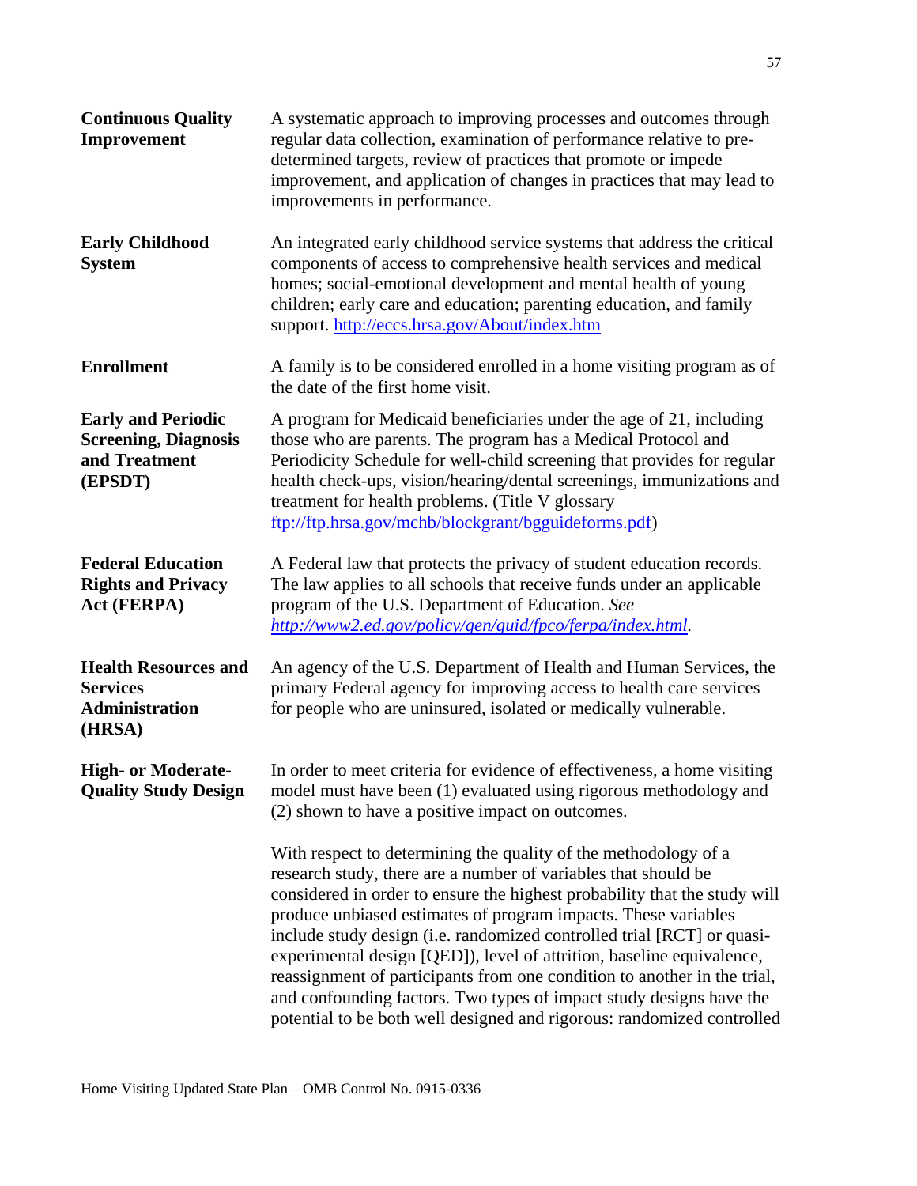**Continuous Quality Improvement**

A systematic approach to improving processes and outcomes through regular data collection, examination of performance relative to pre-determined targets, review of practices that promote or impede improvement, and application of changes in practices that may lead to improvements in performance.

**Early Childhood System**

An integrated early childhood service systems that address the critical components of access to comprehensive health services and medical homes; social-emotional development and mental health of young children; early care and education; parenting education, and family support. http://eccs.hrsa.gov/About/index.htm

**Enrollment**

A family is to be considered enrolled in a home visiting program as of the date of the first home visit.

**Early and Periodic Screening, Diagnosis and Treatment (EPSDT)**

A program for Medicaid beneficiaries under the age of 21, including those who are parents. The program has a Medical Protocol and Periodicity Schedule for well-child screening that provides for regular health check-ups, vision/hearing/dental screenings, immunizations and treatment for health problems. (Title V glossary ftp://ftp.hrsa.gov/mchb/blockgrant/bgguideforms.pdf)

**Federal Education Rights and Privacy Act (FERPA)**

A Federal law that protects the privacy of student education records. The law applies to all schools that receive funds under an applicable program of the U.S. Department of Education. *See http://www2.ed.gov/policy/gen/guid/fpco/ferpa/index.html.*

**Health Resources and Services Administration (HRSA)**

An agency of the U.S. Department of Health and Human Services, the primary Federal agency for improving access to health care services for people who are uninsured, isolated or medically vulnerable.

**High- or Moderate-Quality Study Design**

In order to meet criteria for evidence of effectiveness, a home visiting model must have been (1) evaluated using rigorous methodology and (2) shown to have a positive impact on outcomes.

With respect to determining the quality of the methodology of a research study, there are a number of variables that should be considered in order to ensure the highest probability that the study will produce unbiased estimates of program impacts. These variables include study design (i.e. randomized controlled trial [RCT] or quasi-experimental design [QED]), level of attrition, baseline equivalence, reassignment of participants from one condition to another in the trial, and confounding factors. Two types of impact study designs have the potential to be both well designed and rigorous: randomized controlled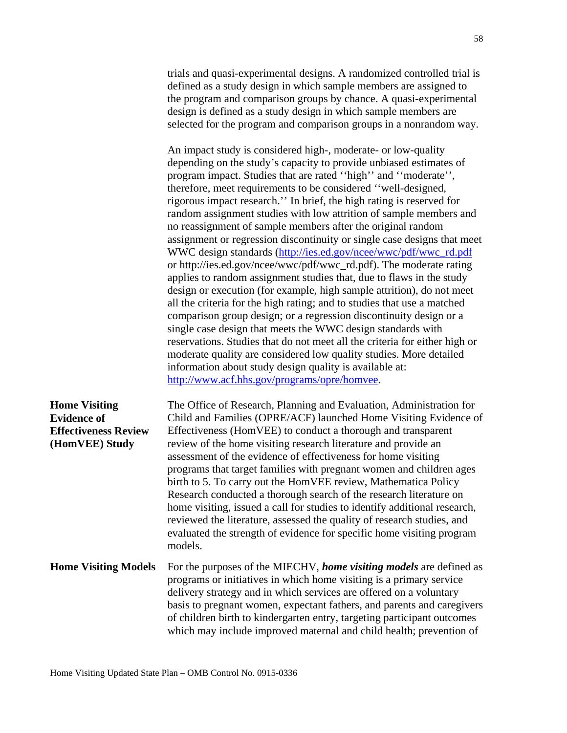trials and quasi-experimental designs. A randomized controlled trial is defined as a study design in which sample members are assigned to the program and comparison groups by chance. A quasi-experimental design is defined as a study design in which sample members are selected for the program and comparison groups in a nonrandom way.

An impact study is considered high-, moderate- or low-quality depending on the study's capacity to provide unbiased estimates of program impact. Studies that are rated ''high'' and ''moderate'', therefore, meet requirements to be considered ''well-designed, rigorous impact research.'' In brief, the high rating is reserved for random assignment studies with low attrition of sample members and no reassignment of sample members after the original random assignment or regression discontinuity or single case designs that meet WWC design standards (http://ies.ed.gov/ncee/wwc/pdf/wwc_rd.pdf or http://ies.ed.gov/ncee/wwc/pdf/wwc_rd.pdf). The moderate rating applies to random assignment studies that, due to flaws in the study design or execution (for example, high sample attrition), do not meet all the criteria for the high rating; and to studies that use a matched comparison group design; or a regression discontinuity design or a single case design that meets the WWC design standards with reservations. Studies that do not meet all the criteria for either high or moderate quality are considered low quality studies. More detailed information about study design quality is available at: http://www.acf.hhs.gov/programs/opre/homvee.

**Home Visiting Evidence of Effectiveness Review (HomVEE) Study**

The Office of Research, Planning and Evaluation, Administration for Child and Families (OPRE/ACF) launched Home Visiting Evidence of Effectiveness (HomVEE) to conduct a thorough and transparent review of the home visiting research literature and provide an assessment of the evidence of effectiveness for home visiting programs that target families with pregnant women and children ages birth to 5. To carry out the HomVEE review, Mathematica Policy Research conducted a thorough search of the research literature on home visiting, issued a call for studies to identify additional research, reviewed the literature, assessed the quality of research studies, and evaluated the strength of evidence for specific home visiting program models.

**Home Visiting Models**

For the purposes of the MIECHV, ***home visiting models*** are defined as programs or initiatives in which home visiting is a primary service delivery strategy and in which services are offered on a voluntary basis to pregnant women, expectant fathers, and parents and caregivers of children birth to kindergarten entry, targeting participant outcomes which may include improved maternal and child health; prevention of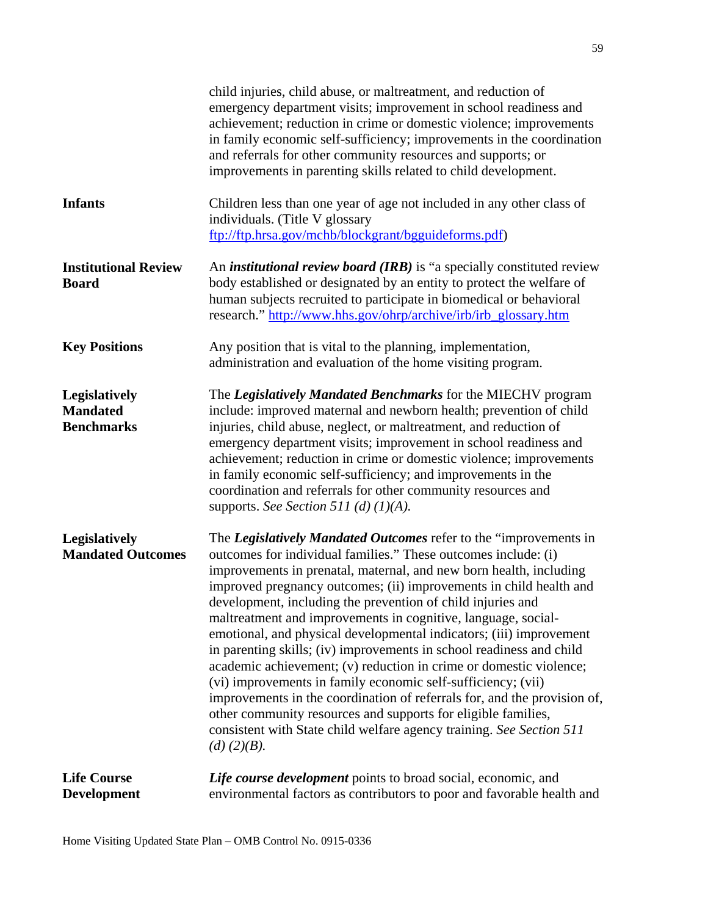child injuries, child abuse, or maltreatment, and reduction of emergency department visits; improvement in school readiness and achievement; reduction in crime or domestic violence; improvements in family economic self-sufficiency; improvements in the coordination and referrals for other community resources and supports; or improvements in parenting skills related to child development.

**Infants**

Children less than one year of age not included in any other class of individuals. (Title V glossary [ftp://ftp.hrsa.gov/mchb/blockgrant/bgguideforms.pdf](ftp://ftp.hrsa.gov/mchb/blockgrant/bgguideforms.pdf))

**Institutional Review Board**

An ***institutional review board (IRB)*** is "a specially constituted review body established or designated by an entity to protect the welfare of human subjects recruited to participate in biomedical or behavioral research." [http://www.hhs.gov/ohrp/archive/irb/irb_glossary.htm](http://www.hhs.gov/ohrp/archive/irb/irb_glossary.htm)

**Key Positions**

Any position that is vital to the planning, implementation, administration and evaluation of the home visiting program.

**Legislatively Mandated Benchmarks**

The ***Legislatively Mandated Benchmarks*** for the MIECHV program include: improved maternal and newborn health; prevention of child injuries, child abuse, neglect, or maltreatment, and reduction of emergency department visits; improvement in school readiness and achievement; reduction in crime or domestic violence; improvements in family economic self-sufficiency; and improvements in the coordination and referrals for other community resources and supports. *See Section 511 (d) (1)(A).*

**Legislatively Mandated Outcomes**

The ***Legislatively Mandated Outcomes*** refer to the "improvements in outcomes for individual families." These outcomes include: (i) improvements in prenatal, maternal, and new born health, including improved pregnancy outcomes; (ii) improvements in child health and development, including the prevention of child injuries and maltreatment and improvements in cognitive, language, social-emotional, and physical developmental indicators; (iii) improvement in parenting skills; (iv) improvements in school readiness and child academic achievement; (v) reduction in crime or domestic violence; (vi) improvements in family economic self-sufficiency; (vii) improvements in the coordination of referrals for, and the provision of, other community resources and supports for eligible families, consistent with State child welfare agency training. *See Section 511 (d) (2)(B).*

**Life Course Development**

***Life course development*** points to broad social, economic, and environmental factors as contributors to poor and favorable health and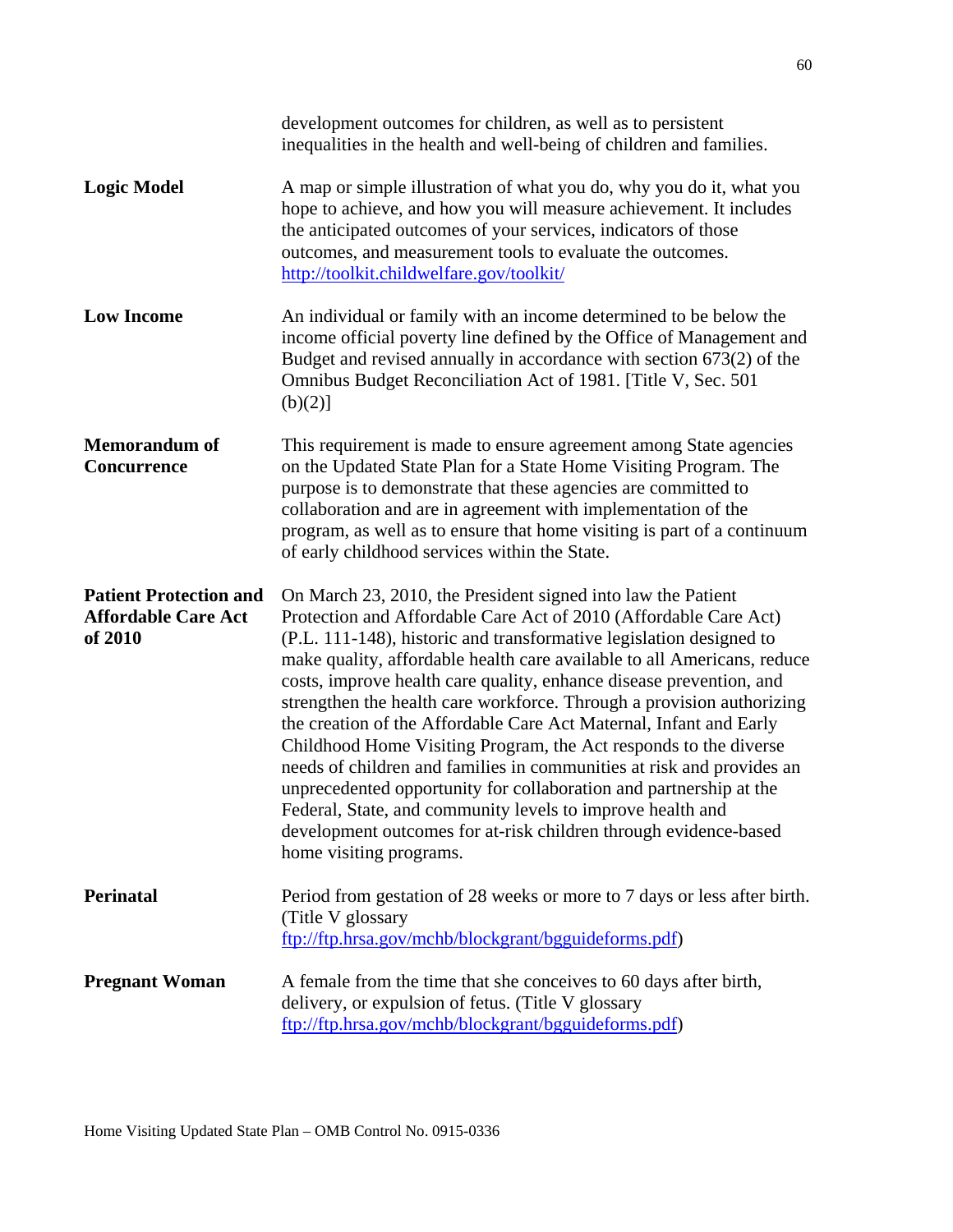development outcomes for children, as well as to persistent inequalities in the health and well-being of children and families.

**Logic Model**

A map or simple illustration of what you do, why you do it, what you hope to achieve, and how you will measure achievement. It includes the anticipated outcomes of your services, indicators of those outcomes, and measurement tools to evaluate the outcomes. http://toolkit.childwelfare.gov/toolkit/

**Low Income**

An individual or family with an income determined to be below the income official poverty line defined by the Office of Management and Budget and revised annually in accordance with section 673(2) of the Omnibus Budget Reconciliation Act of 1981. [Title V, Sec. 501 (b)(2)]

**Memorandum of Concurrence**

This requirement is made to ensure agreement among State agencies on the Updated State Plan for a State Home Visiting Program. The purpose is to demonstrate that these agencies are committed to collaboration and are in agreement with implementation of the program, as well as to ensure that home visiting is part of a continuum of early childhood services within the State.

**Patient Protection and Affordable Care Act of 2010**

On March 23, 2010, the President signed into law the Patient Protection and Affordable Care Act of 2010 (Affordable Care Act) (P.L. 111-148), historic and transformative legislation designed to make quality, affordable health care available to all Americans, reduce costs, improve health care quality, enhance disease prevention, and strengthen the health care workforce. Through a provision authorizing the creation of the Affordable Care Act Maternal, Infant and Early Childhood Home Visiting Program, the Act responds to the diverse needs of children and families in communities at risk and provides an unprecedented opportunity for collaboration and partnership at the Federal, State, and community levels to improve health and development outcomes for at-risk children through evidence-based home visiting programs.

**Perinatal**

Period from gestation of 28 weeks or more to 7 days or less after birth. (Title V glossary ftp://ftp.hrsa.gov/mchb/blockgrant/bgguideforms.pdf)

**Pregnant Woman**

A female from the time that she conceives to 60 days after birth, delivery, or expulsion of fetus. (Title V glossary ftp://ftp.hrsa.gov/mchb/blockgrant/bgguideforms.pdf)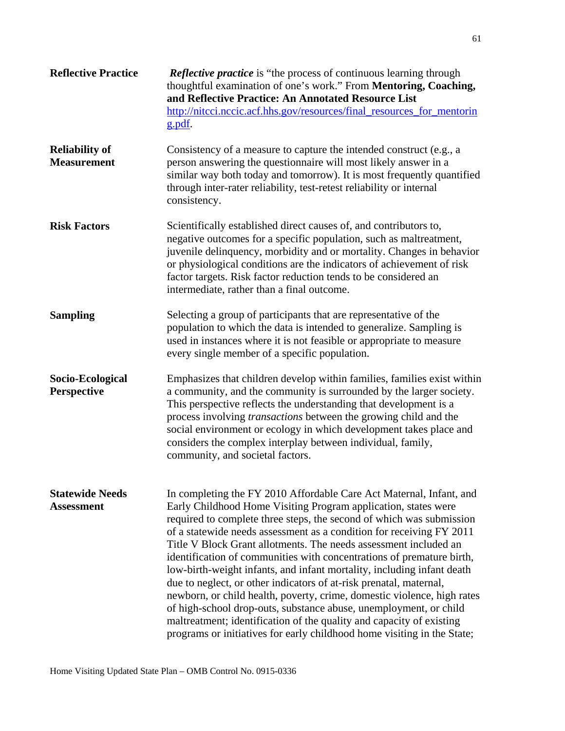**Reflective Practice** — ***Reflective practice*** is "the process of continuous learning through thoughtful examination of one's work." From **Mentoring, Coaching, and Reflective Practice: An Annotated Resource List** http://nitcci.nccic.acf.hhs.gov/resources/final_resources_for_mentoring.pdf.

**Reliability of Measurement** — Consistency of a measure to capture the intended construct (e.g., a person answering the questionnaire will most likely answer in a similar way both today and tomorrow). It is most frequently quantified through inter-rater reliability, test-retest reliability or internal consistency.

**Risk Factors** — Scientifically established direct causes of, and contributors to, negative outcomes for a specific population, such as maltreatment, juvenile delinquency, morbidity and or mortality. Changes in behavior or physiological conditions are the indicators of achievement of risk factor targets. Risk factor reduction tends to be considered an intermediate, rather than a final outcome.

**Sampling** — Selecting a group of participants that are representative of the population to which the data is intended to generalize. Sampling is used in instances where it is not feasible or appropriate to measure every single member of a specific population.

**Socio-Ecological Perspective** — Emphasizes that children develop within families, families exist within a community, and the community is surrounded by the larger society. This perspective reflects the understanding that development is a process involving *transactions* between the growing child and the social environment or ecology in which development takes place and considers the complex interplay between individual, family, community, and societal factors.

**Statewide Needs Assessment** — In completing the FY 2010 Affordable Care Act Maternal, Infant, and Early Childhood Home Visiting Program application, states were required to complete three steps, the second of which was submission of a statewide needs assessment as a condition for receiving FY 2011 Title V Block Grant allotments. The needs assessment included an identification of communities with concentrations of premature birth, low-birth-weight infants, and infant mortality, including infant death due to neglect, or other indicators of at-risk prenatal, maternal, newborn, or child health, poverty, crime, domestic violence, high rates of high-school drop-outs, substance abuse, unemployment, or child maltreatment; identification of the quality and capacity of existing programs or initiatives for early childhood home visiting in the State;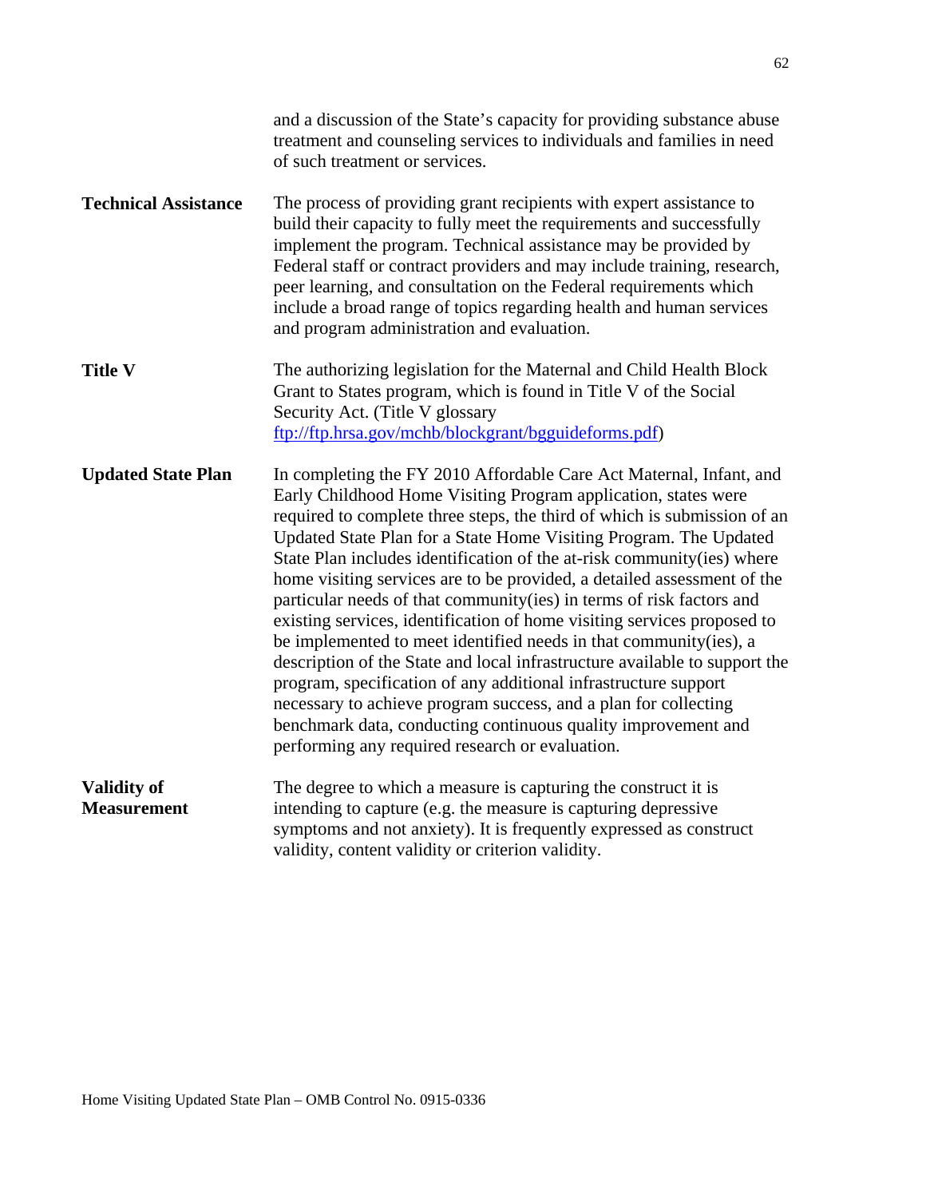and a discussion of the State's capacity for providing substance abuse treatment and counseling services to individuals and families in need of such treatment or services.

**Technical Assistance**
The process of providing grant recipients with expert assistance to build their capacity to fully meet the requirements and successfully implement the program. Technical assistance may be provided by Federal staff or contract providers and may include training, research, peer learning, and consultation on the Federal requirements which include a broad range of topics regarding health and human services and program administration and evaluation.

**Title V**
The authorizing legislation for the Maternal and Child Health Block Grant to States program, which is found in Title V of the Social Security Act. (Title V glossary [ftp://ftp.hrsa.gov/mchb/blockgrant/bgguideforms.pdf](ftp://ftp.hrsa.gov/mchb/blockgrant/bgguideforms.pdf))

**Updated State Plan**
In completing the FY 2010 Affordable Care Act Maternal, Infant, and Early Childhood Home Visiting Program application, states were required to complete three steps, the third of which is submission of an Updated State Plan for a State Home Visiting Program. The Updated State Plan includes identification of the at-risk community(ies) where home visiting services are to be provided, a detailed assessment of the particular needs of that community(ies) in terms of risk factors and existing services, identification of home visiting services proposed to be implemented to meet identified needs in that community(ies), a description of the State and local infrastructure available to support the program, specification of any additional infrastructure support necessary to achieve program success, and a plan for collecting benchmark data, conducting continuous quality improvement and performing any required research or evaluation.

**Validity of Measurement**
The degree to which a measure is capturing the construct it is intending to capture (e.g. the measure is capturing depressive symptoms and not anxiety). It is frequently expressed as construct validity, content validity or criterion validity.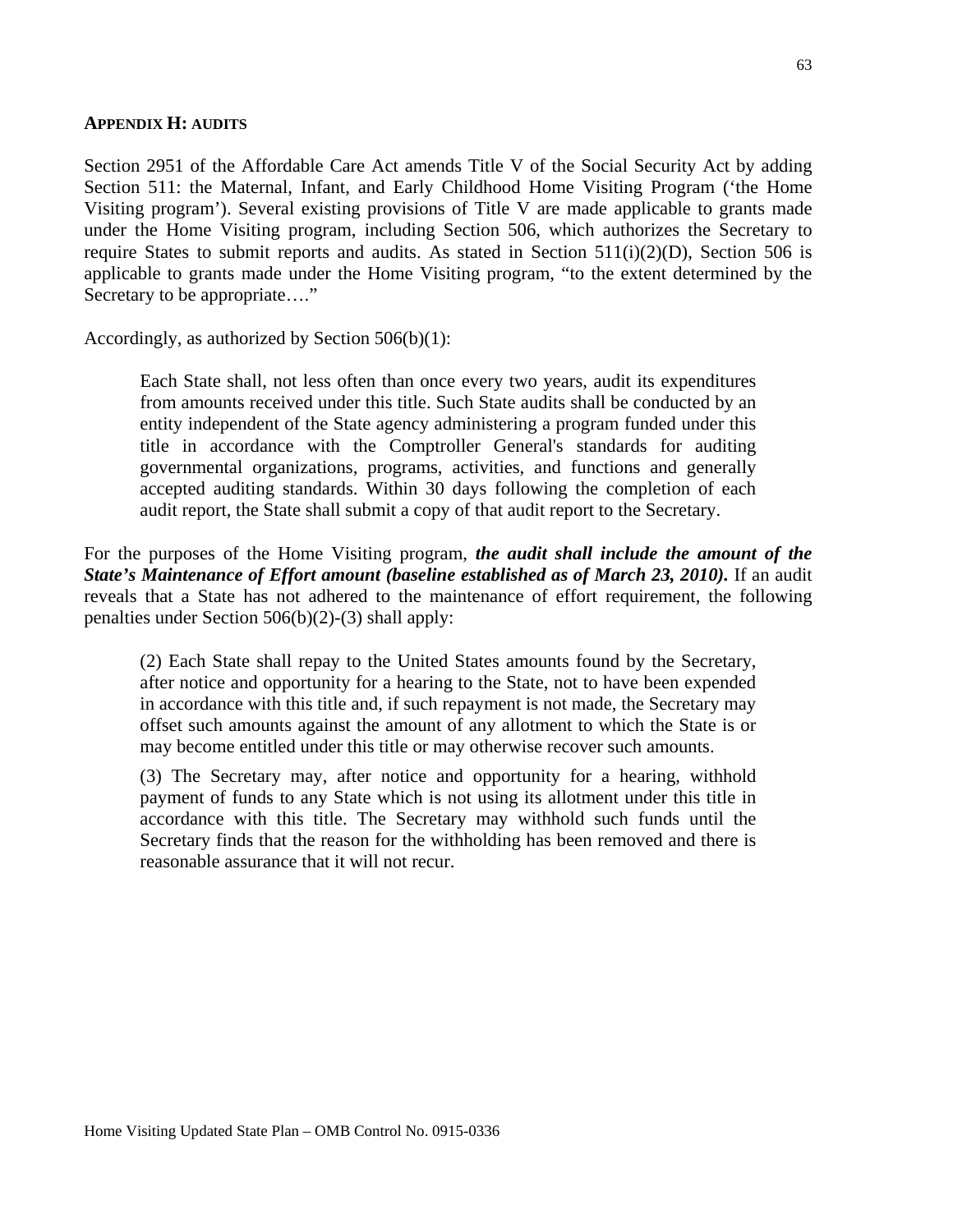## APPENDIX H: AUDITS

Section 2951 of the Affordable Care Act amends Title V of the Social Security Act by adding Section 511: the Maternal, Infant, and Early Childhood Home Visiting Program ('the Home Visiting program'). Several existing provisions of Title V are made applicable to grants made under the Home Visiting program, including Section 506, which authorizes the Secretary to require States to submit reports and audits. As stated in Section 511(i)(2)(D), Section 506 is applicable to grants made under the Home Visiting program, "to the extent determined by the Secretary to be appropriate…."

Accordingly, as authorized by Section 506(b)(1):

> Each State shall, not less often than once every two years, audit its expenditures from amounts received under this title. Such State audits shall be conducted by an entity independent of the State agency administering a program funded under this title in accordance with the Comptroller General's standards for auditing governmental organizations, programs, activities, and functions and generally accepted auditing standards. Within 30 days following the completion of each audit report, the State shall submit a copy of that audit report to the Secretary.

For the purposes of the Home Visiting program, ***the audit shall include the amount of the State's Maintenance of Effort amount (baseline established as of March 23, 2010).*** If an audit reveals that a State has not adhered to the maintenance of effort requirement, the following penalties under Section 506(b)(2)-(3) shall apply:

> (2) Each State shall repay to the United States amounts found by the Secretary, after notice and opportunity for a hearing to the State, not to have been expended in accordance with this title and, if such repayment is not made, the Secretary may offset such amounts against the amount of any allotment to which the State is or may become entitled under this title or may otherwise recover such amounts.
>
> (3) The Secretary may, after notice and opportunity for a hearing, withhold payment of funds to any State which is not using its allotment under this title in accordance with this title. The Secretary may withhold such funds until the Secretary finds that the reason for the withholding has been removed and there is reasonable assurance that it will not recur.